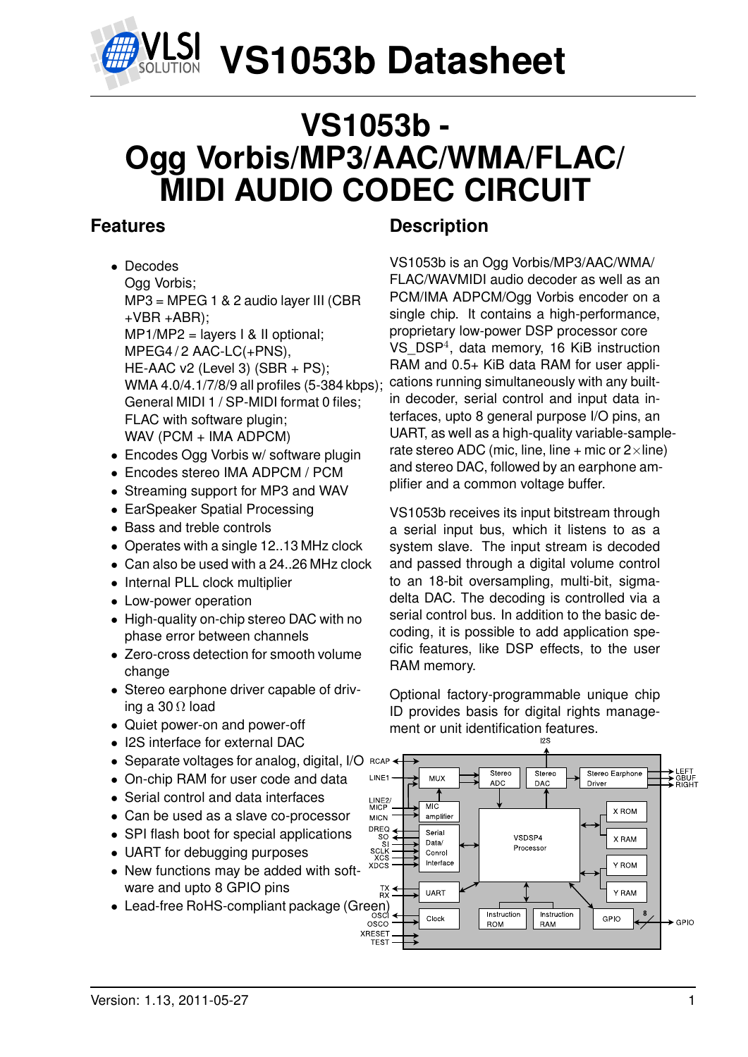# VS1053b Datasheet

# VS1053b - Ogg Vorbis/MP3/AAC/WMA/FLAC/ MIDI AUDIO CODEC CIRCUIT

## Features

- Decodes
  Ogg Vorbis;
  MP3 = MPEG 1 & 2 audio layer III (CBR +VBR +ABR);
  MP1/MP2 = layers I & II optional;
  MPEG4 / 2 AAC-LC(+PNS),
  HE-AAC v2 (Level 3) (SBR + PS);
  WMA 4.0/4.1/7/8/9 all profiles (5-384 kbps);
  General MIDI 1 / SP-MIDI format 0 files;
  FLAC with software plugin;
  WAV (PCM + IMA ADPCM)
- Encodes Ogg Vorbis w/ software plugin
- Encodes stereo IMA ADPCM / PCM
- Streaming support for MP3 and WAV
- EarSpeaker Spatial Processing
- Bass and treble controls
- Operates with a single 12..13 MHz clock
- Can also be used with a 24..26 MHz clock
- Internal PLL clock multiplier
- Low-power operation
- High-quality on-chip stereo DAC with no phase error between channels
- Zero-cross detection for smooth volume change
- Stereo earphone driver capable of driving a 30 Ω load
- Quiet power-on and power-off
- I2S interface for external DAC
- Separate voltages for analog, digital, I/O
- On-chip RAM for user code and data
- Serial control and data interfaces
- Can be used as a slave co-processor
- SPI flash boot for special applications
- UART for debugging purposes
- New functions may be added with software and upto 8 GPIO pins
- Lead-free RoHS-compliant package (Green)

## Description

VS1053b is an Ogg Vorbis/MP3/AAC/WMA/FLAC/WAVMIDI audio decoder as well as an PCM/IMA ADPCM/Ogg Vorbis encoder on a single chip. It contains a high-performance, proprietary low-power DSP processor core VS_DSP[4], data memory, 16 KiB instruction RAM and 0.5+ KiB data RAM for user applications running simultaneously with any built-in decoder, serial control and input data interfaces, upto 8 general purpose I/O pins, an UART, as well as a high-quality variable-sample-rate stereo ADC (mic, line, line + mic or 2×line) and stereo DAC, followed by an earphone amplifier and a common voltage buffer.

VS1053b receives its input bitstream through a serial input bus, which it listens to as a system slave. The input stream is decoded and passed through a digital volume control to an 18-bit oversampling, multi-bit, sigma-delta DAC. The decoding is controlled via a serial control bus. In addition to the basic decoding, it is possible to add application specific features, like DSP effects, to the user RAM memory.

Optional factory-programmable unique chip ID provides basis for digital rights management or unit identification features.

Version: 1.13, 2011-05-27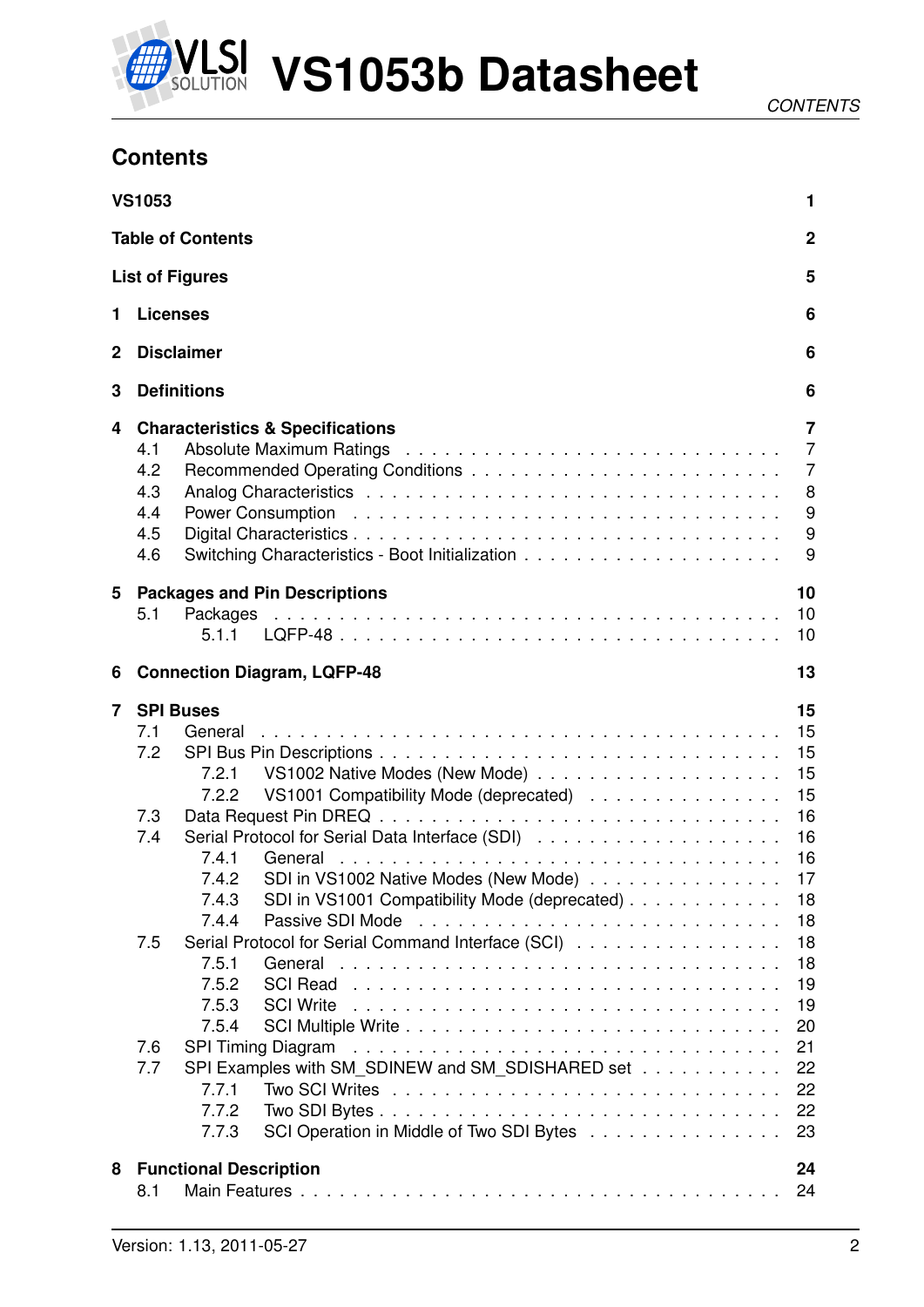# Contents

**VS1053** 1

**Table of Contents** 2

**List of Figures** 5

**1 Licenses** 6

**2 Disclaimer** 6

**3 Definitions** 6

**4 Characteristics & Specifications** 7

- 4.1 Absolute Maximum Ratings . . . 7
- 4.2 Recommended Operating Conditions . . . 7
- 4.3 Analog Characteristics . . . 8
- 4.4 Power Consumption . . . 9
- 4.5 Digital Characteristics . . . 9
- 4.6 Switching Characteristics - Boot Initialization . . . 9

**5 Packages and Pin Descriptions** 10

- 5.1 Packages . . . 10
  - 5.1.1 LQFP-48 . . . 10

**6 Connection Diagram, LQFP-48** 13

**7 SPI Buses** 15

- 7.1 General . . . 15
- 7.2 SPI Bus Pin Descriptions . . . 15
  - 7.2.1 VS1002 Native Modes (New Mode) . . . 15
  - 7.2.2 VS1001 Compatibility Mode (deprecated) . . . 15
- 7.3 Data Request Pin DREQ . . . 16
- 7.4 Serial Protocol for Serial Data Interface (SDI) . . . 16
  - 7.4.1 General . . . 16
  - 7.4.2 SDI in VS1002 Native Modes (New Mode) . . . 17
  - 7.4.3 SDI in VS1001 Compatibility Mode (deprecated) . . . 18
  - 7.4.4 Passive SDI Mode . . . 18
- 7.5 Serial Protocol for Serial Command Interface (SCI) . . . 18
  - 7.5.1 General . . . 18
  - 7.5.2 SCI Read . . . 19
  - 7.5.3 SCI Write . . . 19
  - 7.5.4 SCI Multiple Write . . . 20
- 7.6 SPI Timing Diagram . . . 21
- 7.7 SPI Examples with SM_SDINEW and SM_SDISHARED set . . . 22
  - 7.7.1 Two SCI Writes . . . 22
  - 7.7.2 Two SDI Bytes . . . 22
  - 7.7.3 SCI Operation in Middle of Two SDI Bytes . . . 23

**8 Functional Description** 24

- 8.1 Main Features . . . 24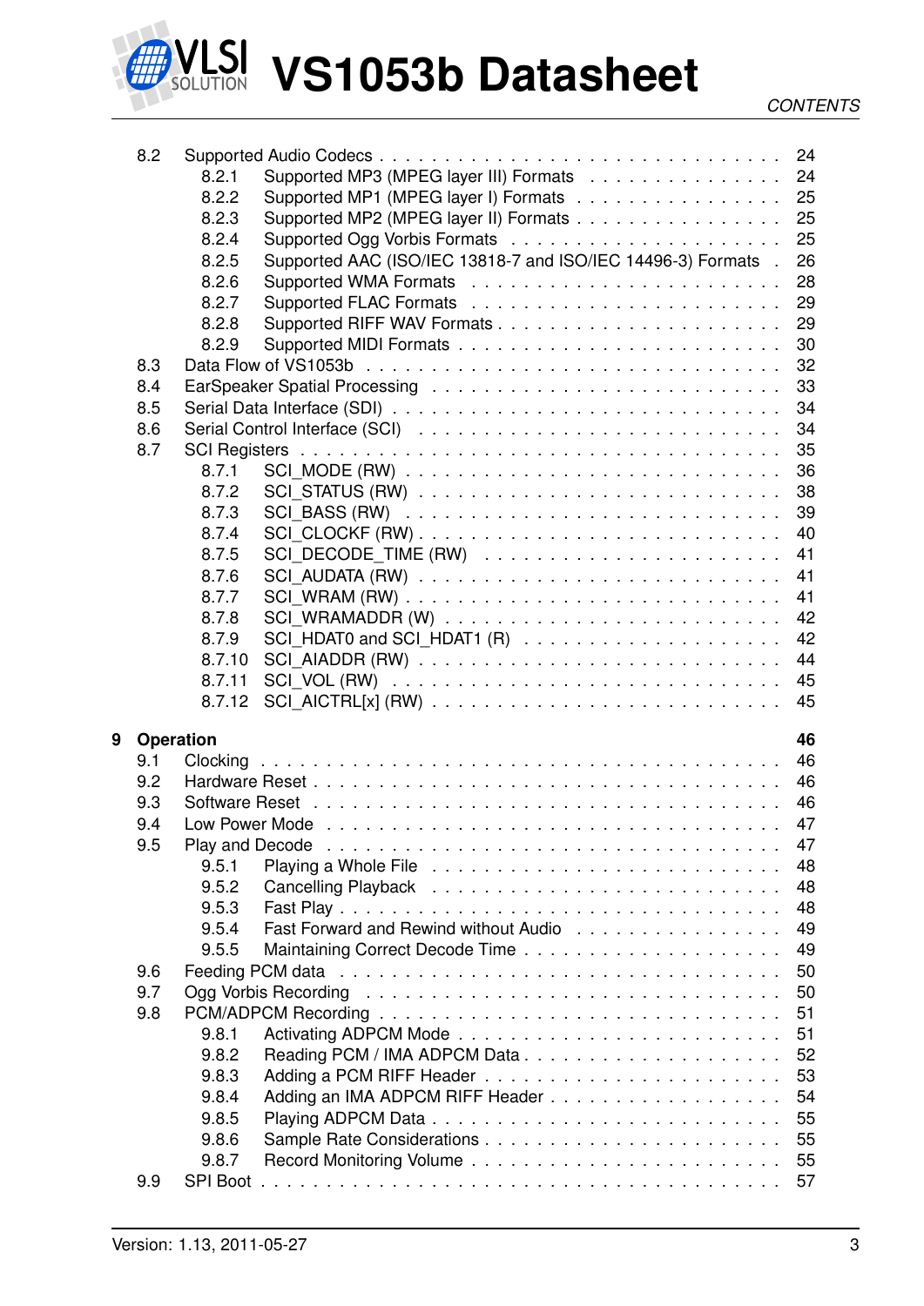| | | |
|---|---|---|
| 8.2 | Supported Audio Codecs | 24 |
| 8.2.1 | Supported MP3 (MPEG layer III) Formats | 24 |
| 8.2.2 | Supported MP1 (MPEG layer I) Formats | 25 |
| 8.2.3 | Supported MP2 (MPEG layer II) Formats | 25 |
| 8.2.4 | Supported Ogg Vorbis Formats | 25 |
| 8.2.5 | Supported AAC (ISO/IEC 13818-7 and ISO/IEC 14496-3) Formats | 26 |
| 8.2.6 | Supported WMA Formats | 28 |
| 8.2.7 | Supported FLAC Formats | 29 |
| 8.2.8 | Supported RIFF WAV Formats | 29 |
| 8.2.9 | Supported MIDI Formats | 30 |
| 8.3 | Data Flow of VS1053b | 32 |
| 8.4 | EarSpeaker Spatial Processing | 33 |
| 8.5 | Serial Data Interface (SDI) | 34 |
| 8.6 | Serial Control Interface (SCI) | 34 |
| 8.7 | SCI Registers | 35 |
| 8.7.1 | SCI_MODE (RW) | 36 |
| 8.7.2 | SCI_STATUS (RW) | 38 |
| 8.7.3 | SCI_BASS (RW) | 39 |
| 8.7.4 | SCI_CLOCKF (RW) | 40 |
| 8.7.5 | SCI_DECODE_TIME (RW) | 41 |
| 8.7.6 | SCI_AUDATA (RW) | 41 |
| 8.7.7 | SCI_WRAM (RW) | 41 |
| 8.7.8 | SCI_WRAMADDR (W) | 42 |
| 8.7.9 | SCI_HDAT0 and SCI_HDAT1 (R) | 42 |
| 8.7.10 | SCI_AIADDR (RW) | 44 |
| 8.7.11 | SCI_VOL (RW) | 45 |
| 8.7.12 | SCI_AICTRL[x] (RW) | 45 |
| **9** | **Operation** | **46** |
| 9.1 | Clocking | 46 |
| 9.2 | Hardware Reset | 46 |
| 9.3 | Software Reset | 46 |
| 9.4 | Low Power Mode | 47 |
| 9.5 | Play and Decode | 47 |
| 9.5.1 | Playing a Whole File | 48 |
| 9.5.2 | Cancelling Playback | 48 |
| 9.5.3 | Fast Play | 48 |
| 9.5.4 | Fast Forward and Rewind without Audio | 49 |
| 9.5.5 | Maintaining Correct Decode Time | 49 |
| 9.6 | Feeding PCM data | 50 |
| 9.7 | Ogg Vorbis Recording | 50 |
| 9.8 | PCM/ADPCM Recording | 51 |
| 9.8.1 | Activating ADPCM Mode | 51 |
| 9.8.2 | Reading PCM / IMA ADPCM Data | 52 |
| 9.8.3 | Adding a PCM RIFF Header | 53 |
| 9.8.4 | Adding an IMA ADPCM RIFF Header | 54 |
| 9.8.5 | Playing ADPCM Data | 55 |
| 9.8.6 | Sample Rate Considerations | 55 |
| 9.8.7 | Record Monitoring Volume | 55 |
| 9.9 | SPI Boot | 57 |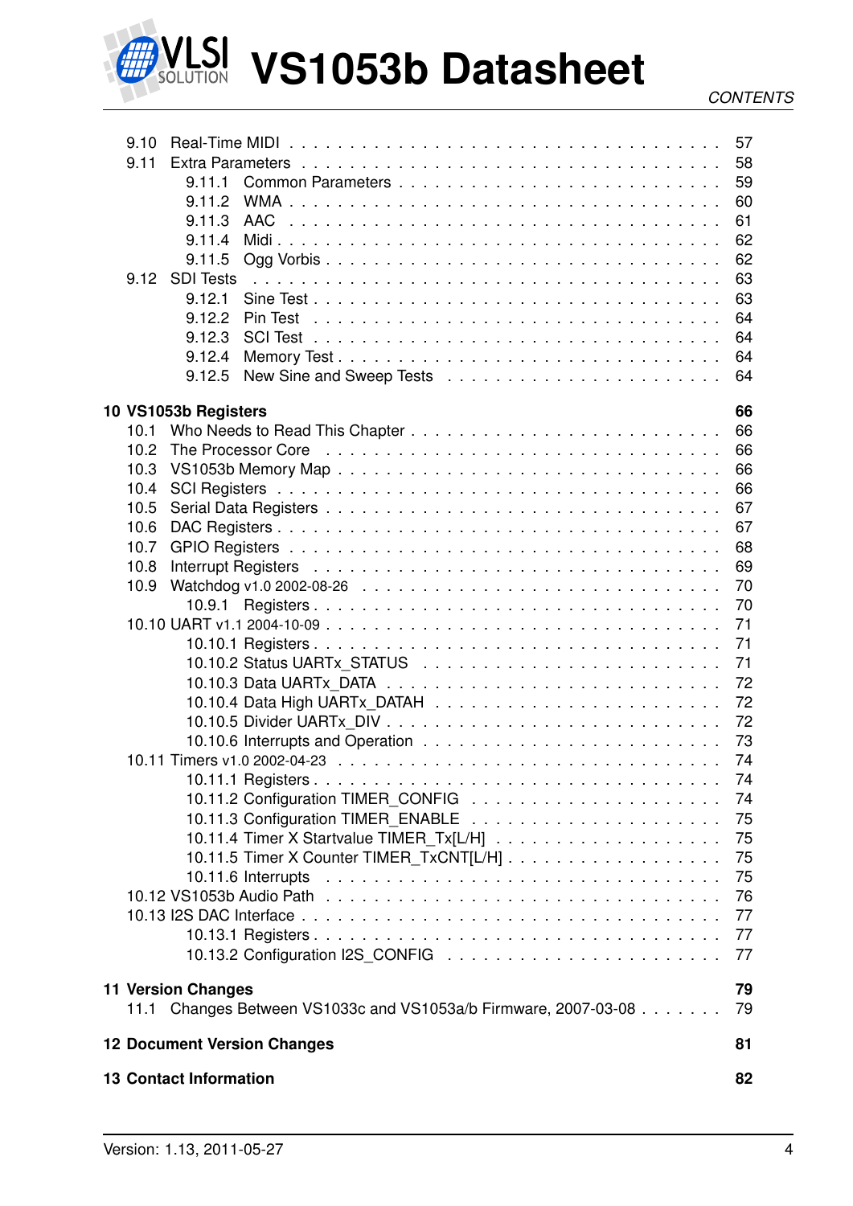| | |
|---|---|
| 9.10 Real-Time MIDI | 57 |
| 9.11 Extra Parameters | 58 |
| 9.11.1 Common Parameters | 59 |
| 9.11.2 WMA | 60 |
| 9.11.3 AAC | 61 |
| 9.11.4 Midi | 62 |
| 9.11.5 Ogg Vorbis | 62 |
| 9.12 SDI Tests | 63 |
| 9.12.1 Sine Test | 63 |
| 9.12.2 Pin Test | 64 |
| 9.12.3 SCI Test | 64 |
| 9.12.4 Memory Test | 64 |
| 9.12.5 New Sine and Sweep Tests | 64 |
| **10 VS1053b Registers** | **66** |
| 10.1 Who Needs to Read This Chapter | 66 |
| 10.2 The Processor Core | 66 |
| 10.3 VS1053b Memory Map | 66 |
| 10.4 SCI Registers | 66 |
| 10.5 Serial Data Registers | 67 |
| 10.6 DAC Registers | 67 |
| 10.7 GPIO Registers | 68 |
| 10.8 Interrupt Registers | 69 |
| 10.9 Watchdog v1.0 2002-08-26 | 70 |
| 10.9.1 Registers | 70 |
| 10.10 UART v1.1 2004-10-09 | 71 |
| 10.10.1 Registers | 71 |
| 10.10.2 Status UARTx_STATUS | 71 |
| 10.10.3 Data UARTx_DATA | 72 |
| 10.10.4 Data High UARTx_DATAH | 72 |
| 10.10.5 Divider UARTx_DIV | 72 |
| 10.10.6 Interrupts and Operation | 73 |
| 10.11 Timers v1.0 2002-04-23 | 74 |
| 10.11.1 Registers | 74 |
| 10.11.2 Configuration TIMER_CONFIG | 74 |
| 10.11.3 Configuration TIMER_ENABLE | 75 |
| 10.11.4 Timer X Startvalue TIMER_Tx[L/H] | 75 |
| 10.11.5 Timer X Counter TIMER_TxCNT[L/H] | 75 |
| 10.11.6 Interrupts | 75 |
| 10.12 VS1053b Audio Path | 76 |
| 10.13 I2S DAC Interface | 77 |
| 10.13.1 Registers | 77 |
| 10.13.2 Configuration I2S_CONFIG | 77 |
| **11 Version Changes** | **79** |
| 11.1 Changes Between VS1033c and VS1053a/b Firmware, 2007-03-08 | 79 |
| **12 Document Version Changes** | **81** |
| **13 Contact Information** | **82** |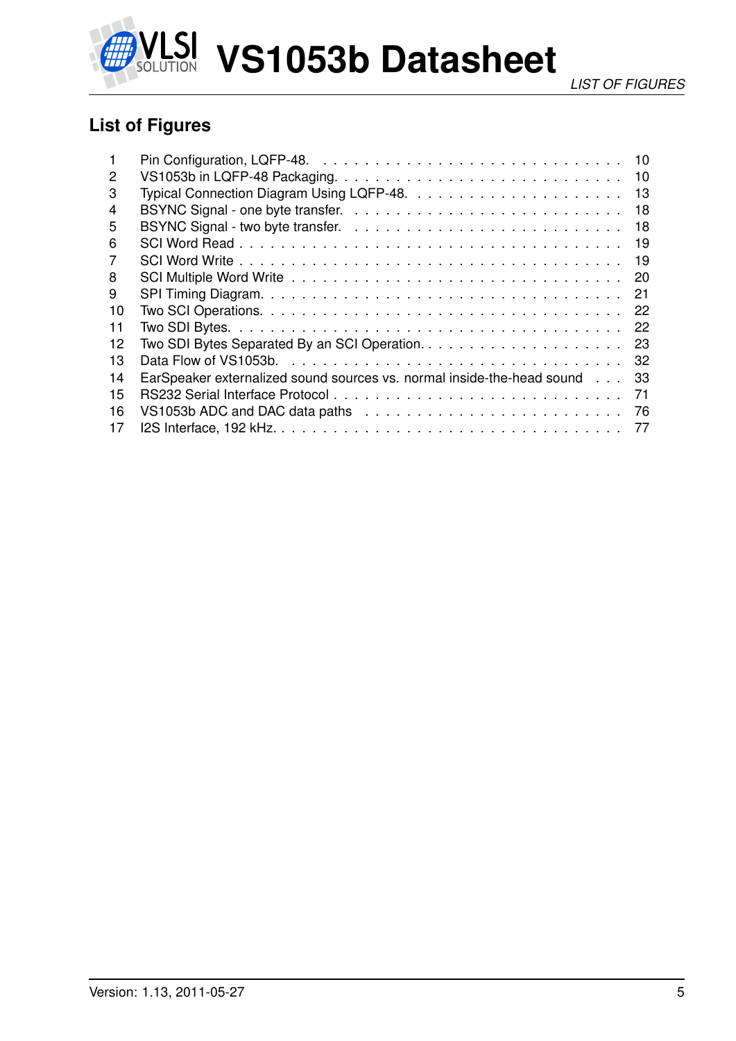## List of Figures

| | | |
|---|---|---|
| 1 | Pin Configuration, LQFP-48. | 10 |
| 2 | VS1053b in LQFP-48 Packaging. | 10 |
| 3 | Typical Connection Diagram Using LQFP-48. | 13 |
| 4 | BSYNC Signal - one byte transfer. | 18 |
| 5 | BSYNC Signal - two byte transfer. | 18 |
| 6 | SCI Word Read | 19 |
| 7 | SCI Word Write | 19 |
| 8 | SCI Multiple Word Write | 20 |
| 9 | SPI Timing Diagram. | 21 |
| 10 | Two SCI Operations. | 22 |
| 11 | Two SDI Bytes. | 22 |
| 12 | Two SDI Bytes Separated By an SCI Operation. | 23 |
| 13 | Data Flow of VS1053b. | 32 |
| 14 | EarSpeaker externalized sound sources vs. normal inside-the-head sound | 33 |
| 15 | RS232 Serial Interface Protocol | 71 |
| 16 | VS1053b ADC and DAC data paths | 76 |
| 17 | I2S Interface, 192 kHz. | 77 |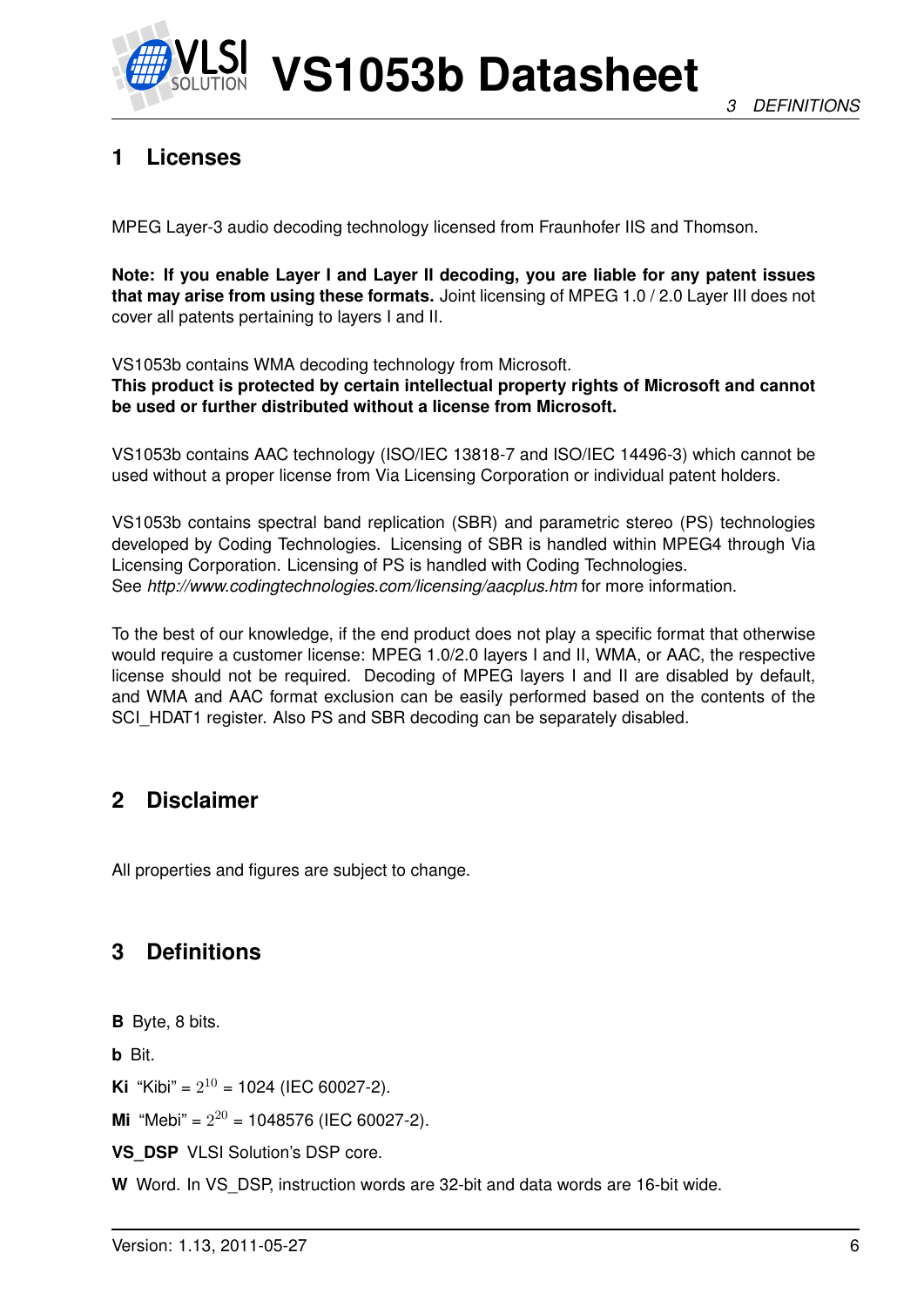# 1 Licenses

MPEG Layer-3 audio decoding technology licensed from Fraunhofer IIS and Thomson.

**Note: If you enable Layer I and Layer II decoding, you are liable for any patent issues that may arise from using these formats.** Joint licensing of MPEG 1.0 / 2.0 Layer III does not cover all patents pertaining to layers I and II.

VS1053b contains WMA decoding technology from Microsoft.
**This product is protected by certain intellectual property rights of Microsoft and cannot be used or further distributed without a license from Microsoft.**

VS1053b contains AAC technology (ISO/IEC 13818-7 and ISO/IEC 14496-3) which cannot be used without a proper license from Via Licensing Corporation or individual patent holders.

VS1053b contains spectral band replication (SBR) and parametric stereo (PS) technologies developed by Coding Technologies. Licensing of SBR is handled within MPEG4 through Via Licensing Corporation. Licensing of PS is handled with Coding Technologies.
See *http://www.codingtechnologies.com/licensing/aacplus.htm* for more information.

To the best of our knowledge, if the end product does not play a specific format that otherwise would require a customer license: MPEG 1.0/2.0 layers I and II, WMA, or AAC, the respective license should not be required. Decoding of MPEG layers I and II are disabled by default, and WMA and AAC format exclusion can be easily performed based on the contents of the SCI_HDAT1 register. Also PS and SBR decoding can be separately disabled.

# 2 Disclaimer

All properties and figures are subject to change.

# 3 Definitions

**B** Byte, 8 bits.

**b** Bit.

**Ki** "Kibi" = $2^{10}$ = 1024 (IEC 60027-2).

**Mi** "Mebi" = $2^{20}$ = 1048576 (IEC 60027-2).

**VS_DSP** VLSI Solution's DSP core.

**W** Word. In VS_DSP, instruction words are 32-bit and data words are 16-bit wide.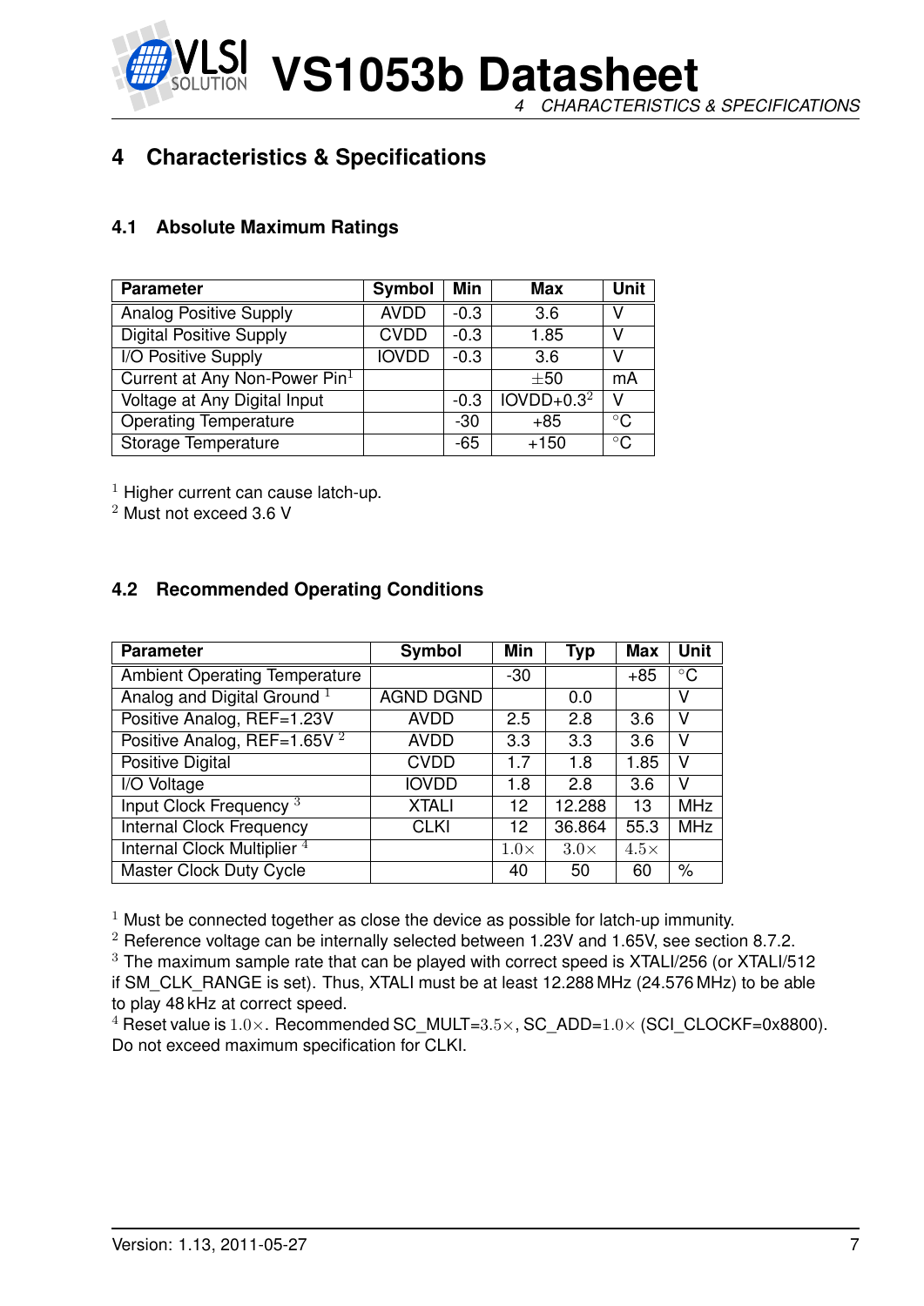# 4 Characteristics & Specifications

## 4.1 Absolute Maximum Ratings

| Parameter | Symbol | Min | Max | Unit |
|---|---|---|---|---|
| Analog Positive Supply | AVDD | -0.3 | 3.6 | V |
| Digital Positive Supply | CVDD | -0.3 | 1.85 | V |
| I/O Positive Supply | IOVDD | -0.3 | 3.6 | V |
| Current at Any Non-Power Pin[1] | | | ±50 | mA |
| Voltage at Any Digital Input | | -0.3 | IOVDD+0.3[2] | V |
| Operating Temperature | | -30 | +85 | °C |
| Storage Temperature | | -65 | +150 | °C |

[1] Higher current can cause latch-up.
[2] Must not exceed 3.6 V

## 4.2 Recommended Operating Conditions

| Parameter | Symbol | Min | Typ | Max | Unit |
|---|---|---|---|---|---|
| Ambient Operating Temperature | | -30 | | +85 | °C |
| Analog and Digital Ground [1] | AGND DGND | | 0.0 | | V |
| Positive Analog, REF=1.23V | AVDD | 2.5 | 2.8 | 3.6 | V |
| Positive Analog, REF=1.65V [2] | AVDD | 3.3 | 3.3 | 3.6 | V |
| Positive Digital | CVDD | 1.7 | 1.8 | 1.85 | V |
| I/O Voltage | IOVDD | 1.8 | 2.8 | 3.6 | V |
| Input Clock Frequency [3] | XTALI | 12 | 12.288 | 13 | MHz |
| Internal Clock Frequency | CLKI | 12 | 36.864 | 55.3 | MHz |
| Internal Clock Multiplier [4] | | $1.0\times$ | $3.0\times$ | $4.5\times$ | |
| Master Clock Duty Cycle | | 40 | 50 | 60 | % |

[1] Must be connected together as close the device as possible for latch-up immunity.
[2] Reference voltage can be internally selected between 1.23V and 1.65V, see section 8.7.2.
[3] The maximum sample rate that can be played with correct speed is XTALI/256 (or XTALI/512 if SM_CLK_RANGE is set). Thus, XTALI must be at least 12.288 MHz (24.576 MHz) to be able to play 48 kHz at correct speed.
[4] Reset value is $1.0\times$. Recommended SC_MULT=$3.5\times$, SC_ADD=$1.0\times$ (SCI_CLOCKF=0x8800). Do not exceed maximum specification for CLKI.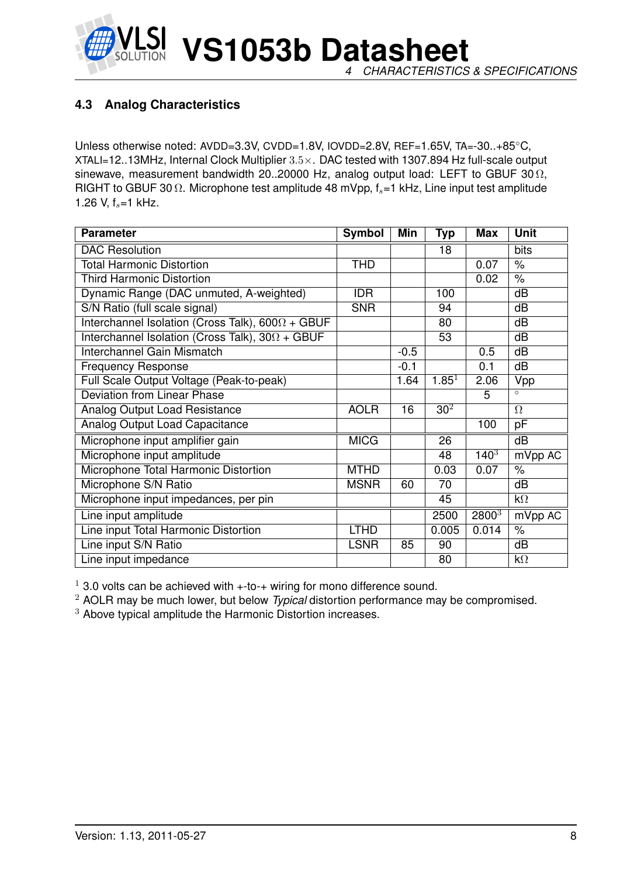## 4.3 Analog Characteristics

Unless otherwise noted: AVDD=3.3V, CVDD=1.8V, IOVDD=2.8V, REF=1.65V, TA=-30..+85°C, XTALI=12..13MHz, Internal Clock Multiplier $3.5\times$. DAC tested with 1307.894 Hz full-scale output sinewave, measurement bandwidth 20..20000 Hz, analog output load: LEFT to GBUF 30 $\Omega$, RIGHT to GBUF 30 $\Omega$. Microphone test amplitude 48 mVpp, $f_s$=1 kHz, Line input test amplitude 1.26 V, $f_s$=1 kHz.

| Parameter | Symbol | Min | Typ | Max | Unit |
|---|---|---|---|---|---|
| DAC Resolution | | | 18 | | bits |
| Total Harmonic Distortion | THD | | | 0.07 | % |
| Third Harmonic Distortion | | | | 0.02 | % |
| Dynamic Range (DAC unmuted, A-weighted) | IDR | | 100 | | dB |
| S/N Ratio (full scale signal) | SNR | | 94 | | dB |
| Interchannel Isolation (Cross Talk), 600Ω + GBUF | | | 80 | | dB |
| Interchannel Isolation (Cross Talk), 30Ω + GBUF | | | 53 | | dB |
| Interchannel Gain Mismatch | | -0.5 | | 0.5 | dB |
| Frequency Response | | -0.1 | | 0.1 | dB |
| Full Scale Output Voltage (Peak-to-peak) | | 1.64 | 1.85[1] | 2.06 | Vpp |
| Deviation from Linear Phase | | | | 5 | ° |
| Analog Output Load Resistance | AOLR | 16 | 30[2] | | Ω |
| Analog Output Load Capacitance | | | | 100 | pF |
| Microphone input amplifier gain | MICG | | 26 | | dB |
| Microphone input amplitude | | | 48 | 140[3] | mVpp AC |
| Microphone Total Harmonic Distortion | MTHD | | 0.03 | 0.07 | % |
| Microphone S/N Ratio | MSNR | 60 | 70 | | dB |
| Microphone input impedances, per pin | | | 45 | | kΩ |
| Line input amplitude | | | 2500 | 2800[3] | mVpp AC |
| Line input Total Harmonic Distortion | LTHD | | 0.005 | 0.014 | % |
| Line input S/N Ratio | LSNR | 85 | 90 | | dB |
| Line input impedance | | | 80 | | kΩ |

[1] 3.0 volts can be achieved with +-to-+ wiring for mono difference sound.
[2] AOLR may be much lower, but below *Typical* distortion performance may be compromised.
[3] Above typical amplitude the Harmonic Distortion increases.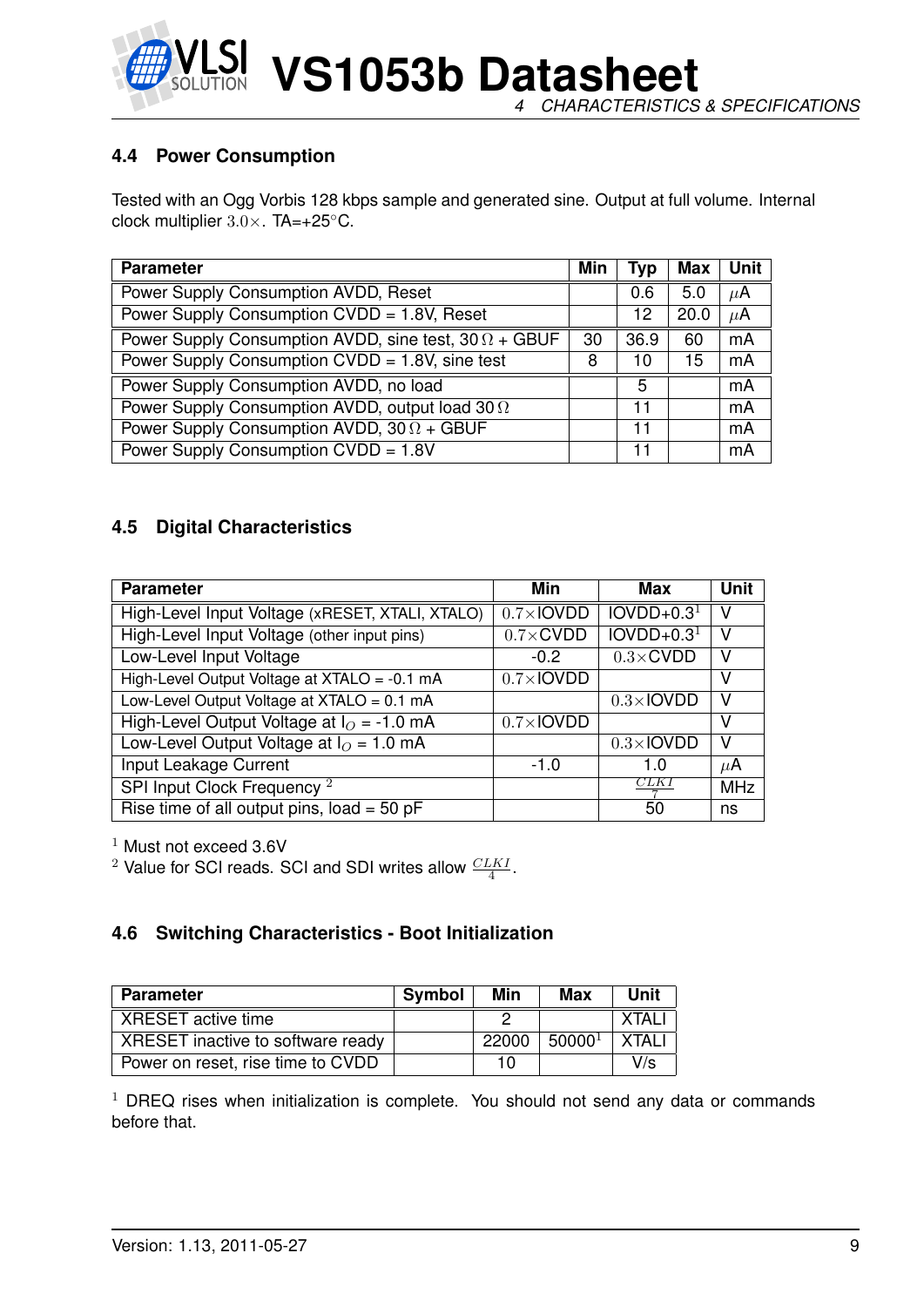### 4.4 Power Consumption

Tested with an Ogg Vorbis 128 kbps sample and generated sine. Output at full volume. Internal clock multiplier $3.0\times$. TA=+25°C.

| Parameter | Min | Typ | Max | Unit |
|---|---|---|---|---|
| Power Supply Consumption AVDD, Reset | | 0.6 | 5.0 | $\mu$A |
| Power Supply Consumption CVDD = 1.8V, Reset | | 12 | 20.0 | $\mu$A |
| Power Supply Consumption AVDD, sine test, 30 Ω + GBUF | 30 | 36.9 | 60 | mA |
| Power Supply Consumption CVDD = 1.8V, sine test | 8 | 10 | 15 | mA |
| Power Supply Consumption AVDD, no load | | 5 | | mA |
| Power Supply Consumption AVDD, output load 30 Ω | | 11 | | mA |
| Power Supply Consumption AVDD, 30 Ω + GBUF | | 11 | | mA |
| Power Supply Consumption CVDD = 1.8V | | 11 | | mA |

### 4.5 Digital Characteristics

| Parameter | Min | Max | Unit |
|---|---|---|---|
| High-Level Input Voltage (xRESET, XTALI, XTALO) | $0.7\times$IOVDD | IOVDD+0.3[1] | V |
| High-Level Input Voltage (other input pins) | $0.7\times$CVDD | IOVDD+0.3[1] | V |
| Low-Level Input Voltage | -0.2 | $0.3\times$CVDD | V |
| High-Level Output Voltage at XTALO = -0.1 mA | $0.7\times$IOVDD | | V |
| Low-Level Output Voltage at XTALO = 0.1 mA | | $0.3\times$IOVDD | V |
| High-Level Output Voltage at $I_O$ = -1.0 mA | $0.7\times$IOVDD | | V |
| Low-Level Output Voltage at $I_O$ = 1.0 mA | | $0.3\times$IOVDD | V |
| Input Leakage Current | -1.0 | 1.0 | $\mu$A |
| SPI Input Clock Frequency [2] | | $\frac{CLKI}{7}$ | MHz |
| Rise time of all output pins, load = 50 pF | | 50 | ns |

[1] Must not exceed 3.6V
[2] Value for SCI reads. SCI and SDI writes allow $\frac{CLKI}{4}$.

### 4.6 Switching Characteristics - Boot Initialization

| Parameter | Symbol | Min | Max | Unit |
|---|---|---|---|---|
| XRESET active time | | 2 | | XTALI |
| XRESET inactive to software ready | | 22000 | 50000[1] | XTALI |
| Power on reset, rise time to CVDD | | 10 | | V/s |

[1] DREQ rises when initialization is complete. You should not send any data or commands before that.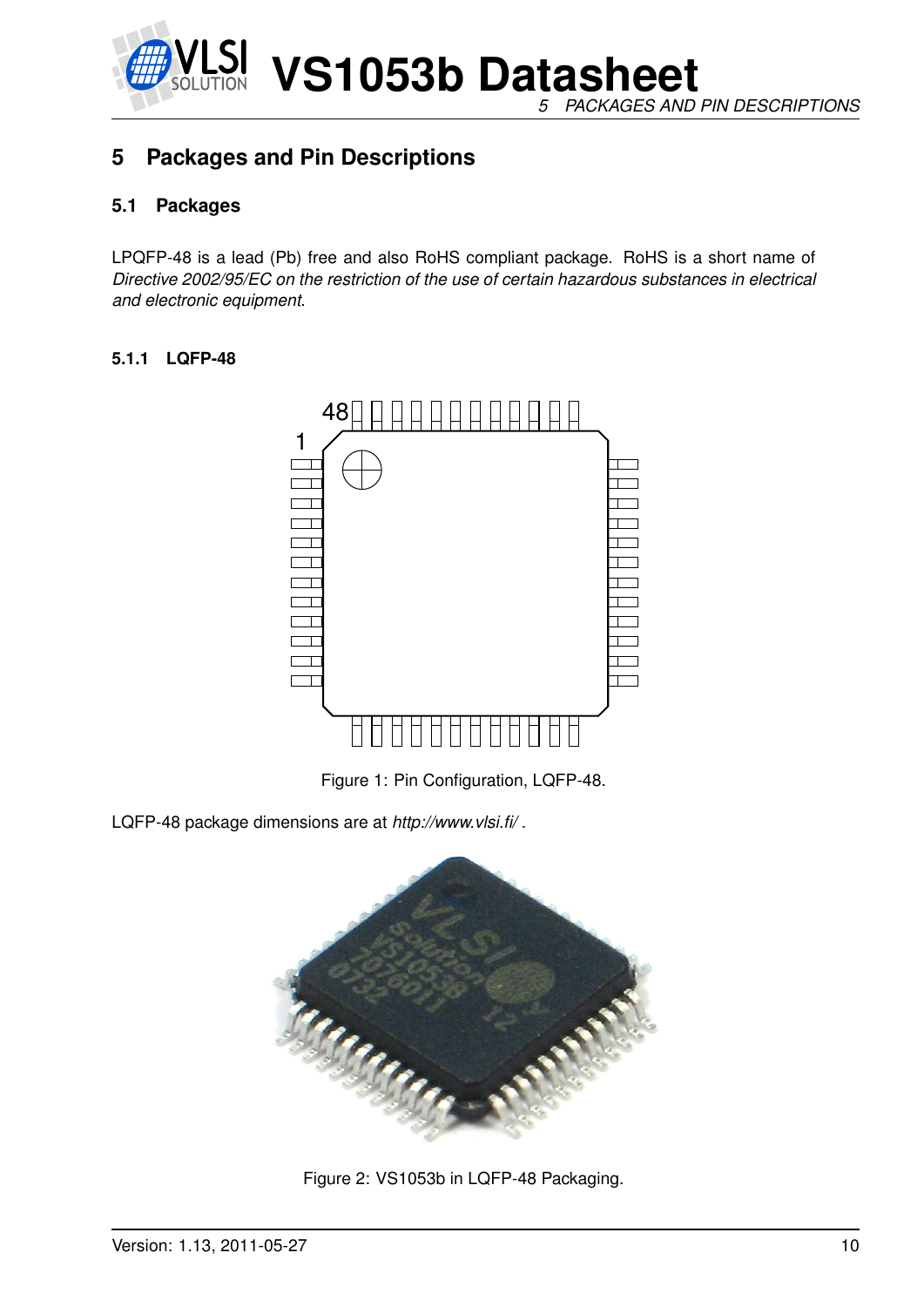# 5 Packages and Pin Descriptions

## 5.1 Packages

LPQFP-48 is a lead (Pb) free and also RoHS compliant package. RoHS is a short name of *Directive 2002/95/EC on the restriction of the use of certain hazardous substances in electrical and electronic equipment*.

### 5.1.1 LQFP-48

Figure 1: Pin Configuration, LQFP-48.

LQFP-48 package dimensions are at *http://www.vlsi.fi/* .

Figure 2: VS1053b in LQFP-48 Packaging.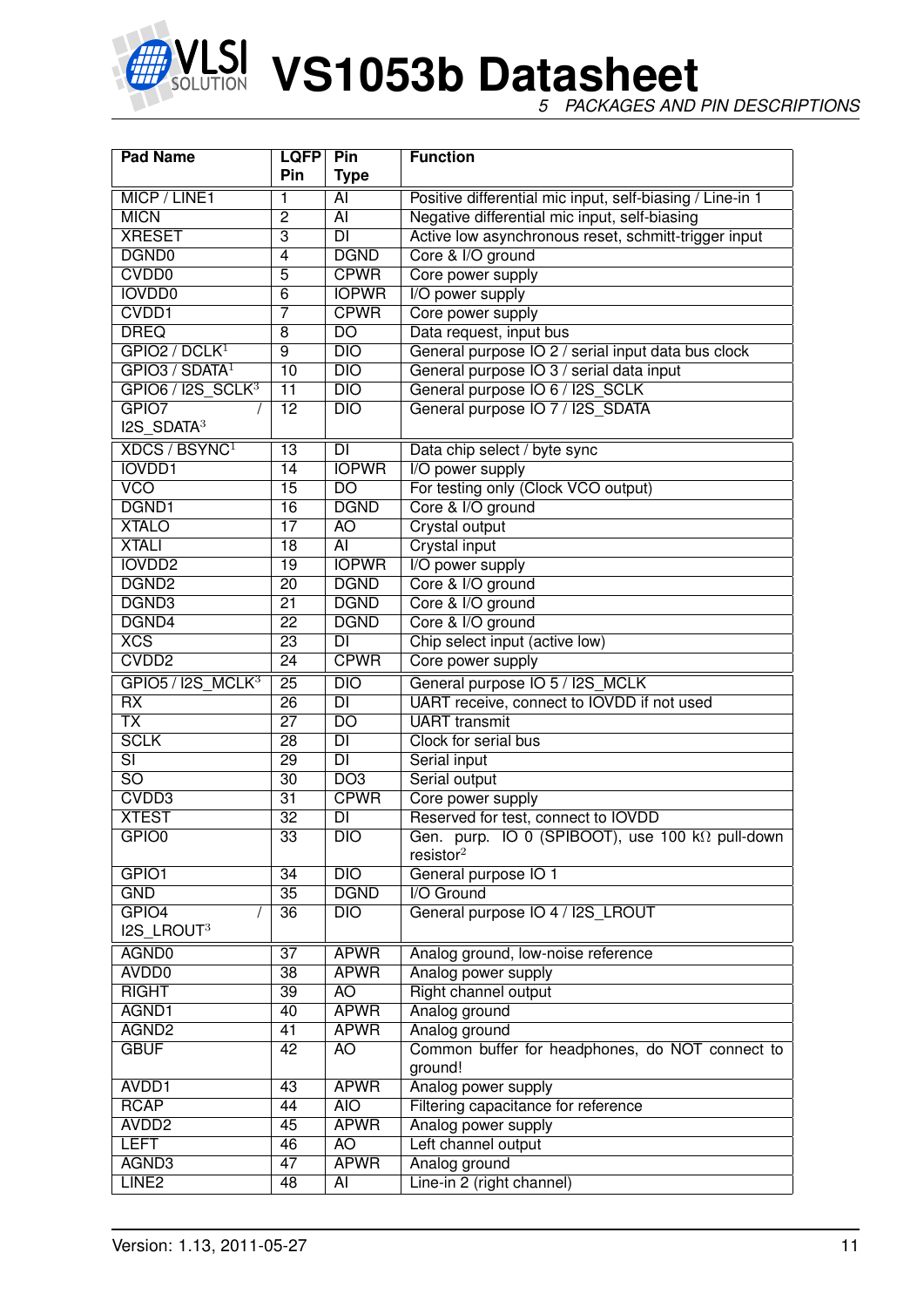| Pad Name | LQFP Pin | Pin Type | Function |
|---|---|---|---|
| MICP / LINE1 | 1 | AI | Positive differential mic input, self-biasing / Line-in 1 |
| MICN | 2 | AI | Negative differential mic input, self-biasing |
| XRESET | 3 | DI | Active low asynchronous reset, schmitt-trigger input |
| DGND0 | 4 | DGND | Core & I/O ground |
| CVDD0 | 5 | CPWR | Core power supply |
| IOVDD0 | 6 | IOPWR | I/O power supply |
| CVDD1 | 7 | CPWR | Core power supply |
| DREQ | 8 | DO | Data request, input bus |
| GPIO2 / DCLK[1] | 9 | DIO | General purpose IO 2 / serial input data bus clock |
| GPIO3 / SDATA[1] | 10 | DIO | General purpose IO 3 / serial data input |
| GPIO6 / I2S_SCLK[3] | 11 | DIO | General purpose IO 6 / I2S_SCLK |
| GPIO7 / I2S_SDATA[3] | 12 | DIO | General purpose IO 7 / I2S_SDATA |
| XDCS / BSYNC[1] | 13 | DI | Data chip select / byte sync |
| IOVDD1 | 14 | IOPWR | I/O power supply |
| VCO | 15 | DO | For testing only (Clock VCO output) |
| DGND1 | 16 | DGND | Core & I/O ground |
| XTALO | 17 | AO | Crystal output |
| XTALI | 18 | AI | Crystal input |
| IOVDD2 | 19 | IOPWR | I/O power supply |
| DGND2 | 20 | DGND | Core & I/O ground |
| DGND3 | 21 | DGND | Core & I/O ground |
| DGND4 | 22 | DGND | Core & I/O ground |
| XCS | 23 | DI | Chip select input (active low) |
| CVDD2 | 24 | CPWR | Core power supply |
| GPIO5 / I2S_MCLK[3] | 25 | DIO | General purpose IO 5 / I2S_MCLK |
| RX | 26 | DI | UART receive, connect to IOVDD if not used |
| TX | 27 | DO | UART transmit |
| SCLK | 28 | DI | Clock for serial bus |
| SI | 29 | DI | Serial input |
| SO | 30 | DO3 | Serial output |
| CVDD3 | 31 | CPWR | Core power supply |
| XTEST | 32 | DI | Reserved for test, connect to IOVDD |
| GPIO0 | 33 | DIO | Gen. purp. IO 0 (SPIBOOT), use 100 kΩ pull-down resistor[2] |
| GPIO1 | 34 | DIO | General purpose IO 1 |
| GND | 35 | DGND | I/O Ground |
| GPIO4 / I2S_LROUT[3] | 36 | DIO | General purpose IO 4 / I2S_LROUT |
| AGND0 | 37 | APWR | Analog ground, low-noise reference |
| AVDD0 | 38 | APWR | Analog power supply |
| RIGHT | 39 | AO | Right channel output |
| AGND1 | 40 | APWR | Analog ground |
| AGND2 | 41 | APWR | Analog ground |
| GBUF | 42 | AO | Common buffer for headphones, do NOT connect to ground! |
| AVDD1 | 43 | APWR | Analog power supply |
| RCAP | 44 | AIO | Filtering capacitance for reference |
| AVDD2 | 45 | APWR | Analog power supply |
| LEFT | 46 | AO | Left channel output |
| AGND3 | 47 | APWR | Analog ground |
| LINE2 | 48 | AI | Line-in 2 (right channel) |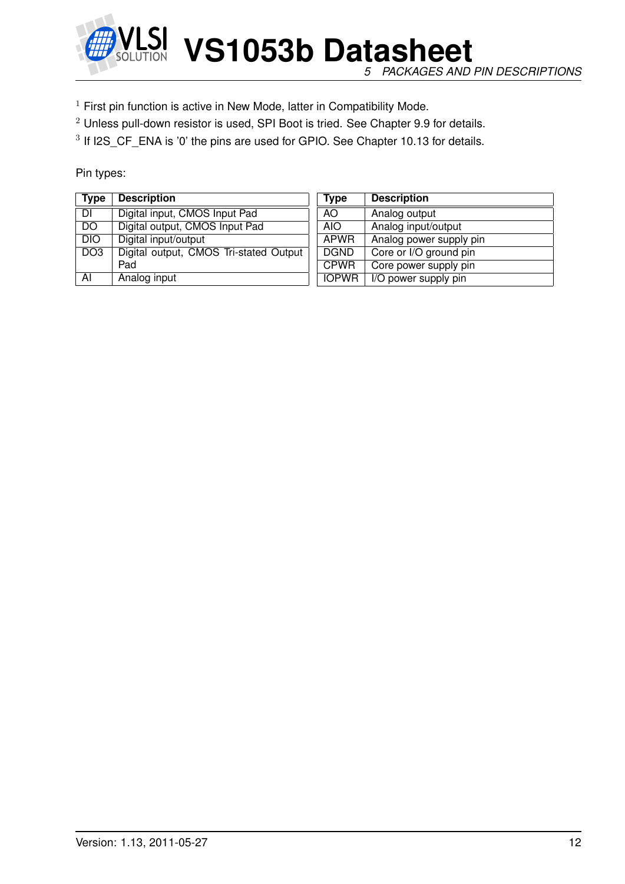[1] First pin function is active in New Mode, latter in Compatibility Mode.

[2] Unless pull-down resistor is used, SPI Boot is tried. See Chapter 9.9 for details.

[3] If I2S_CF_ENA is '0' the pins are used for GPIO. See Chapter 10.13 for details.

Pin types:

| Type | Description |
|---|---|
| DI | Digital input, CMOS Input Pad |
| DO | Digital output, CMOS Input Pad |
| DIO | Digital input/output |
| DO3 | Digital output, CMOS Tri-stated Output Pad |
| AI | Analog input |

| Type | Description |
|---|---|
| AO | Analog output |
| AIO | Analog input/output |
| APWR | Analog power supply pin |
| DGND | Core or I/O ground pin |
| CPWR | Core power supply pin |
| IOPWR | I/O power supply pin |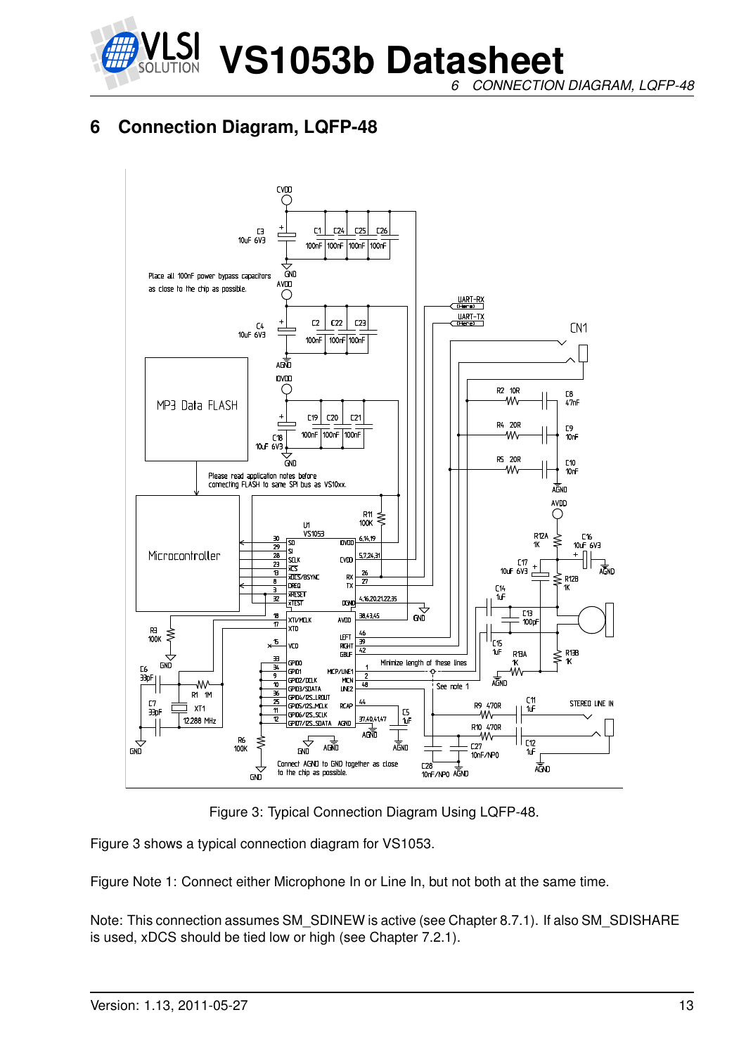# 6 Connection Diagram, LQFP-48

Figure 3: Typical Connection Diagram Using LQFP-48.

Figure 3 shows a typical connection diagram for VS1053.

Figure Note 1: Connect either Microphone In or Line In, but not both at the same time.

Note: This connection assumes SM_SDINEW is active (see Chapter 8.7.1). If also SM_SDISHARE is used, xDCS should be tied low or high (see Chapter 7.2.1).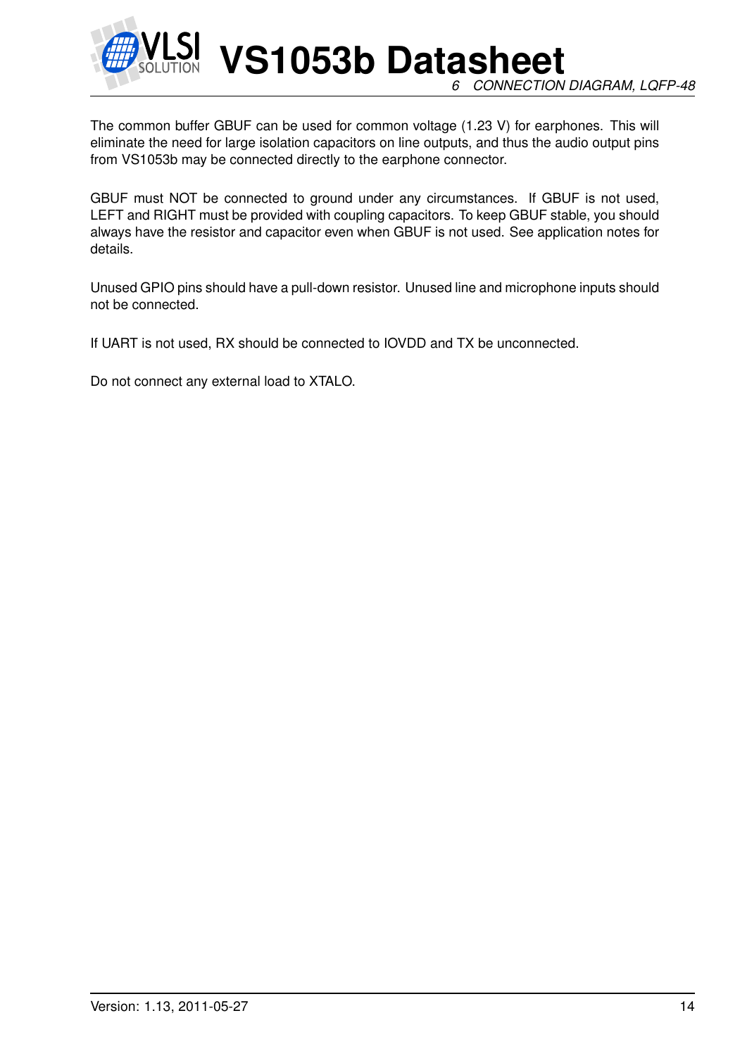The common buffer GBUF can be used for common voltage (1.23 V) for earphones. This will eliminate the need for large isolation capacitors on line outputs, and thus the audio output pins from VS1053b may be connected directly to the earphone connector.

GBUF must NOT be connected to ground under any circumstances. If GBUF is not used, LEFT and RIGHT must be provided with coupling capacitors. To keep GBUF stable, you should always have the resistor and capacitor even when GBUF is not used. See application notes for details.

Unused GPIO pins should have a pull-down resistor. Unused line and microphone inputs should not be connected.

If UART is not used, RX should be connected to IOVDD and TX be unconnected.

Do not connect any external load to XTALO.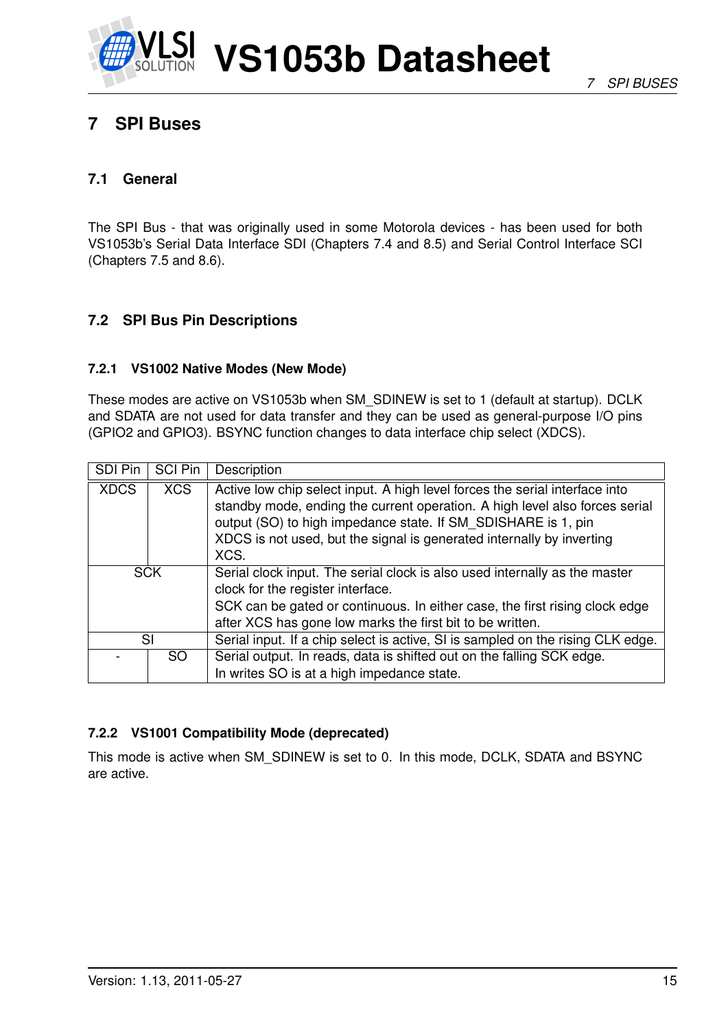# 7 SPI Buses

## 7.1 General

The SPI Bus - that was originally used in some Motorola devices - has been used for both VS1053b's Serial Data Interface SDI (Chapters 7.4 and 8.5) and Serial Control Interface SCI (Chapters 7.5 and 8.6).

## 7.2 SPI Bus Pin Descriptions

### 7.2.1 VS1002 Native Modes (New Mode)

These modes are active on VS1053b when SM_SDINEW is set to 1 (default at startup). DCLK and SDATA are not used for data transfer and they can be used as general-purpose I/O pins (GPIO2 and GPIO3). BSYNC function changes to data interface chip select (XDCS).

| SDI Pin | SCI Pin | Description |
|---|---|---|
| XDCS | XCS | Active low chip select input. A high level forces the serial interface into standby mode, ending the current operation. A high level also forces serial output (SO) to high impedance state. If SM_SDISHARE is 1, pin XDCS is not used, but the signal is generated internally by inverting XCS. |
| SCK | | Serial clock input. The serial clock is also used internally as the master clock for the register interface. SCK can be gated or continuous. In either case, the first rising clock edge after XCS has gone low marks the first bit to be written. |
| SI | | Serial input. If a chip select is active, SI is sampled on the rising CLK edge. |
| - | SO | Serial output. In reads, data is shifted out on the falling SCK edge. In writes SO is at a high impedance state. |

### 7.2.2 VS1001 Compatibility Mode (deprecated)

This mode is active when SM_SDINEW is set to 0. In this mode, DCLK, SDATA and BSYNC are active.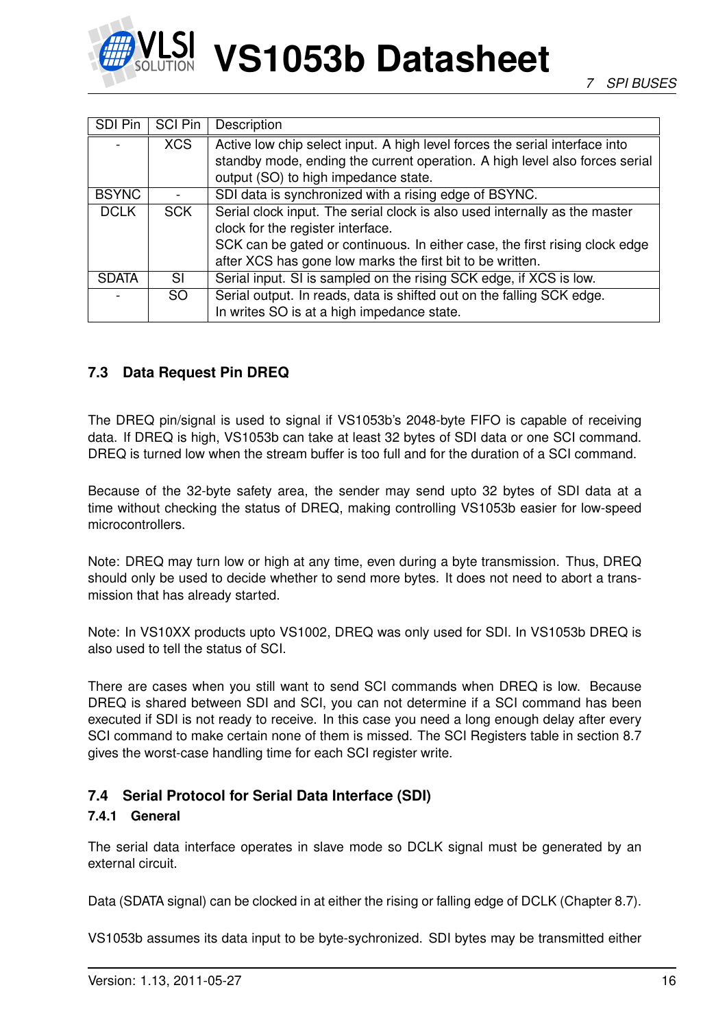| SDI Pin | SCI Pin | Description |
|---|---|---|
| - | XCS | Active low chip select input. A high level forces the serial interface into standby mode, ending the current operation. A high level also forces serial output (SO) to high impedance state. |
| BSYNC | - | SDI data is synchronized with a rising edge of BSYNC. |
| DCLK | SCK | Serial clock input. The serial clock is also used internally as the master clock for the register interface.<br>SCK can be gated or continuous. In either case, the first rising clock edge after XCS has gone low marks the first bit to be written. |
| SDATA | SI | Serial input. SI is sampled on the rising SCK edge, if XCS is low. |
| - | SO | Serial output. In reads, data is shifted out on the falling SCK edge.<br>In writes SO is at a high impedance state. |

## 7.3 Data Request Pin DREQ

The DREQ pin/signal is used to signal if VS1053b's 2048-byte FIFO is capable of receiving data. If DREQ is high, VS1053b can take at least 32 bytes of SDI data or one SCI command. DREQ is turned low when the stream buffer is too full and for the duration of a SCI command.

Because of the 32-byte safety area, the sender may send upto 32 bytes of SDI data at a time without checking the status of DREQ, making controlling VS1053b easier for low-speed microcontrollers.

Note: DREQ may turn low or high at any time, even during a byte transmission. Thus, DREQ should only be used to decide whether to send more bytes. It does not need to abort a transmission that has already started.

Note: In VS10XX products upto VS1002, DREQ was only used for SDI. In VS1053b DREQ is also used to tell the status of SCI.

There are cases when you still want to send SCI commands when DREQ is low. Because DREQ is shared between SDI and SCI, you can not determine if a SCI command has been executed if SDI is not ready to receive. In this case you need a long enough delay after every SCI command to make certain none of them is missed. The SCI Registers table in section 8.7 gives the worst-case handling time for each SCI register write.

## 7.4 Serial Protocol for Serial Data Interface (SDI)

### 7.4.1 General

The serial data interface operates in slave mode so DCLK signal must be generated by an external circuit.

Data (SDATA signal) can be clocked in at either the rising or falling edge of DCLK (Chapter 8.7).

VS1053b assumes its data input to be byte-sychronized. SDI bytes may be transmitted either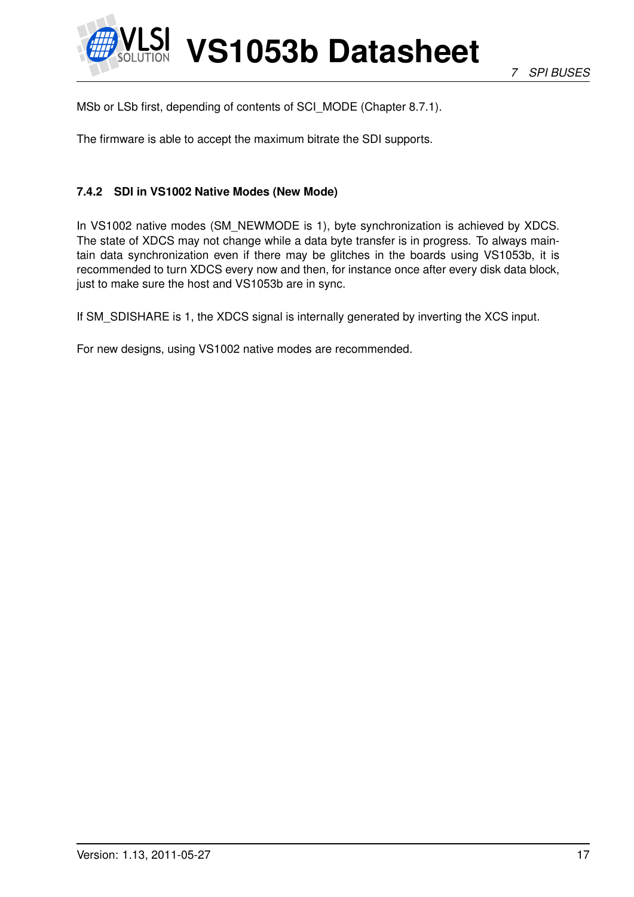MSb or LSb first, depending of contents of SCI_MODE (Chapter 8.7.1).

The firmware is able to accept the maximum bitrate the SDI supports.

#### 7.4.2 SDI in VS1002 Native Modes (New Mode)

In VS1002 native modes (SM_NEWMODE is 1), byte synchronization is achieved by XDCS. The state of XDCS may not change while a data byte transfer is in progress. To always maintain data synchronization even if there may be glitches in the boards using VS1053b, it is recommended to turn XDCS every now and then, for instance once after every disk data block, just to make sure the host and VS1053b are in sync.

If SM_SDISHARE is 1, the XDCS signal is internally generated by inverting the XCS input.

For new designs, using VS1002 native modes are recommended.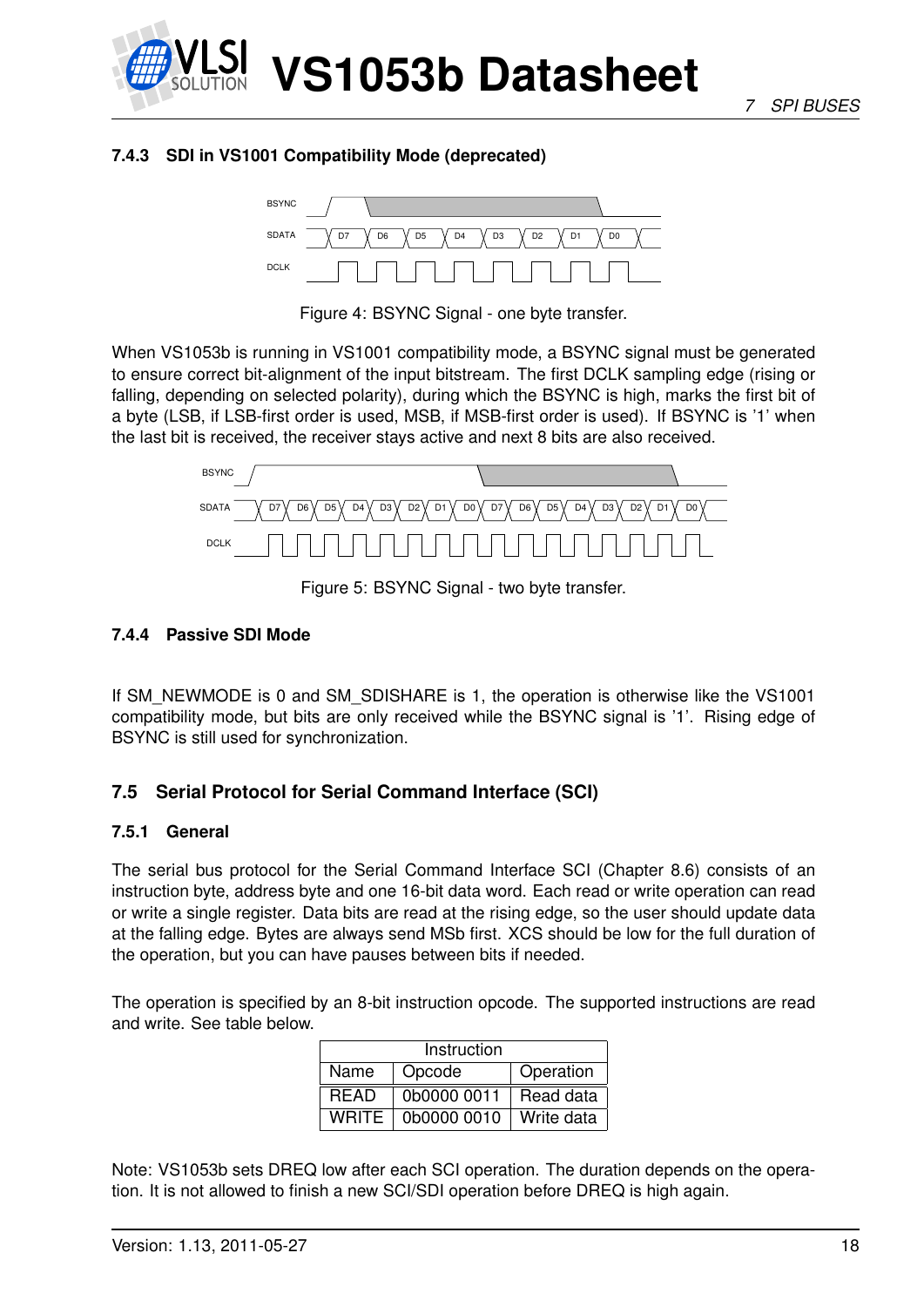### 7.4.3 SDI in VS1001 Compatibility Mode (deprecated)

Figure 4: BSYNC Signal - one byte transfer.

When VS1053b is running in VS1001 compatibility mode, a BSYNC signal must be generated to ensure correct bit-alignment of the input bitstream. The first DCLK sampling edge (rising or falling, depending on selected polarity), during which the BSYNC is high, marks the first bit of a byte (LSB, if LSB-first order is used, MSB, if MSB-first order is used). If BSYNC is '1' when the last bit is received, the receiver stays active and next 8 bits are also received.

Figure 5: BSYNC Signal - two byte transfer.

### 7.4.4 Passive SDI Mode

If SM_NEWMODE is 0 and SM_SDISHARE is 1, the operation is otherwise like the VS1001 compatibility mode, but bits are only received while the BSYNC signal is '1'. Rising edge of BSYNC is still used for synchronization.

## 7.5 Serial Protocol for Serial Command Interface (SCI)

### 7.5.1 General

The serial bus protocol for the Serial Command Interface SCI (Chapter 8.6) consists of an instruction byte, address byte and one 16-bit data word. Each read or write operation can read or write a single register. Data bits are read at the rising edge, so the user should update data at the falling edge. Bytes are always send MSb first. XCS should be low for the full duration of the operation, but you can have pauses between bits if needed.

The operation is specified by an 8-bit instruction opcode. The supported instructions are read and write. See table below.

| Instruction | | |
|---|---|---|
| Name | Opcode | Operation |
| READ | 0b0000 0011 | Read data |
| WRITE | 0b0000 0010 | Write data |

Note: VS1053b sets DREQ low after each SCI operation. The duration depends on the operation. It is not allowed to finish a new SCI/SDI operation before DREQ is high again.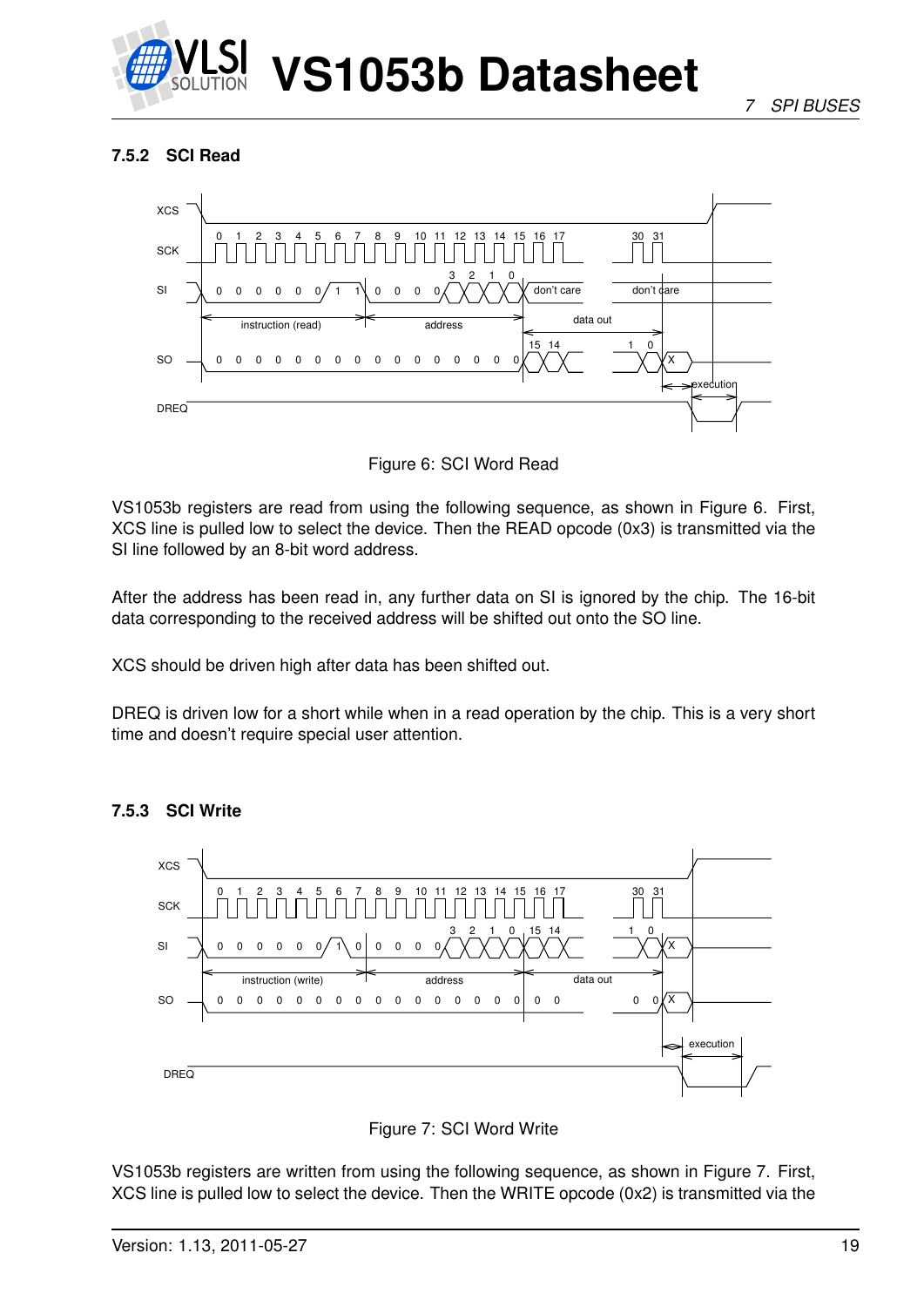### 7.5.2 SCI Read

Figure 6: SCI Word Read

VS1053b registers are read from using the following sequence, as shown in Figure 6. First, XCS line is pulled low to select the device. Then the READ opcode (0x3) is transmitted via the SI line followed by an 8-bit word address.

After the address has been read in, any further data on SI is ignored by the chip. The 16-bit data corresponding to the received address will be shifted out onto the SO line.

XCS should be driven high after data has been shifted out.

DREQ is driven low for a short while when in a read operation by the chip. This is a very short time and doesn't require special user attention.

### 7.5.3 SCI Write

Figure 7: SCI Word Write

VS1053b registers are written from using the following sequence, as shown in Figure 7. First, XCS line is pulled low to select the device. Then the WRITE opcode (0x2) is transmitted via the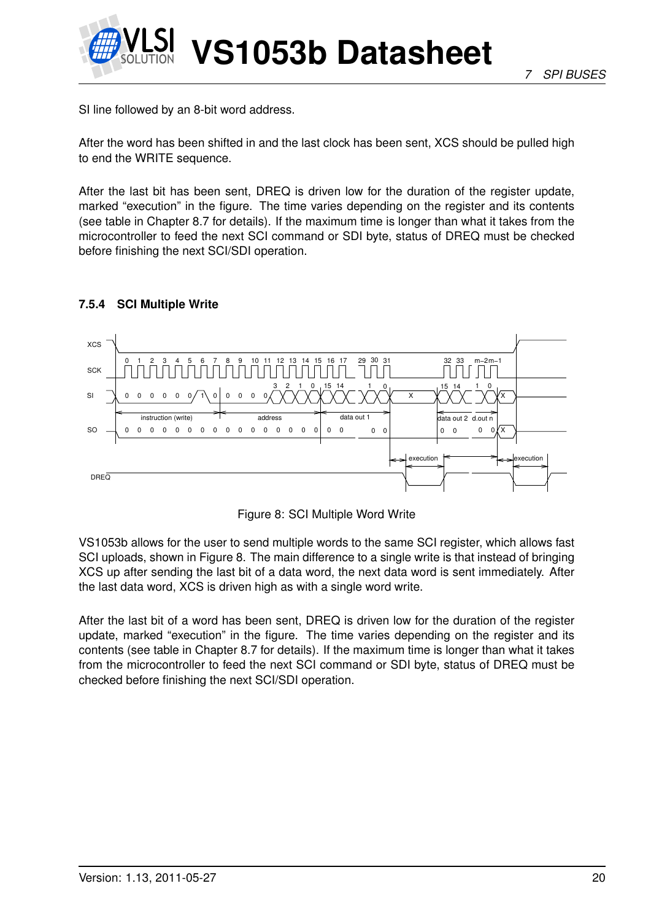SI line followed by an 8-bit word address.

After the word has been shifted in and the last clock has been sent, XCS should be pulled high to end the WRITE sequence.

After the last bit has been sent, DREQ is driven low for the duration of the register update, marked “execution” in the figure. The time varies depending on the register and its contents (see table in Chapter 8.7 for details). If the maximum time is longer than what it takes from the microcontroller to feed the next SCI command or SDI byte, status of DREQ must be checked before finishing the next SCI/SDI operation.

### 7.5.4 SCI Multiple Write

Figure 8: SCI Multiple Word Write

VS1053b allows for the user to send multiple words to the same SCI register, which allows fast SCI uploads, shown in Figure 8. The main difference to a single write is that instead of bringing XCS up after sending the last bit of a data word, the next data word is sent immediately. After the last data word, XCS is driven high as with a single word write.

After the last bit of a word has been sent, DREQ is driven low for the duration of the register update, marked “execution” in the figure. The time varies depending on the register and its contents (see table in Chapter 8.7 for details). If the maximum time is longer than what it takes from the microcontroller to feed the next SCI command or SDI byte, status of DREQ must be checked before finishing the next SCI/SDI operation.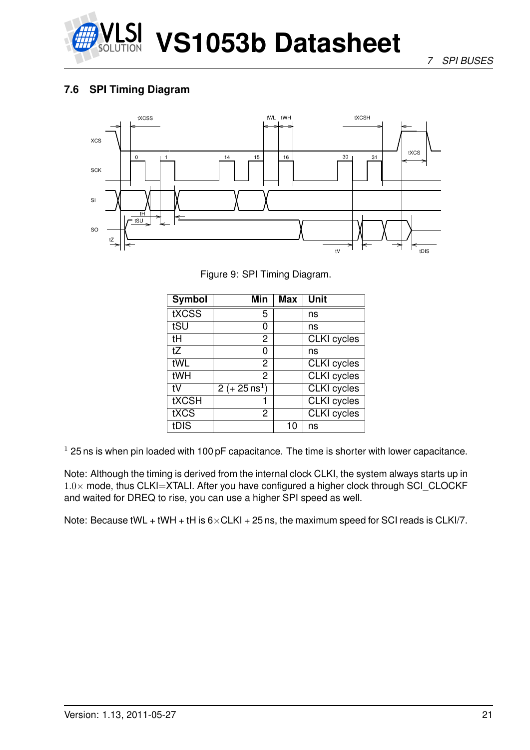## 7.6 SPI Timing Diagram

Figure 9: SPI Timing Diagram.

| Symbol | Min | Max | Unit |
|---|---|---|---|
| tXCSS | 5 | | ns |
| tSU | 0 | | ns |
| tH | 2 | | CLKI cycles |
| tZ | 0 | | ns |
| tWL | 2 | | CLKI cycles |
| tWH | 2 | | CLKI cycles |
| tV | 2 (+ 25 ns[1]) | | CLKI cycles |
| tXCSH | 1 | | CLKI cycles |
| tXCS | 2 | | CLKI cycles |
| tDIS | | 10 | ns |

[1] 25 ns is when pin loaded with 100 pF capacitance. The time is shorter with lower capacitance.

Note: Although the timing is derived from the internal clock CLKI, the system always starts up in $1.0\times$ mode, thus CLKI=XTALI. After you have configured a higher clock through SCI_CLOCKF and waited for DREQ to rise, you can use a higher SPI speed as well.

Note: Because tWL + tWH + tH is $6\times$CLKI + 25 ns, the maximum speed for SCI reads is CLKI/7.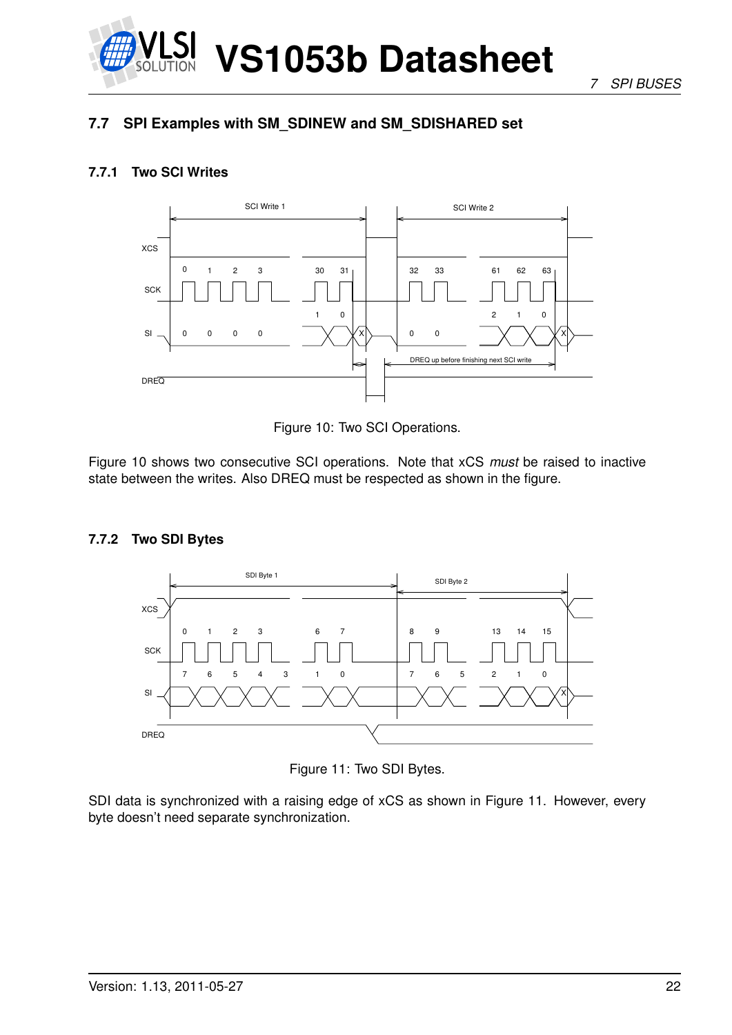## 7.7 SPI Examples with SM_SDINEW and SM_SDISHARED set

### 7.7.1 Two SCI Writes

Figure 10: Two SCI Operations.

Figure 10 shows two consecutive SCI operations. Note that xCS *must* be raised to inactive state between the writes. Also DREQ must be respected as shown in the figure.

### 7.7.2 Two SDI Bytes

Figure 11: Two SDI Bytes.

SDI data is synchronized with a raising edge of xCS as shown in Figure 11. However, every byte doesn't need separate synchronization.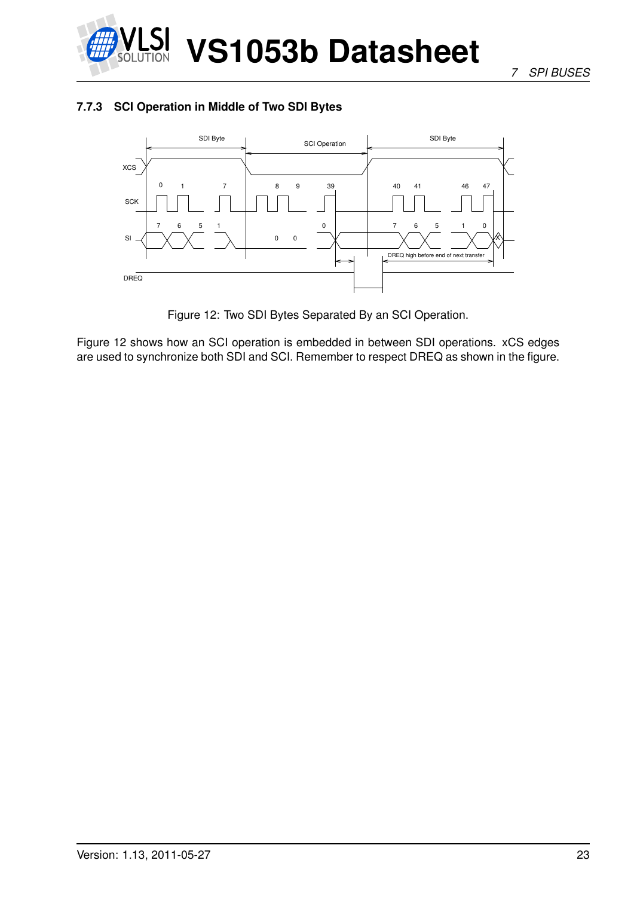### 7.7.3 SCI Operation in Middle of Two SDI Bytes

Figure 12: Two SDI Bytes Separated By an SCI Operation.

Figure 12 shows how an SCI operation is embedded in between SDI operations. xCS edges are used to synchronize both SDI and SCI. Remember to respect DREQ as shown in the figure.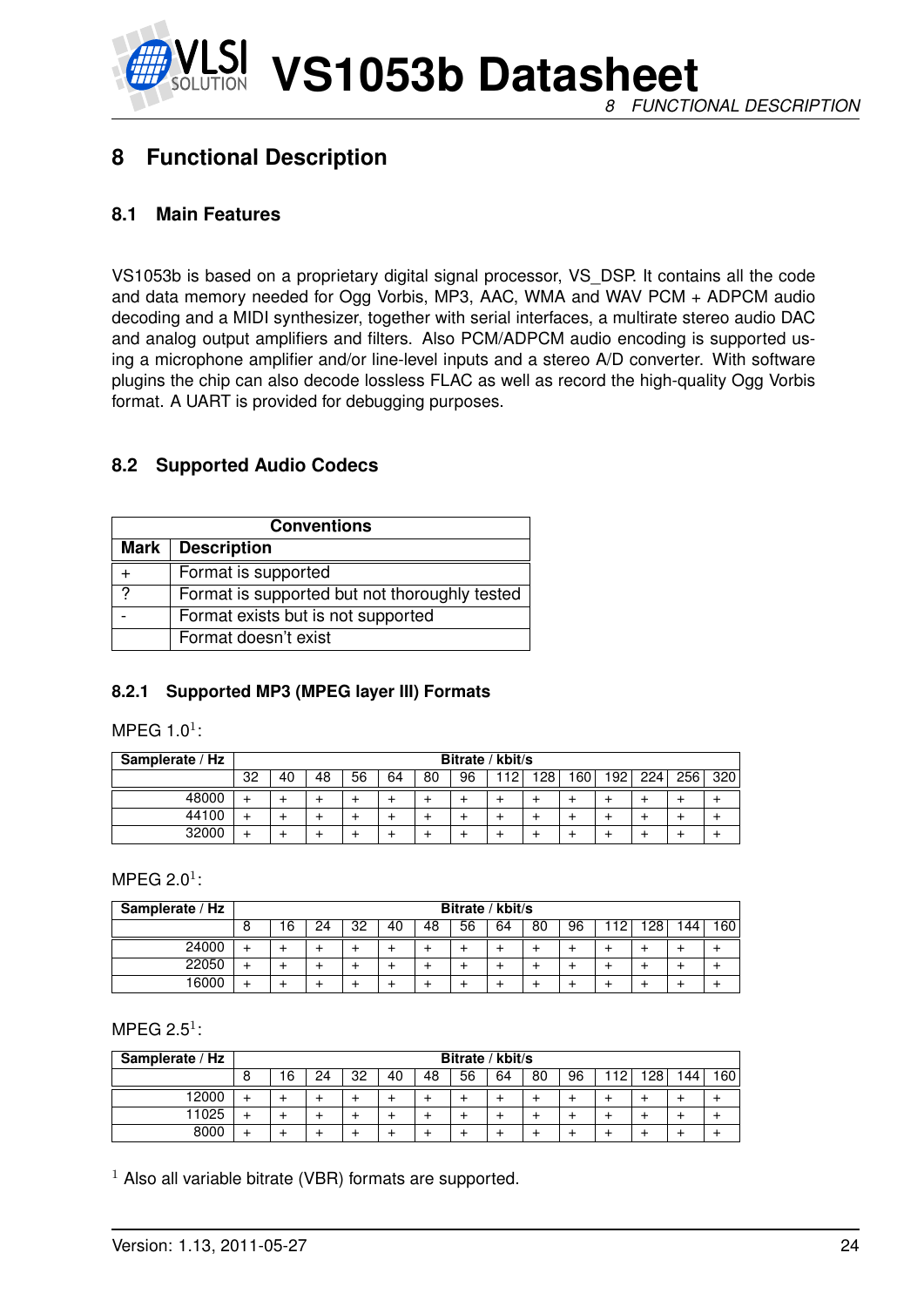# 8 Functional Description

## 8.1 Main Features

VS1053b is based on a proprietary digital signal processor, VS_DSP. It contains all the code and data memory needed for Ogg Vorbis, MP3, AAC, WMA and WAV PCM + ADPCM audio decoding and a MIDI synthesizer, together with serial interfaces, a multirate stereo audio DAC and analog output amplifiers and filters. Also PCM/ADPCM audio encoding is supported using a microphone amplifier and/or line-level inputs and a stereo A/D converter. With software plugins the chip can also decode lossless FLAC as well as record the high-quality Ogg Vorbis format. A UART is provided for debugging purposes.

## 8.2 Supported Audio Codecs

| Conventions | |
|---|---|
| **Mark** | **Description** |
| + | Format is supported |
| ? | Format is supported but not thoroughly tested |
| - | Format exists but is not supported |
| | Format doesn't exist |

### 8.2.1 Supported MP3 (MPEG layer III) Formats

MPEG 1.0[1]:

| Samplerate / Hz | Bitrate / kbit/s | | | | | | | | | | | | | |
|---|---|---|---|---|---|---|---|---|---|---|---|---|---|---|
| | 32 | 40 | 48 | 56 | 64 | 80 | 96 | 112 | 128 | 160 | 192 | 224 | 256 | 320 |
| 48000 | + | + | + | + | + | + | + | + | + | + | + | + | + | + |
| 44100 | + | + | + | + | + | + | + | + | + | + | + | + | + | + |
| 32000 | + | + | + | + | + | + | + | + | + | + | + | + | + | + |

MPEG 2.0[1]:

| Samplerate / Hz | Bitrate / kbit/s | | | | | | | | | | | | | |
|---|---|---|---|---|---|---|---|---|---|---|---|---|---|---|
| | 8 | 16 | 24 | 32 | 40 | 48 | 56 | 64 | 80 | 96 | 112 | 128 | 144 | 160 |
| 24000 | + | + | + | + | + | + | + | + | + | + | + | + | + | + |
| 22050 | + | + | + | + | + | + | + | + | + | + | + | + | + | + |
| 16000 | + | + | + | + | + | + | + | + | + | + | + | + | + | + |

MPEG 2.5[1]:

| Samplerate / Hz | Bitrate / kbit/s | | | | | | | | | | | | | |
|---|---|---|---|---|---|---|---|---|---|---|---|---|---|---|
| | 8 | 16 | 24 | 32 | 40 | 48 | 56 | 64 | 80 | 96 | 112 | 128 | 144 | 160 |
| 12000 | + | + | + | + | + | + | + | + | + | + | + | + | + | + |
| 11025 | + | + | + | + | + | + | + | + | + | + | + | + | + | + |
| 8000 | + | + | + | + | + | + | + | + | + | + | + | + | + | + |

[1] Also all variable bitrate (VBR) formats are supported.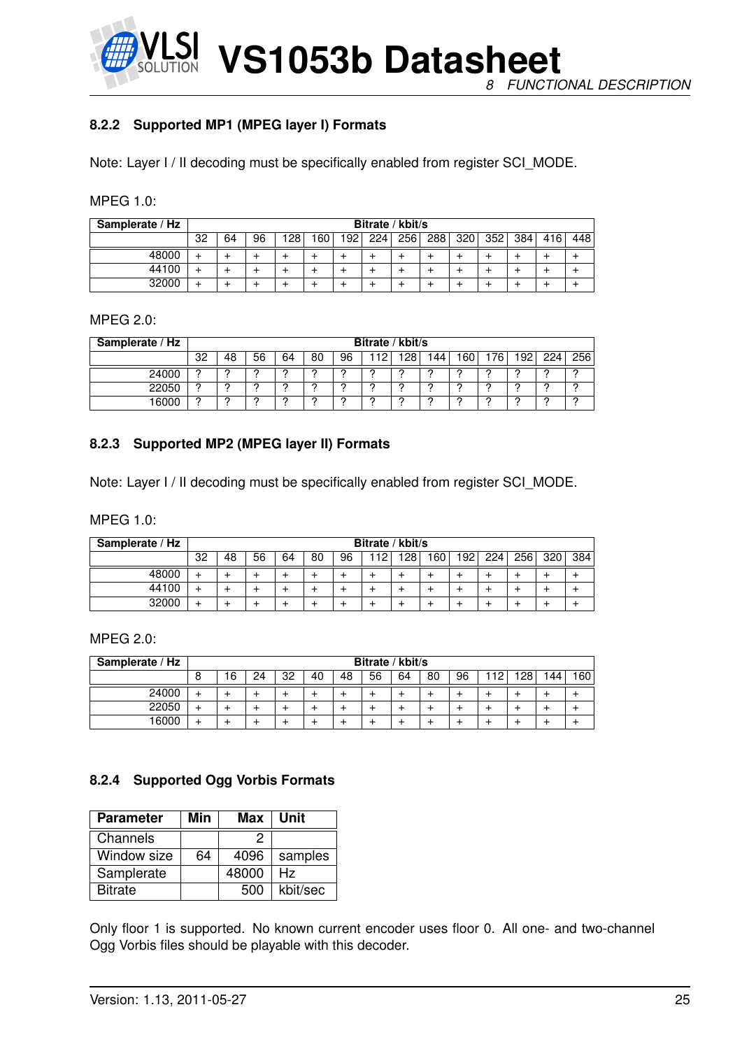### 8.2.2 Supported MP1 (MPEG layer I) Formats

Note: Layer I / II decoding must be specifically enabled from register SCI_MODE.

MPEG 1.0:

| Samplerate / Hz | Bitrate / kbit/s | | | | | | | | | | | | | |
|---|---|---|---|---|---|---|---|---|---|---|---|---|---|---|
| | 32 | 64 | 96 | 128 | 160 | 192 | 224 | 256 | 288 | 320 | 352 | 384 | 416 | 448 |
| 48000 | + | + | + | + | + | + | + | + | + | + | + | + | + | + |
| 44100 | + | + | + | + | + | + | + | + | + | + | + | + | + | + |
| 32000 | + | + | + | + | + | + | + | + | + | + | + | + | + | + |

MPEG 2.0:

| Samplerate / Hz | Bitrate / kbit/s | | | | | | | | | | | | | |
|---|---|---|---|---|---|---|---|---|---|---|---|---|---|---|
| | 32 | 48 | 56 | 64 | 80 | 96 | 112 | 128 | 144 | 160 | 176 | 192 | 224 | 256 |
| 24000 | ? | ? | ? | ? | ? | ? | ? | ? | ? | ? | ? | ? | ? | ? |
| 22050 | ? | ? | ? | ? | ? | ? | ? | ? | ? | ? | ? | ? | ? | ? |
| 16000 | ? | ? | ? | ? | ? | ? | ? | ? | ? | ? | ? | ? | ? | ? |

### 8.2.3 Supported MP2 (MPEG layer II) Formats

Note: Layer I / II decoding must be specifically enabled from register SCI_MODE.

MPEG 1.0:

| Samplerate / Hz | Bitrate / kbit/s | | | | | | | | | | | | | |
|---|---|---|---|---|---|---|---|---|---|---|---|---|---|---|
| | 32 | 48 | 56 | 64 | 80 | 96 | 112 | 128 | 160 | 192 | 224 | 256 | 320 | 384 |
| 48000 | + | + | + | + | + | + | + | + | + | + | + | + | + | + |
| 44100 | + | + | + | + | + | + | + | + | + | + | + | + | + | + |
| 32000 | + | + | + | + | + | + | + | + | + | + | + | + | + | + |

MPEG 2.0:

| Samplerate / Hz | Bitrate / kbit/s | | | | | | | | | | | | | |
|---|---|---|---|---|---|---|---|---|---|---|---|---|---|---|
| | 8 | 16 | 24 | 32 | 40 | 48 | 56 | 64 | 80 | 96 | 112 | 128 | 144 | 160 |
| 24000 | + | + | + | + | + | + | + | + | + | + | + | + | + | + |
| 22050 | + | + | + | + | + | + | + | + | + | + | + | + | + | + |
| 16000 | + | + | + | + | + | + | + | + | + | + | + | + | + | + |

### 8.2.4 Supported Ogg Vorbis Formats

| Parameter | Min | Max | Unit |
|---|---|---|---|
| Channels | | 2 | |
| Window size | 64 | 4096 | samples |
| Samplerate | | 48000 | Hz |
| Bitrate | | 500 | kbit/sec |

Only floor 1 is supported. No known current encoder uses floor 0. All one- and two-channel Ogg Vorbis files should be playable with this decoder.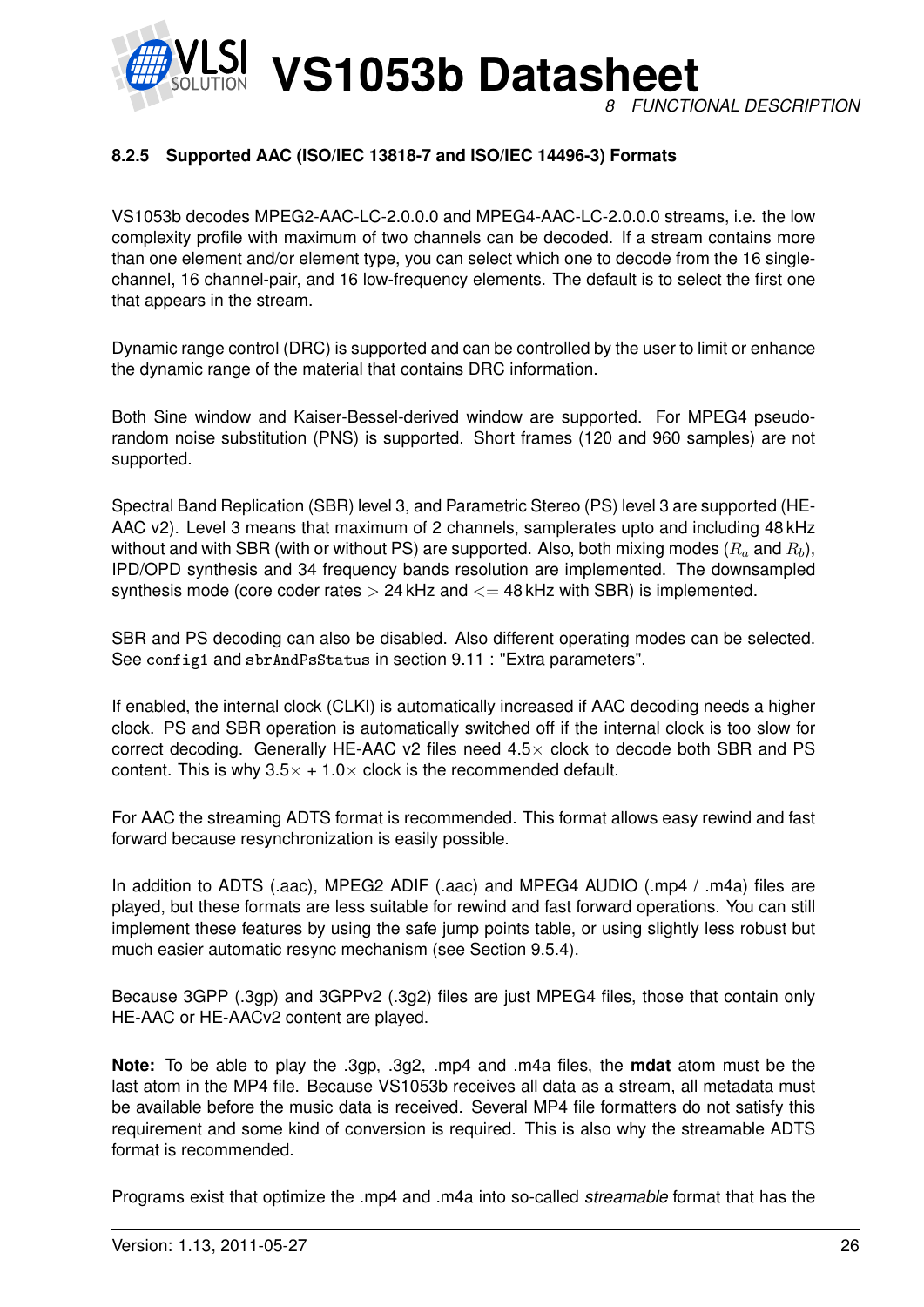#### 8.2.5 Supported AAC (ISO/IEC 13818-7 and ISO/IEC 14496-3) Formats

VS1053b decodes MPEG2-AAC-LC-2.0.0.0 and MPEG4-AAC-LC-2.0.0.0 streams, i.e. the low complexity profile with maximum of two channels can be decoded. If a stream contains more than one element and/or element type, you can select which one to decode from the 16 single-channel, 16 channel-pair, and 16 low-frequency elements. The default is to select the first one that appears in the stream.

Dynamic range control (DRC) is supported and can be controlled by the user to limit or enhance the dynamic range of the material that contains DRC information.

Both Sine window and Kaiser-Bessel-derived window are supported. For MPEG4 pseudo-random noise substitution (PNS) is supported. Short frames (120 and 960 samples) are not supported.

Spectral Band Replication (SBR) level 3, and Parametric Stereo (PS) level 3 are supported (HE-AAC v2). Level 3 means that maximum of 2 channels, samplerates upto and including 48 kHz without and with SBR (with or without PS) are supported. Also, both mixing modes ($R_a$ and $R_b$), IPD/OPD synthesis and 34 frequency bands resolution are implemented. The downsampled synthesis mode (core coder rates $>$ 24 kHz and $<=$ 48 kHz with SBR) is implemented.

SBR and PS decoding can also be disabled. Also different operating modes can be selected. See `config1` and `sbrAndPsStatus` in section 9.11 : "Extra parameters".

If enabled, the internal clock (CLKI) is automatically increased if AAC decoding needs a higher clock. PS and SBR operation is automatically switched off if the internal clock is too slow for correct decoding. Generally HE-AAC v2 files need 4.5$\times$ clock to decode both SBR and PS content. This is why 3.5$\times$ + 1.0$\times$ clock is the recommended default.

For AAC the streaming ADTS format is recommended. This format allows easy rewind and fast forward because resynchronization is easily possible.

In addition to ADTS (.aac), MPEG2 ADIF (.aac) and MPEG4 AUDIO (.mp4 / .m4a) files are played, but these formats are less suitable for rewind and fast forward operations. You can still implement these features by using the safe jump points table, or using slightly less robust but much easier automatic resync mechanism (see Section 9.5.4).

Because 3GPP (.3gp) and 3GPPv2 (.3g2) files are just MPEG4 files, those that contain only HE-AAC or HE-AACv2 content are played.

**Note:** To be able to play the .3gp, .3g2, .mp4 and .m4a files, the **mdat** atom must be the last atom in the MP4 file. Because VS1053b receives all data as a stream, all metadata must be available before the music data is received. Several MP4 file formatters do not satisfy this requirement and some kind of conversion is required. This is also why the streamable ADTS format is recommended.

Programs exist that optimize the .mp4 and .m4a into so-called *streamable* format that has the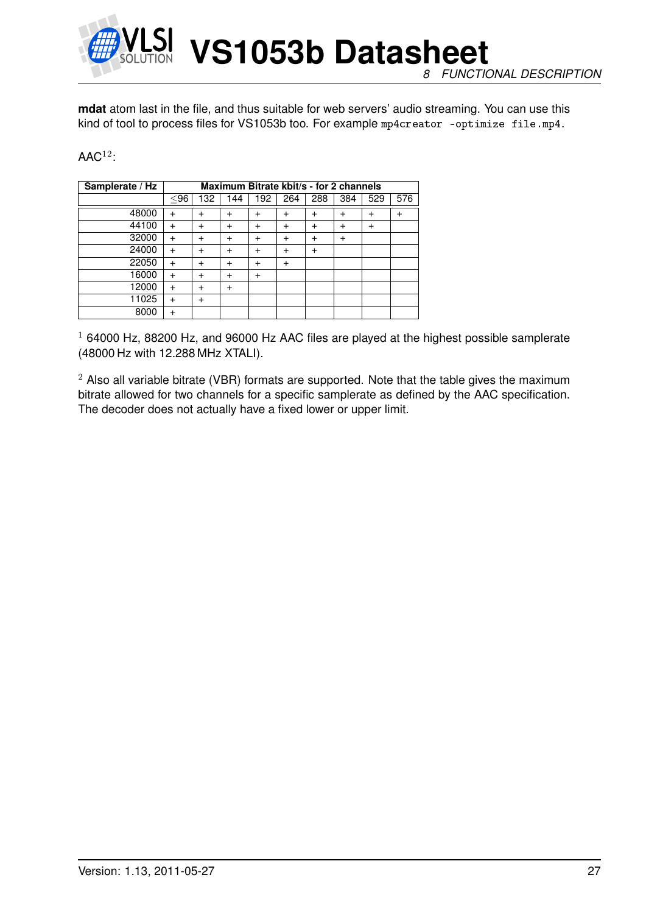**mdat** atom last in the file, and thus suitable for web servers' audio streaming. You can use this kind of tool to process files for VS1053b too. For example `mp4creator -optimize file.mp4`.

AAC[12]:

| Samplerate / Hz | Maximum Bitrate kbit/s - for 2 channels | | | | | | | | |
|---|---|---|---|---|---|---|---|---|---|
| | ≤96 | 132 | 144 | 192 | 264 | 288 | 384 | 529 | 576 |
| 48000 | + | + | + | + | + | + | + | + | + |
| 44100 | + | + | + | + | + | + | + | + | |
| 32000 | + | + | + | + | + | + | + | | |
| 24000 | + | + | + | + | + | + | | | |
| 22050 | + | + | + | + | + | | | | |
| 16000 | + | + | + | + | | | | | |
| 12000 | + | + | + | | | | | | |
| 11025 | + | + | | | | | | | |
| 8000 | + | | | | | | | | |

[1] 64000 Hz, 88200 Hz, and 96000 Hz AAC files are played at the highest possible samplerate (48000 Hz with 12.288 MHz XTALI).

[2] Also all variable bitrate (VBR) formats are supported. Note that the table gives the maximum bitrate allowed for two channels for a specific samplerate as defined by the AAC specification. The decoder does not actually have a fixed lower or upper limit.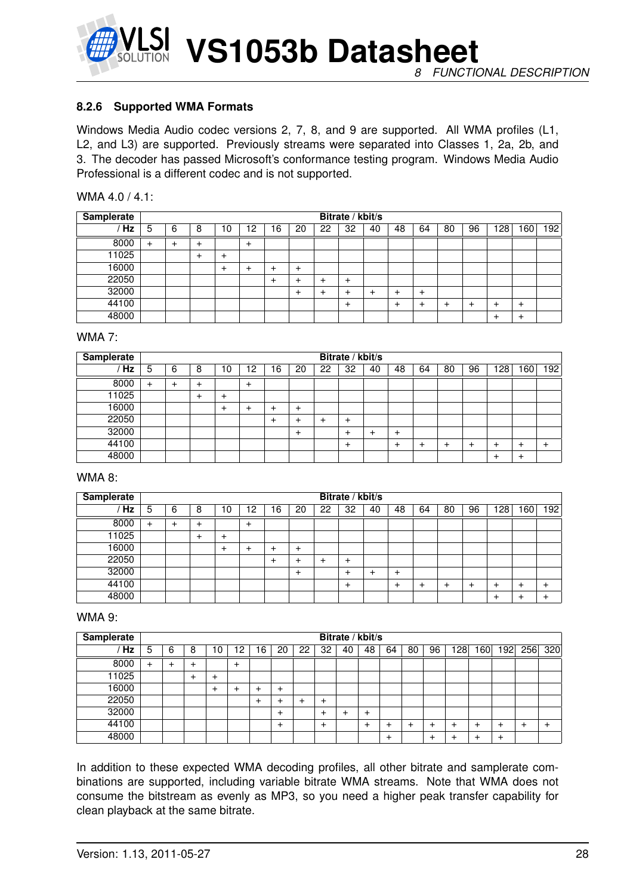### 8.2.6 Supported WMA Formats

Windows Media Audio codec versions 2, 7, 8, and 9 are supported. All WMA profiles (L1, L2, and L3) are supported. Previously streams were separated into Classes 1, 2a, 2b, and 3. The decoder has passed Microsoft's conformance testing program. Windows Media Audio Professional is a different codec and is not supported.

WMA 4.0 / 4.1:

| Samplerate | Bitrate / kbit/s | | | | | | | | | | | | | | | |
|---|---|---|---|---|---|---|---|---|---|---|---|---|---|---|---|---|
| / Hz | 5 | 6 | 8 | 10 | 12 | 16 | 20 | 22 | 32 | 40 | 48 | 64 | 80 | 96 | 128 | 160 | 192 |
| 8000 | + | + | + | | + | | | | | | | | | | | | |
| 11025 | | | + | + | | | | | | | | | | | | | |
| 16000 | | | | + | + | + | + | | | | | | | | | | |
| 22050 | | | | | | + | + | + | + | | | | | | | | |
| 32000 | | | | | | | + | + | + | + | + | + | | | | | |
| 44100 | | | | | | | | | + | | + | + | + | + | + | + | |
| 48000 | | | | | | | | | | | | | | | + | + | |

WMA 7:

| Samplerate | Bitrate / kbit/s | | | | | | | | | | | | | | | | |
|---|---|---|---|---|---|---|---|---|---|---|---|---|---|---|---|---|---|
| / Hz | 5 | 6 | 8 | 10 | 12 | 16 | 20 | 22 | 32 | 40 | 48 | 64 | 80 | 96 | 128 | 160 | 192 |
| 8000 | + | + | + | | + | | | | | | | | | | | | |
| 11025 | | | + | + | | | | | | | | | | | | | |
| 16000 | | | | + | + | + | + | | | | | | | | | | |
| 22050 | | | | | | + | + | + | + | | | | | | | | |
| 32000 | | | | | | | + | | + | + | + | | | | | | |
| 44100 | | | | | | | | | + | | + | + | + | + | + | + | + |
| 48000 | | | | | | | | | | | | | | | + | + | |

WMA 8:

| Samplerate | Bitrate / kbit/s | | | | | | | | | | | | | | | | |
|---|---|---|---|---|---|---|---|---|---|---|---|---|---|---|---|---|---|
| / Hz | 5 | 6 | 8 | 10 | 12 | 16 | 20 | 22 | 32 | 40 | 48 | 64 | 80 | 96 | 128 | 160 | 192 |
| 8000 | + | + | + | | + | | | | | | | | | | | | |
| 11025 | | | + | + | | | | | | | | | | | | | |
| 16000 | | | | + | + | + | + | | | | | | | | | | |
| 22050 | | | | | | + | + | + | + | | | | | | | | |
| 32000 | | | | | | | + | | + | + | + | | | | | | |
| 44100 | | | | | | | | | + | | + | + | + | + | + | + | + |
| 48000 | | | | | | | | | | | | | | | + | + | + |

WMA 9:

| Samplerate | Bitrate / kbit/s | | | | | | | | | | | | | | | | | | |
|---|---|---|---|---|---|---|---|---|---|---|---|---|---|---|---|---|---|---|---|
| / Hz | 5 | 6 | 8 | 10 | 12 | 16 | 20 | 22 | 32 | 40 | 48 | 64 | 80 | 96 | 128 | 160 | 192 | 256 | 320 |
| 8000 | + | + | + | | + | | | | | | | | | | | | | | |
| 11025 | | | + | + | | | | | | | | | | | | | | | |
| 16000 | | | | + | + | + | + | | | | | | | | | | | | |
| 22050 | | | | | | + | + | + | + | | | | | | | | | | |
| 32000 | | | | | | | + | | + | + | + | | | | | | | | |
| 44100 | | | | | | | + | | + | | + | + | + | + | + | + | + | + | + |
| 48000 | | | | | | | | | | | | + | | + | + | + | + | | |

In addition to these expected WMA decoding profiles, all other bitrate and samplerate combinations are supported, including variable bitrate WMA streams. Note that WMA does not consume the bitstream as evenly as MP3, so you need a higher peak transfer capability for clean playback at the same bitrate.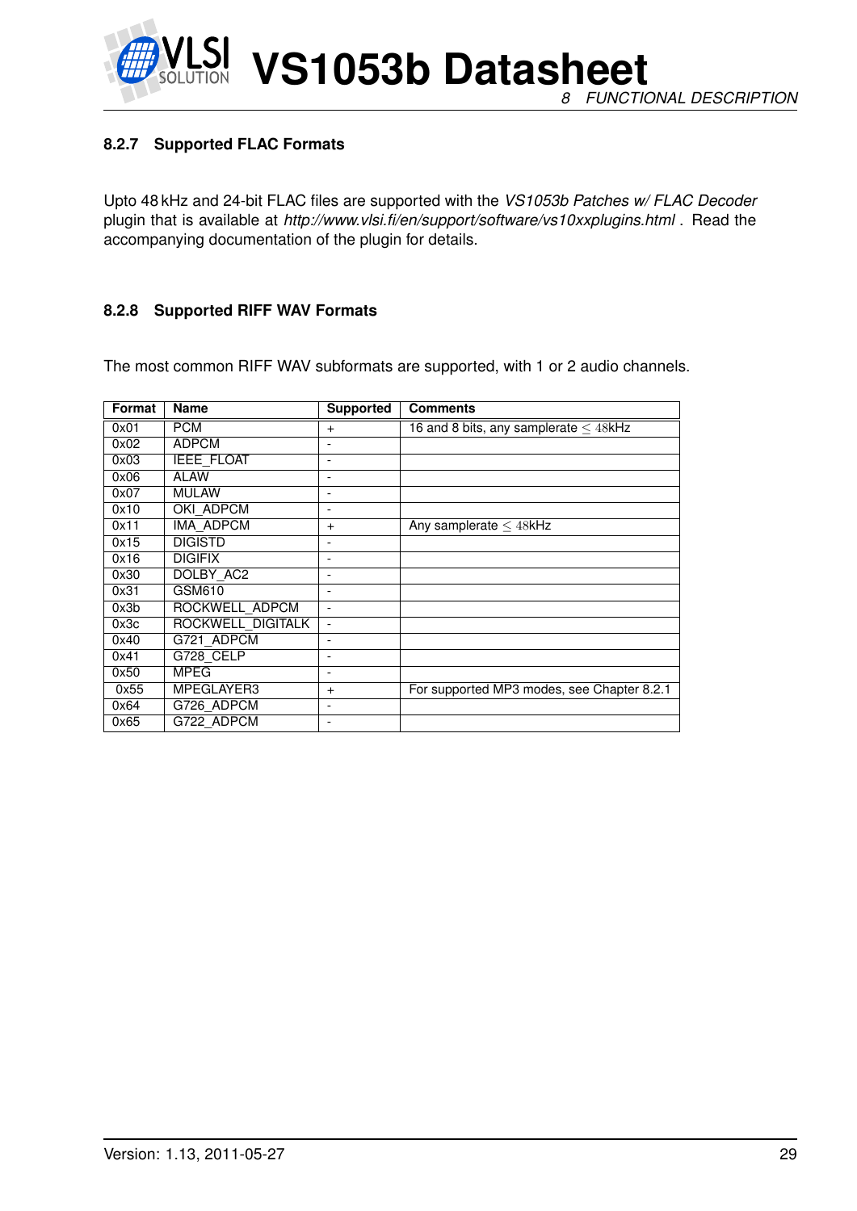### 8.2.7 Supported FLAC Formats

Upto 48 kHz and 24-bit FLAC files are supported with the *VS1053b Patches w/ FLAC Decoder* plugin that is available at *http://www.vlsi.fi/en/support/software/vs10xxplugins.html* . Read the accompanying documentation of the plugin for details.

### 8.2.8 Supported RIFF WAV Formats

The most common RIFF WAV subformats are supported, with 1 or 2 audio channels.

| Format | Name | Supported | Comments |
|---|---|---|---|
| 0x01 | PCM | + | 16 and 8 bits, any samplerate $\leq 48$kHz |
| 0x02 | ADPCM | - | |
| 0x03 | IEEE_FLOAT | - | |
| 0x06 | ALAW | - | |
| 0x07 | MULAW | - | |
| 0x10 | OKI_ADPCM | - | |
| 0x11 | IMA_ADPCM | + | Any samplerate $\leq 48$kHz |
| 0x15 | DIGISTD | - | |
| 0x16 | DIGIFIX | - | |
| 0x30 | DOLBY_AC2 | - | |
| 0x31 | GSM610 | - | |
| 0x3b | ROCKWELL_ADPCM | - | |
| 0x3c | ROCKWELL_DIGITALK | - | |
| 0x40 | G721_ADPCM | - | |
| 0x41 | G728_CELP | - | |
| 0x50 | MPEG | - | |
| 0x55 | MPEGLAYER3 | + | For supported MP3 modes, see Chapter 8.2.1 |
| 0x64 | G726_ADPCM | - | |
| 0x65 | G722_ADPCM | - | |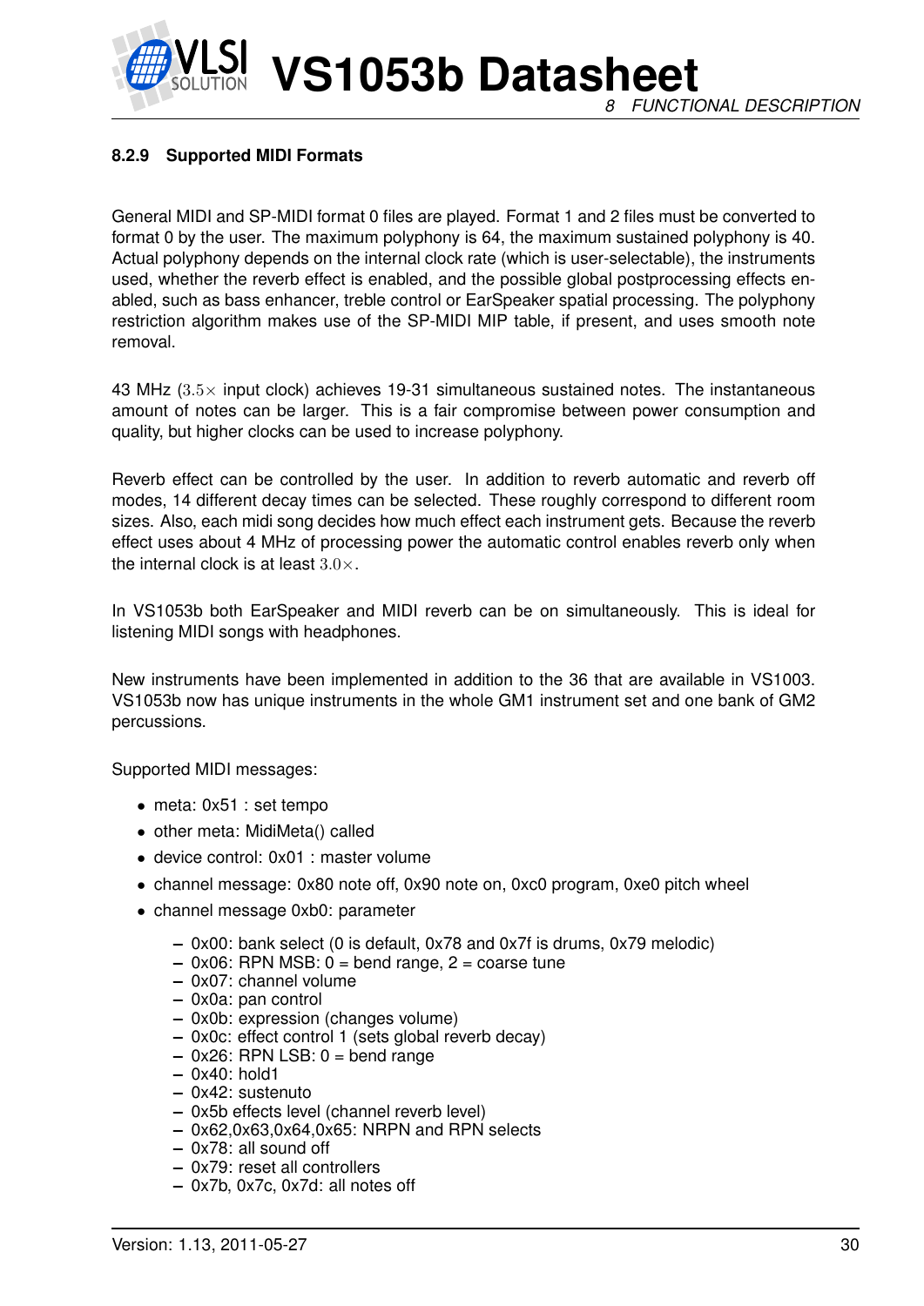#### 8.2.9 Supported MIDI Formats

General MIDI and SP-MIDI format 0 files are played. Format 1 and 2 files must be converted to format 0 by the user. The maximum polyphony is 64, the maximum sustained polyphony is 40. Actual polyphony depends on the internal clock rate (which is user-selectable), the instruments used, whether the reverb effect is enabled, and the possible global postprocessing effects enabled, such as bass enhancer, treble control or EarSpeaker spatial processing. The polyphony restriction algorithm makes use of the SP-MIDI MIP table, if present, and uses smooth note removal.

43 MHz ($3.5\times$ input clock) achieves 19-31 simultaneous sustained notes. The instantaneous amount of notes can be larger. This is a fair compromise between power consumption and quality, but higher clocks can be used to increase polyphony.

Reverb effect can be controlled by the user. In addition to reverb automatic and reverb off modes, 14 different decay times can be selected. These roughly correspond to different room sizes. Also, each midi song decides how much effect each instrument gets. Because the reverb effect uses about 4 MHz of processing power the automatic control enables reverb only when the internal clock is at least $3.0\times$.

In VS1053b both EarSpeaker and MIDI reverb can be on simultaneously. This is ideal for listening MIDI songs with headphones.

New instruments have been implemented in addition to the 36 that are available in VS1003. VS1053b now has unique instruments in the whole GM1 instrument set and one bank of GM2 percussions.

Supported MIDI messages:

- meta: 0x51 : set tempo
- other meta: MidiMeta() called
- device control: 0x01 : master volume
- channel message: 0x80 note off, 0x90 note on, 0xc0 program, 0xe0 pitch wheel
- channel message 0xb0: parameter
  - 0x00: bank select (0 is default, 0x78 and 0x7f is drums, 0x79 melodic)
  - 0x06: RPN MSB: 0 = bend range, 2 = coarse tune
  - 0x07: channel volume
  - 0x0a: pan control
  - 0x0b: expression (changes volume)
  - 0x0c: effect control 1 (sets global reverb decay)
  - 0x26: RPN LSB: 0 = bend range
  - 0x40: hold1
  - 0x42: sustenuto
  - 0x5b effects level (channel reverb level)
  - 0x62,0x63,0x64,0x65: NRPN and RPN selects
  - 0x78: all sound off
  - 0x79: reset all controllers
  - 0x7b, 0x7c, 0x7d: all notes off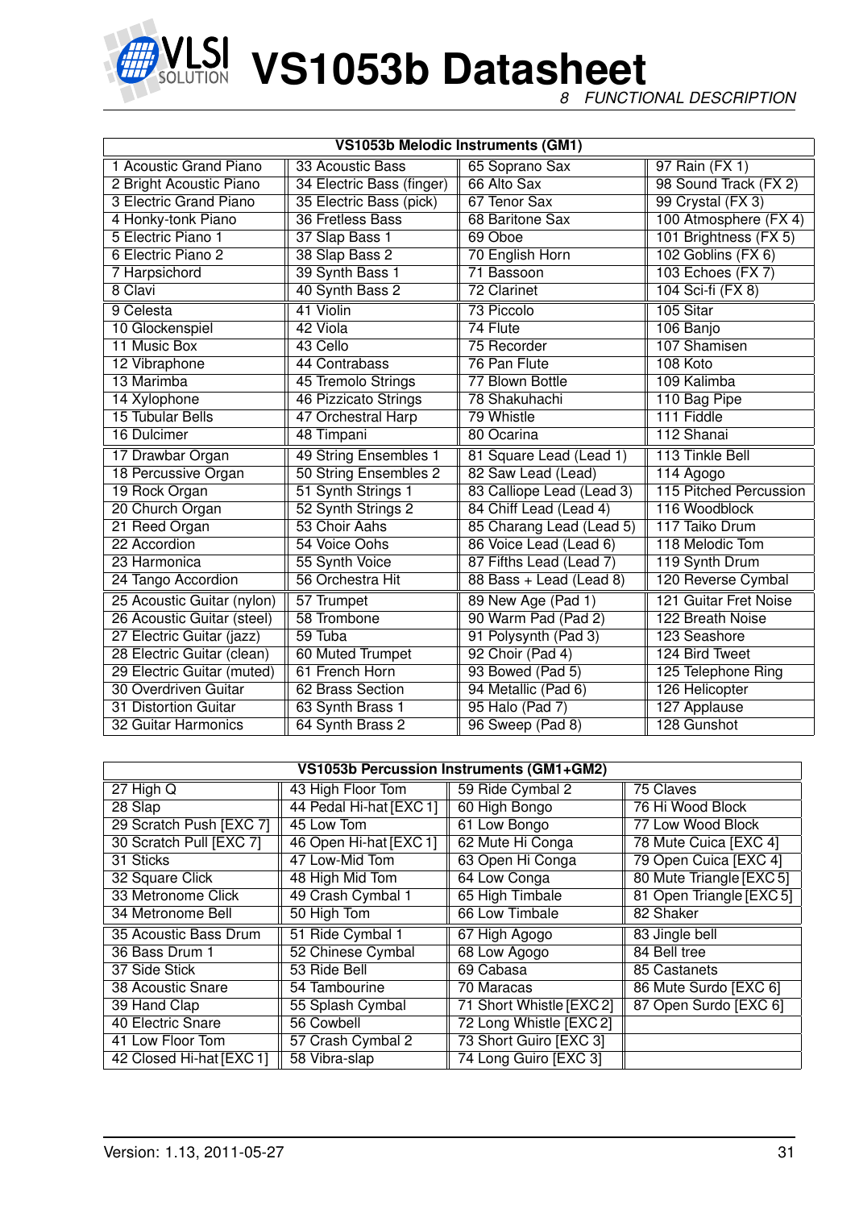| VS1053b Melodic Instruments (GM1) | | | |
|---|---|---|---|
| 1 Acoustic Grand Piano | 33 Acoustic Bass | 65 Soprano Sax | 97 Rain (FX 1) |
| 2 Bright Acoustic Piano | 34 Electric Bass (finger) | 66 Alto Sax | 98 Sound Track (FX 2) |
| 3 Electric Grand Piano | 35 Electric Bass (pick) | 67 Tenor Sax | 99 Crystal (FX 3) |
| 4 Honky-tonk Piano | 36 Fretless Bass | 68 Baritone Sax | 100 Atmosphere (FX 4) |
| 5 Electric Piano 1 | 37 Slap Bass 1 | 69 Oboe | 101 Brightness (FX 5) |
| 6 Electric Piano 2 | 38 Slap Bass 2 | 70 English Horn | 102 Goblins (FX 6) |
| 7 Harpsichord | 39 Synth Bass 1 | 71 Bassoon | 103 Echoes (FX 7) |
| 8 Clavi | 40 Synth Bass 2 | 72 Clarinet | 104 Sci-fi (FX 8) |
| 9 Celesta | 41 Violin | 73 Piccolo | 105 Sitar |
| 10 Glockenspiel | 42 Viola | 74 Flute | 106 Banjo |
| 11 Music Box | 43 Cello | 75 Recorder | 107 Shamisen |
| 12 Vibraphone | 44 Contrabass | 76 Pan Flute | 108 Koto |
| 13 Marimba | 45 Tremolo Strings | 77 Blown Bottle | 109 Kalimba |
| 14 Xylophone | 46 Pizzicato Strings | 78 Shakuhachi | 110 Bag Pipe |
| 15 Tubular Bells | 47 Orchestral Harp | 79 Whistle | 111 Fiddle |
| 16 Dulcimer | 48 Timpani | 80 Ocarina | 112 Shanai |
| 17 Drawbar Organ | 49 String Ensembles 1 | 81 Square Lead (Lead 1) | 113 Tinkle Bell |
| 18 Percussive Organ | 50 String Ensembles 2 | 82 Saw Lead (Lead) | 114 Agogo |
| 19 Rock Organ | 51 Synth Strings 1 | 83 Calliope Lead (Lead 3) | 115 Pitched Percussion |
| 20 Church Organ | 52 Synth Strings 2 | 84 Chiff Lead (Lead 4) | 116 Woodblock |
| 21 Reed Organ | 53 Choir Aahs | 85 Charang Lead (Lead 5) | 117 Taiko Drum |
| 22 Accordion | 54 Voice Oohs | 86 Voice Lead (Lead 6) | 118 Melodic Tom |
| 23 Harmonica | 55 Synth Voice | 87 Fifths Lead (Lead 7) | 119 Synth Drum |
| 24 Tango Accordion | 56 Orchestra Hit | 88 Bass + Lead (Lead 8) | 120 Reverse Cymbal |
| 25 Acoustic Guitar (nylon) | 57 Trumpet | 89 New Age (Pad 1) | 121 Guitar Fret Noise |
| 26 Acoustic Guitar (steel) | 58 Trombone | 90 Warm Pad (Pad 2) | 122 Breath Noise |
| 27 Electric Guitar (jazz) | 59 Tuba | 91 Polysynth (Pad 3) | 123 Seashore |
| 28 Electric Guitar (clean) | 60 Muted Trumpet | 92 Choir (Pad 4) | 124 Bird Tweet |
| 29 Electric Guitar (muted) | 61 French Horn | 93 Bowed (Pad 5) | 125 Telephone Ring |
| 30 Overdriven Guitar | 62 Brass Section | 94 Metallic (Pad 6) | 126 Helicopter |
| 31 Distortion Guitar | 63 Synth Brass 1 | 95 Halo (Pad 7) | 127 Applause |
| 32 Guitar Harmonics | 64 Synth Brass 2 | 96 Sweep (Pad 8) | 128 Gunshot |

| VS1053b Percussion Instruments (GM1+GM2) | | | |
|---|---|---|---|
| 27 High Q | 43 High Floor Tom | 59 Ride Cymbal 2 | 75 Claves |
| 28 Slap | 44 Pedal Hi-hat [EXC 1] | 60 High Bongo | 76 Hi Wood Block |
| 29 Scratch Push [EXC 7] | 45 Low Tom | 61 Low Bongo | 77 Low Wood Block |
| 30 Scratch Pull [EXC 7] | 46 Open Hi-hat [EXC 1] | 62 Mute Hi Conga | 78 Mute Cuica [EXC 4] |
| 31 Sticks | 47 Low-Mid Tom | 63 Open Hi Conga | 79 Open Cuica [EXC 4] |
| 32 Square Click | 48 High Mid Tom | 64 Low Conga | 80 Mute Triangle [EXC 5] |
| 33 Metronome Click | 49 Crash Cymbal 1 | 65 High Timbale | 81 Open Triangle [EXC 5] |
| 34 Metronome Bell | 50 High Tom | 66 Low Timbale | 82 Shaker |
| 35 Acoustic Bass Drum | 51 Ride Cymbal 1 | 67 High Agogo | 83 Jingle bell |
| 36 Bass Drum 1 | 52 Chinese Cymbal | 68 Low Agogo | 84 Bell tree |
| 37 Side Stick | 53 Ride Bell | 69 Cabasa | 85 Castanets |
| 38 Acoustic Snare | 54 Tambourine | 70 Maracas | 86 Mute Surdo [EXC 6] |
| 39 Hand Clap | 55 Splash Cymbal | 71 Short Whistle [EXC 2] | 87 Open Surdo [EXC 6] |
| 40 Electric Snare | 56 Cowbell | 72 Long Whistle [EXC 2] | |
| 41 Low Floor Tom | 57 Crash Cymbal 2 | 73 Short Guiro [EXC 3] | |
| 42 Closed Hi-hat [EXC 1] | 58 Vibra-slap | 74 Long Guiro [EXC 3] | |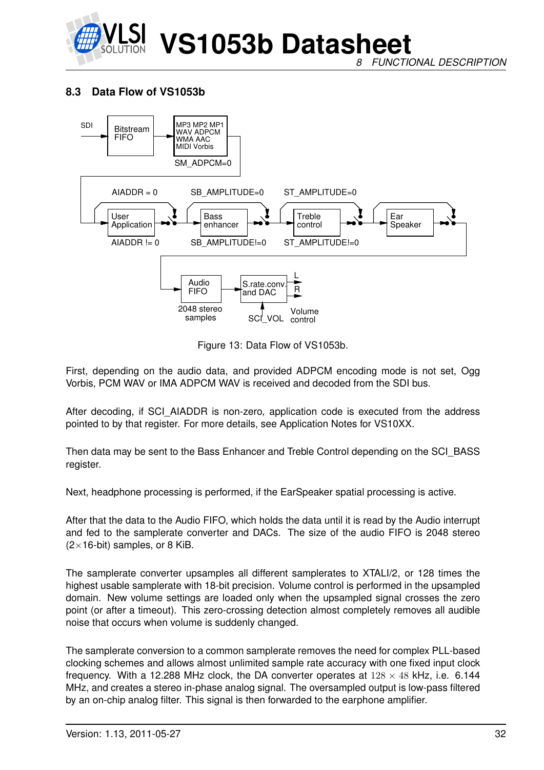### 8.3 Data Flow of VS1053b

SDI

Bitstream FIFO

MP3 MP2 MP1 WAV ADPCM WMA AAC MIDI Vorbis

SM_ADPCM=0

AIADDR = 0

SB_AMPLITUDE=0

ST_AMPLITUDE=0

User Application

Bass enhancer

Treble control

Ear Speaker

AIADDR != 0

SB_AMPLITUDE!=0

ST_AMPLITUDE!=0

Audio FIFO

2048 stereo samples

S.rate.conv. and DAC

L

R

SCI_VOL

Volume control

Figure 13: Data Flow of VS1053b.

First, depending on the audio data, and provided ADPCM encoding mode is not set, Ogg Vorbis, PCM WAV or IMA ADPCM WAV is received and decoded from the SDI bus.

After decoding, if SCI_AIADDR is non-zero, application code is executed from the address pointed to by that register. For more details, see Application Notes for VS10XX.

Then data may be sent to the Bass Enhancer and Treble Control depending on the SCI_BASS register.

Next, headphone processing is performed, if the EarSpeaker spatial processing is active.

After that the data to the Audio FIFO, which holds the data until it is read by the Audio interrupt and fed to the samplerate converter and DACs. The size of the audio FIFO is 2048 stereo ($2\times$16-bit) samples, or 8 KiB.

The samplerate converter upsamples all different samplerates to XTALI/2, or 128 times the highest usable samplerate with 18-bit precision. Volume control is performed in the upsampled domain. New volume settings are loaded only when the upsampled signal crosses the zero point (or after a timeout). This zero-crossing detection almost completely removes all audible noise that occurs when volume is suddenly changed.

The samplerate conversion to a common samplerate removes the need for complex PLL-based clocking schemes and allows almost unlimited sample rate accuracy with one fixed input clock frequency. With a 12.288 MHz clock, the DA converter operates at $128 \times 48$ kHz, i.e. 6.144 MHz, and creates a stereo in-phase analog signal. The oversampled output is low-pass filtered by an on-chip analog filter. This signal is then forwarded to the earphone amplifier.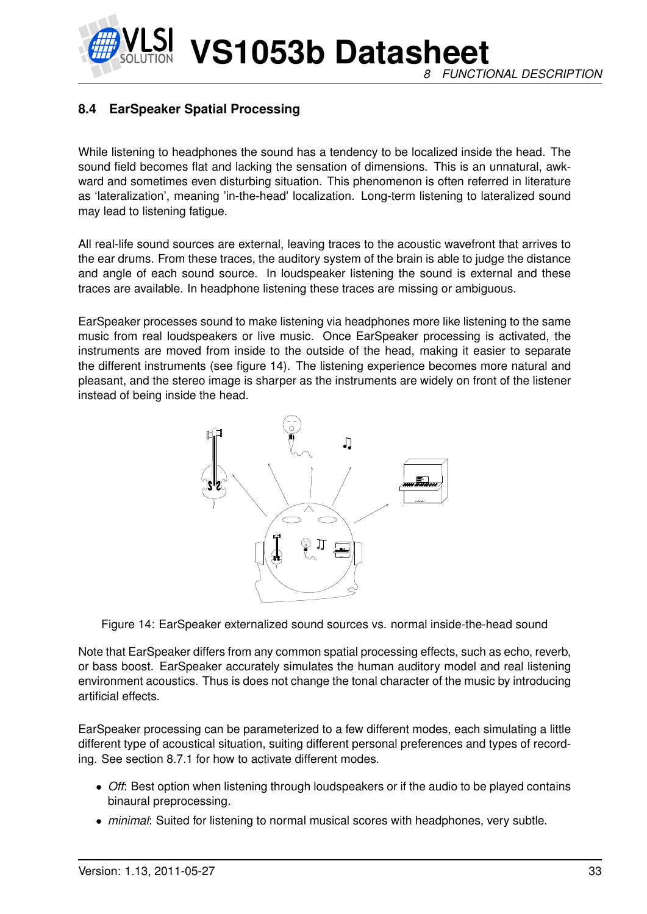## 8.4 EarSpeaker Spatial Processing

While listening to headphones the sound has a tendency to be localized inside the head. The sound field becomes flat and lacking the sensation of dimensions. This is an unnatural, awkward and sometimes even disturbing situation. This phenomenon is often referred in literature as 'lateralization', meaning 'in-the-head' localization. Long-term listening to lateralized sound may lead to listening fatigue.

All real-life sound sources are external, leaving traces to the acoustic wavefront that arrives to the ear drums. From these traces, the auditory system of the brain is able to judge the distance and angle of each sound source. In loudspeaker listening the sound is external and these traces are available. In headphone listening these traces are missing or ambiguous.

EarSpeaker processes sound to make listening via headphones more like listening to the same music from real loudspeakers or live music. Once EarSpeaker processing is activated, the instruments are moved from inside to the outside of the head, making it easier to separate the different instruments (see figure 14). The listening experience becomes more natural and pleasant, and the stereo image is sharper as the instruments are widely on front of the listener instead of being inside the head.

Figure 14: EarSpeaker externalized sound sources vs. normal inside-the-head sound

Note that EarSpeaker differs from any common spatial processing effects, such as echo, reverb, or bass boost. EarSpeaker accurately simulates the human auditory model and real listening environment acoustics. Thus is does not change the tonal character of the music by introducing artificial effects.

EarSpeaker processing can be parameterized to a few different modes, each simulating a little different type of acoustical situation, suiting different personal preferences and types of recording. See section 8.7.1 for how to activate different modes.

- *Off*: Best option when listening through loudspeakers or if the audio to be played contains binaural preprocessing.
- *minimal*: Suited for listening to normal musical scores with headphones, very subtle.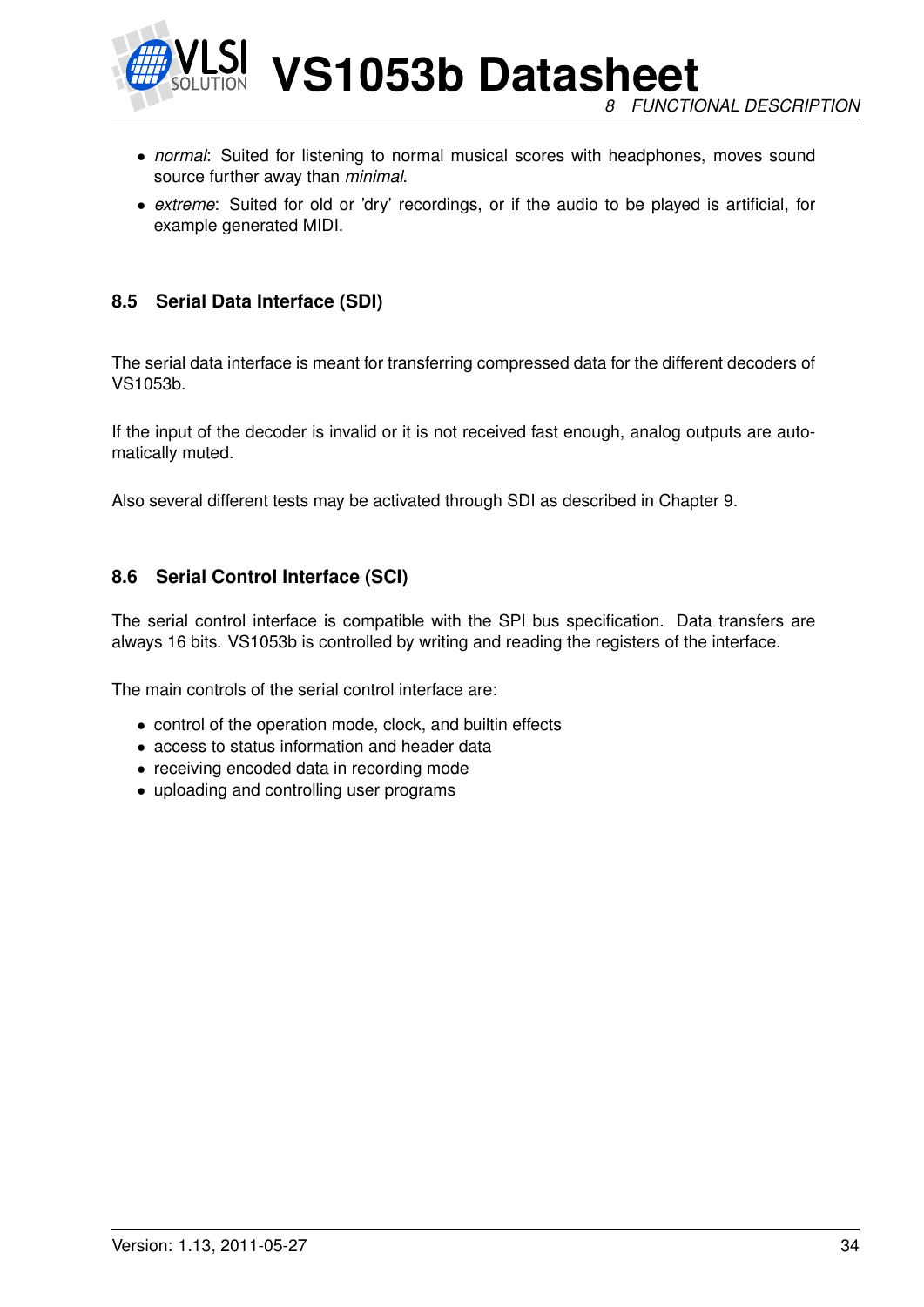- *normal*: Suited for listening to normal musical scores with headphones, moves sound source further away than *minimal*.
- *extreme*: Suited for old or 'dry' recordings, or if the audio to be played is artificial, for example generated MIDI.

### 8.5 Serial Data Interface (SDI)

The serial data interface is meant for transferring compressed data for the different decoders of VS1053b.

If the input of the decoder is invalid or it is not received fast enough, analog outputs are automatically muted.

Also several different tests may be activated through SDI as described in Chapter 9.

### 8.6 Serial Control Interface (SCI)

The serial control interface is compatible with the SPI bus specification. Data transfers are always 16 bits. VS1053b is controlled by writing and reading the registers of the interface.

The main controls of the serial control interface are:

- control of the operation mode, clock, and builtin effects
- access to status information and header data
- receiving encoded data in recording mode
- uploading and controlling user programs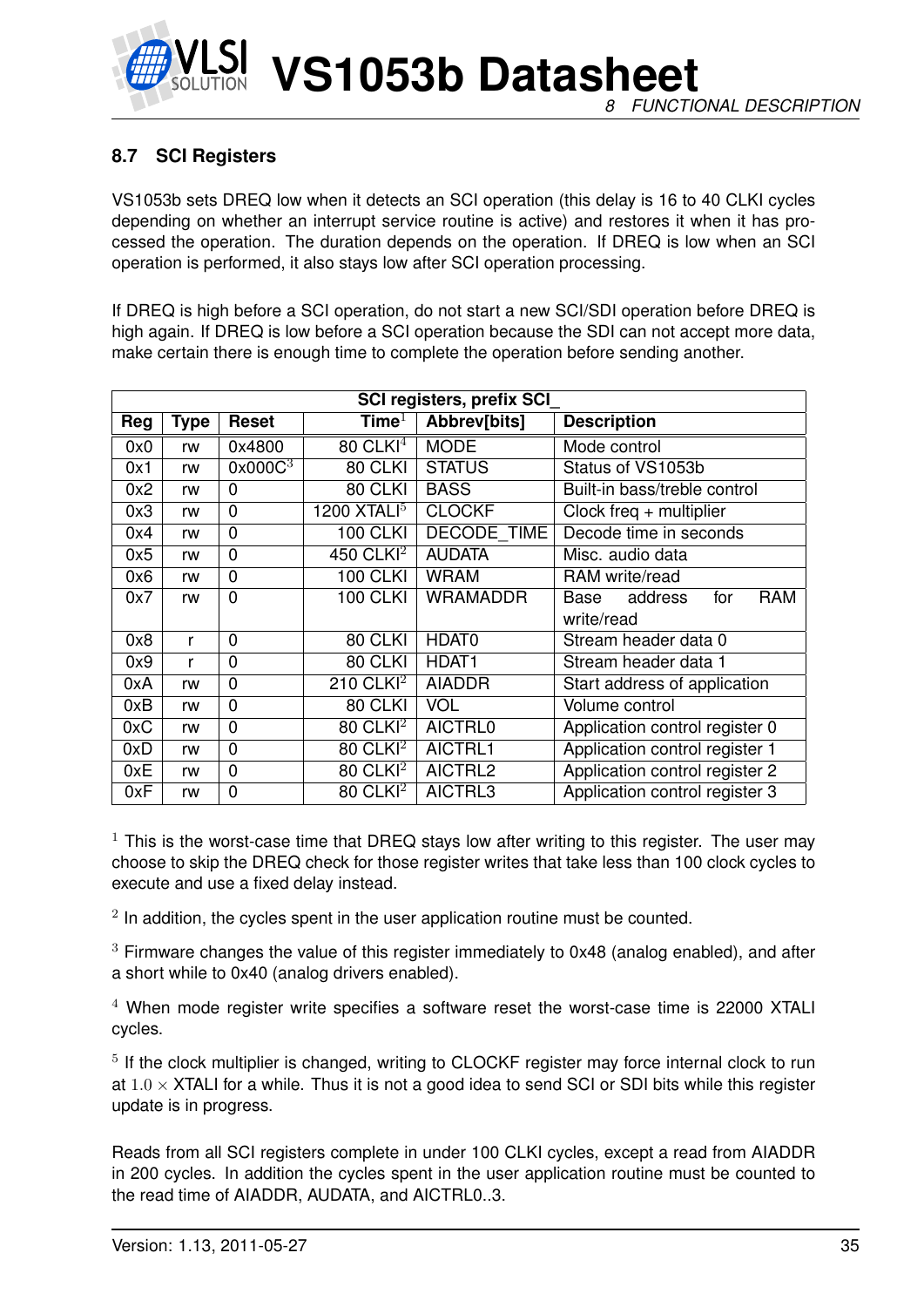### 8.7 SCI Registers

VS1053b sets DREQ low when it detects an SCI operation (this delay is 16 to 40 CLKI cycles depending on whether an interrupt service routine is active) and restores it when it has processed the operation. The duration depends on the operation. If DREQ is low when an SCI operation is performed, it also stays low after SCI operation processing.

If DREQ is high before a SCI operation, do not start a new SCI/SDI operation before DREQ is high again. If DREQ is low before a SCI operation because the SDI can not accept more data, make certain there is enough time to complete the operation before sending another.

| SCI registers, prefix SCI_ | | | | | |
|---|---|---|---|---|---|
| **Reg** | **Type** | **Reset** | **Time**[1] | **Abbrev[bits]** | **Description** |
| 0x0 | rw | 0x4800 | 80 CLKI[4] | MODE | Mode control |
| 0x1 | rw | 0x000C[3] | 80 CLKI | STATUS | Status of VS1053b |
| 0x2 | rw | 0 | 80 CLKI | BASS | Built-in bass/treble control |
| 0x3 | rw | 0 | 1200 XTALI[5] | CLOCKF | Clock freq + multiplier |
| 0x4 | rw | 0 | 100 CLKI | DECODE_TIME | Decode time in seconds |
| 0x5 | rw | 0 | 450 CLKI[2] | AUDATA | Misc. audio data |
| 0x6 | rw | 0 | 100 CLKI | WRAM | RAM write/read |
| 0x7 | rw | 0 | 100 CLKI | WRAMADDR | Base address for RAM write/read |
| 0x8 | r | 0 | 80 CLKI | HDAT0 | Stream header data 0 |
| 0x9 | r | 0 | 80 CLKI | HDAT1 | Stream header data 1 |
| 0xA | rw | 0 | 210 CLKI[2] | AIADDR | Start address of application |
| 0xB | rw | 0 | 80 CLKI | VOL | Volume control |
| 0xC | rw | 0 | 80 CLKI[2] | AICTRL0 | Application control register 0 |
| 0xD | rw | 0 | 80 CLKI[2] | AICTRL1 | Application control register 1 |
| 0xE | rw | 0 | 80 CLKI[2] | AICTRL2 | Application control register 2 |
| 0xF | rw | 0 | 80 CLKI[2] | AICTRL3 | Application control register 3 |

[1] This is the worst-case time that DREQ stays low after writing to this register. The user may choose to skip the DREQ check for those register writes that take less than 100 clock cycles to execute and use a fixed delay instead.

[2] In addition, the cycles spent in the user application routine must be counted.

[3] Firmware changes the value of this register immediately to 0x48 (analog enabled), and after a short while to 0x40 (analog drivers enabled).

[4] When mode register write specifies a software reset the worst-case time is 22000 XTALI cycles.

[5] If the clock multiplier is changed, writing to CLOCKF register may force internal clock to run at $1.0 \times$ XTALI for a while. Thus it is not a good idea to send SCI or SDI bits while this register update is in progress.

Reads from all SCI registers complete in under 100 CLKI cycles, except a read from AIADDR in 200 cycles. In addition the cycles spent in the user application routine must be counted to the read time of AIADDR, AUDATA, and AICTRL0..3.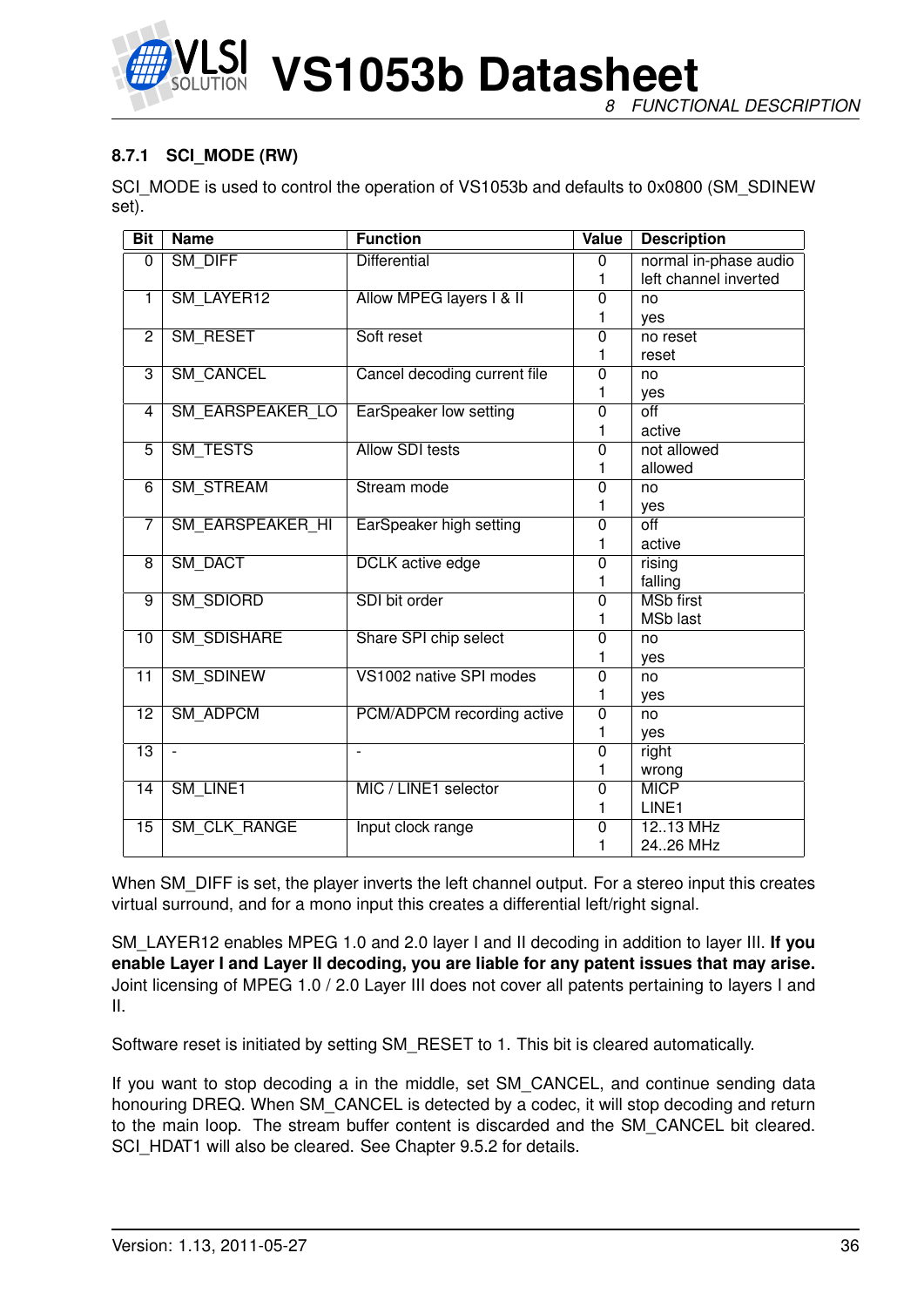### 8.7.1 SCI_MODE (RW)

SCI_MODE is used to control the operation of VS1053b and defaults to 0x0800 (SM_SDINEW set).

| Bit | Name | Function | Value | Description |
|---|---|---|---|---|
| 0 | SM_DIFF | Differential | 0<br>1 | normal in-phase audio<br>left channel inverted |
| 1 | SM_LAYER12 | Allow MPEG layers I & II | 0<br>1 | no<br>yes |
| 2 | SM_RESET | Soft reset | 0<br>1 | no reset<br>reset |
| 3 | SM_CANCEL | Cancel decoding current file | 0<br>1 | no<br>yes |
| 4 | SM_EARSPEAKER_LO | EarSpeaker low setting | 0<br>1 | off<br>active |
| 5 | SM_TESTS | Allow SDI tests | 0<br>1 | not allowed<br>allowed |
| 6 | SM_STREAM | Stream mode | 0<br>1 | no<br>yes |
| 7 | SM_EARSPEAKER_HI | EarSpeaker high setting | 0<br>1 | off<br>active |
| 8 | SM_DACT | DCLK active edge | 0<br>1 | rising<br>falling |
| 9 | SM_SDIORD | SDI bit order | 0<br>1 | MSb first<br>MSb last |
| 10 | SM_SDISHARE | Share SPI chip select | 0<br>1 | no<br>yes |
| 11 | SM_SDINEW | VS1002 native SPI modes | 0<br>1 | no<br>yes |
| 12 | SM_ADPCM | PCM/ADPCM recording active | 0<br>1 | no<br>yes |
| 13 | - | - | 0<br>1 | right<br>wrong |
| 14 | SM_LINE1 | MIC / LINE1 selector | 0<br>1 | MICP<br>LINE1 |
| 15 | SM_CLK_RANGE | Input clock range | 0<br>1 | 12..13 MHz<br>24..26 MHz |

When SM_DIFF is set, the player inverts the left channel output. For a stereo input this creates virtual surround, and for a mono input this creates a differential left/right signal.

SM_LAYER12 enables MPEG 1.0 and 2.0 layer I and II decoding in addition to layer III. **If you enable Layer I and Layer II decoding, you are liable for any patent issues that may arise.** Joint licensing of MPEG 1.0 / 2.0 Layer III does not cover all patents pertaining to layers I and II.

Software reset is initiated by setting SM_RESET to 1. This bit is cleared automatically.

If you want to stop decoding a in the middle, set SM_CANCEL, and continue sending data honouring DREQ. When SM_CANCEL is detected by a codec, it will stop decoding and return to the main loop. The stream buffer content is discarded and the SM_CANCEL bit cleared. SCI_HDAT1 will also be cleared. See Chapter 9.5.2 for details.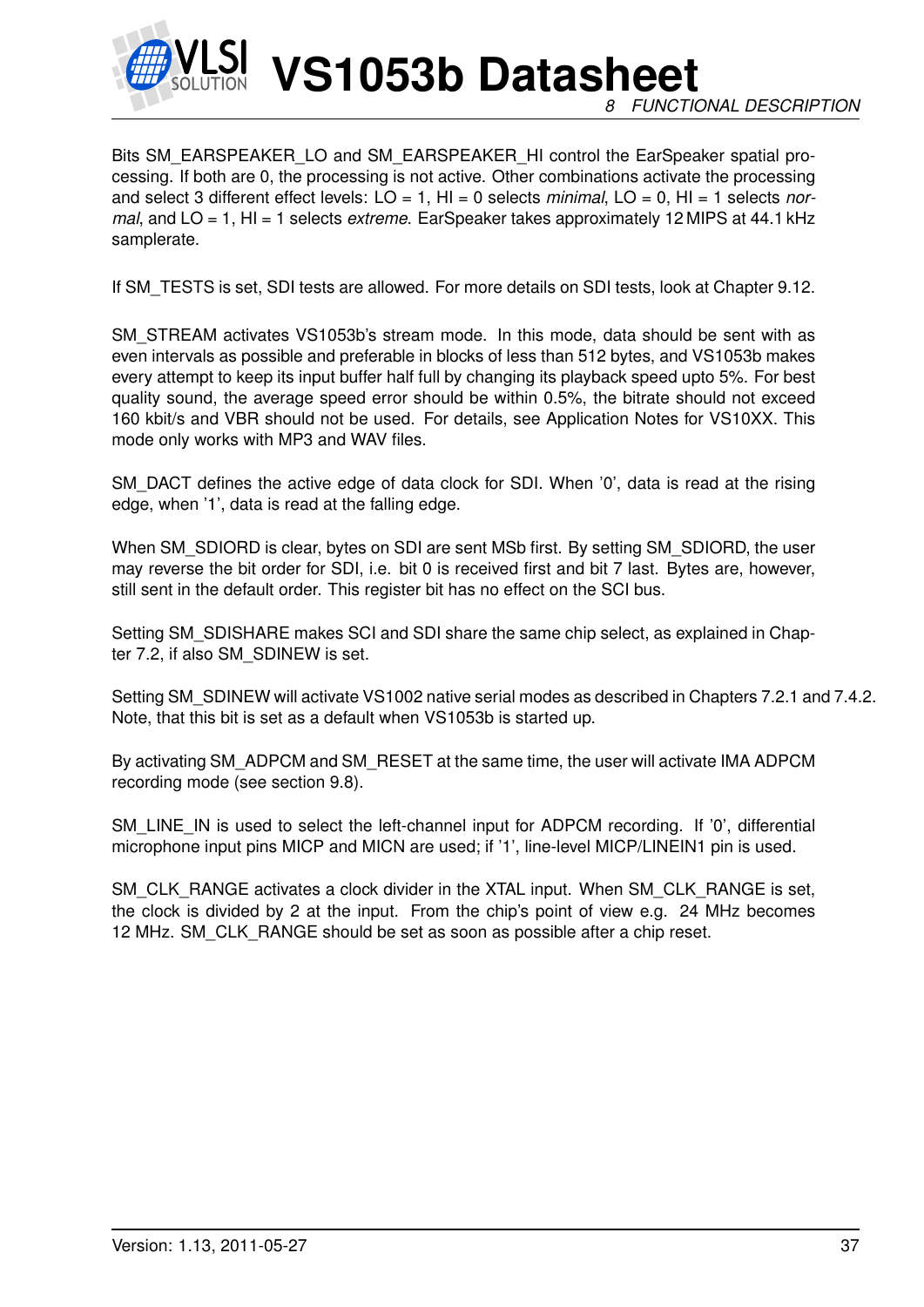Bits SM_EARSPEAKER_LO and SM_EARSPEAKER_HI control the EarSpeaker spatial processing. If both are 0, the processing is not active. Other combinations activate the processing and select 3 different effect levels: LO = 1, HI = 0 selects *minimal*, LO = 0, HI = 1 selects *normal*, and LO = 1, HI = 1 selects *extreme*. EarSpeaker takes approximately 12 MIPS at 44.1 kHz samplerate.

If SM_TESTS is set, SDI tests are allowed. For more details on SDI tests, look at Chapter 9.12.

SM_STREAM activates VS1053b's stream mode. In this mode, data should be sent with as even intervals as possible and preferable in blocks of less than 512 bytes, and VS1053b makes every attempt to keep its input buffer half full by changing its playback speed upto 5%. For best quality sound, the average speed error should be within 0.5%, the bitrate should not exceed 160 kbit/s and VBR should not be used. For details, see Application Notes for VS10XX. This mode only works with MP3 and WAV files.

SM_DACT defines the active edge of data clock for SDI. When '0', data is read at the rising edge, when '1', data is read at the falling edge.

When SM_SDIORD is clear, bytes on SDI are sent MSb first. By setting SM_SDIORD, the user may reverse the bit order for SDI, i.e. bit 0 is received first and bit 7 last. Bytes are, however, still sent in the default order. This register bit has no effect on the SCI bus.

Setting SM_SDISHARE makes SCI and SDI share the same chip select, as explained in Chapter 7.2, if also SM_SDINEW is set.

Setting SM_SDINEW will activate VS1002 native serial modes as described in Chapters 7.2.1 and 7.4.2. Note, that this bit is set as a default when VS1053b is started up.

By activating SM_ADPCM and SM_RESET at the same time, the user will activate IMA ADPCM recording mode (see section 9.8).

SM_LINE_IN is used to select the left-channel input for ADPCM recording. If '0', differential microphone input pins MICP and MICN are used; if '1', line-level MICP/LINEIN1 pin is used.

SM_CLK_RANGE activates a clock divider in the XTAL input. When SM_CLK_RANGE is set, the clock is divided by 2 at the input. From the chip's point of view e.g. 24 MHz becomes 12 MHz. SM_CLK_RANGE should be set as soon as possible after a chip reset.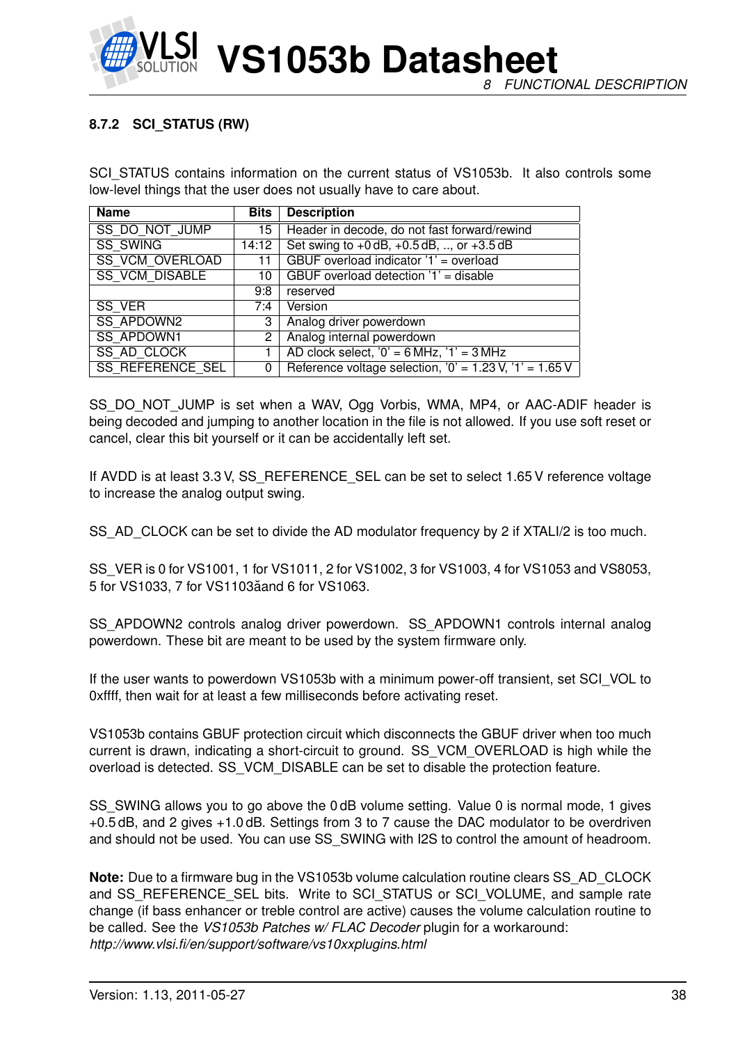### 8.7.2 SCI_STATUS (RW)

SCI_STATUS contains information on the current status of VS1053b. It also controls some low-level things that the user does not usually have to care about.

| Name | Bits | Description |
|---|---|---|
| SS_DO_NOT_JUMP | 15 | Header in decode, do not fast forward/rewind |
| SS_SWING | 14:12 | Set swing to +0 dB, +0.5 dB, .., or +3.5 dB |
| SS_VCM_OVERLOAD | 11 | GBUF overload indicator '1' = overload |
| SS_VCM_DISABLE | 10 | GBUF overload detection '1' = disable |
| | 9:8 | reserved |
| SS_VER | 7:4 | Version |
| SS_APDOWN2 | 3 | Analog driver powerdown |
| SS_APDOWN1 | 2 | Analog internal powerdown |
| SS_AD_CLOCK | 1 | AD clock select, '0' = 6 MHz, '1' = 3 MHz |
| SS_REFERENCE_SEL | 0 | Reference voltage selection, '0' = 1.23 V, '1' = 1.65 V |

SS_DO_NOT_JUMP is set when a WAV, Ogg Vorbis, WMA, MP4, or AAC-ADIF header is being decoded and jumping to another location in the file is not allowed. If you use soft reset or cancel, clear this bit yourself or it can be accidentally left set.

If AVDD is at least 3.3 V, SS_REFERENCE_SEL can be set to select 1.65 V reference voltage to increase the analog output swing.

SS_AD_CLOCK can be set to divide the AD modulator frequency by 2 if XTALI/2 is too much.

SS_VER is 0 for VS1001, 1 for VS1011, 2 for VS1002, 3 for VS1003, 4 for VS1053 and VS8053, 5 for VS1033, 7 for VS1103ǎand 6 for VS1063.

SS_APDOWN2 controls analog driver powerdown. SS_APDOWN1 controls internal analog powerdown. These bit are meant to be used by the system firmware only.

If the user wants to powerdown VS1053b with a minimum power-off transient, set SCI_VOL to 0xffff, then wait for at least a few milliseconds before activating reset.

VS1053b contains GBUF protection circuit which disconnects the GBUF driver when too much current is drawn, indicating a short-circuit to ground. SS_VCM_OVERLOAD is high while the overload is detected. SS_VCM_DISABLE can be set to disable the protection feature.

SS_SWING allows you to go above the 0 dB volume setting. Value 0 is normal mode, 1 gives +0.5 dB, and 2 gives +1.0 dB. Settings from 3 to 7 cause the DAC modulator to be overdriven and should not be used. You can use SS_SWING with I2S to control the amount of headroom.

**Note:** Due to a firmware bug in the VS1053b volume calculation routine clears SS_AD_CLOCK and SS_REFERENCE_SEL bits. Write to SCI_STATUS or SCI_VOLUME, and sample rate change (if bass enhancer or treble control are active) causes the volume calculation routine to be called. See the *VS1053b Patches w/ FLAC Decoder* plugin for a workaround: *http://www.vlsi.fi/en/support/software/vs10xxplugins.html*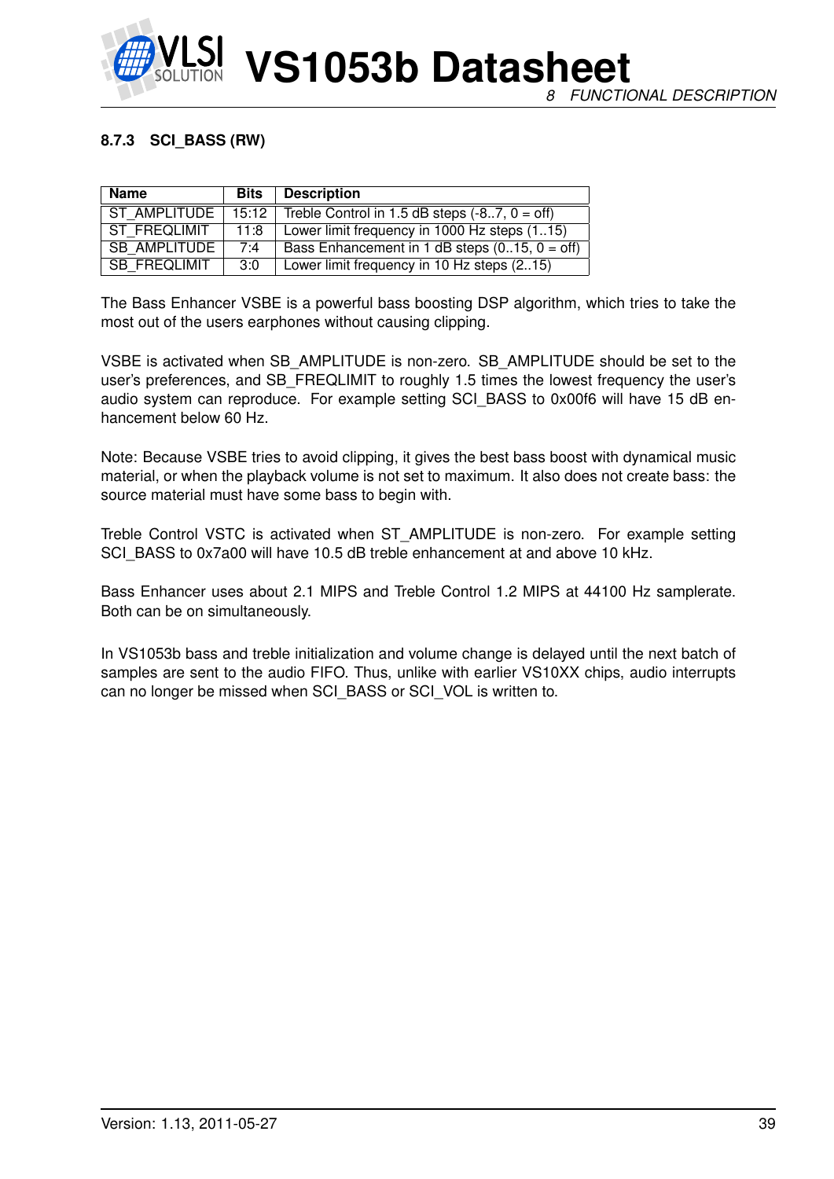### 8.7.3 SCI_BASS (RW)

| Name | Bits | Description |
|---|---|---|
| ST_AMPLITUDE | 15:12 | Treble Control in 1.5 dB steps (-8..7, 0 = off) |
| ST_FREQLIMIT | 11:8 | Lower limit frequency in 1000 Hz steps (1..15) |
| SB_AMPLITUDE | 7:4 | Bass Enhancement in 1 dB steps (0..15, 0 = off) |
| SB_FREQLIMIT | 3:0 | Lower limit frequency in 10 Hz steps (2..15) |

The Bass Enhancer VSBE is a powerful bass boosting DSP algorithm, which tries to take the most out of the users earphones without causing clipping.

VSBE is activated when SB_AMPLITUDE is non-zero. SB_AMPLITUDE should be set to the user's preferences, and SB_FREQLIMIT to roughly 1.5 times the lowest frequency the user's audio system can reproduce. For example setting SCI_BASS to 0x00f6 will have 15 dB enhancement below 60 Hz.

Note: Because VSBE tries to avoid clipping, it gives the best bass boost with dynamical music material, or when the playback volume is not set to maximum. It also does not create bass: the source material must have some bass to begin with.

Treble Control VSTC is activated when ST_AMPLITUDE is non-zero. For example setting SCI_BASS to 0x7a00 will have 10.5 dB treble enhancement at and above 10 kHz.

Bass Enhancer uses about 2.1 MIPS and Treble Control 1.2 MIPS at 44100 Hz samplerate. Both can be on simultaneously.

In VS1053b bass and treble initialization and volume change is delayed until the next batch of samples are sent to the audio FIFO. Thus, unlike with earlier VS10XX chips, audio interrupts can no longer be missed when SCI_BASS or SCI_VOL is written to.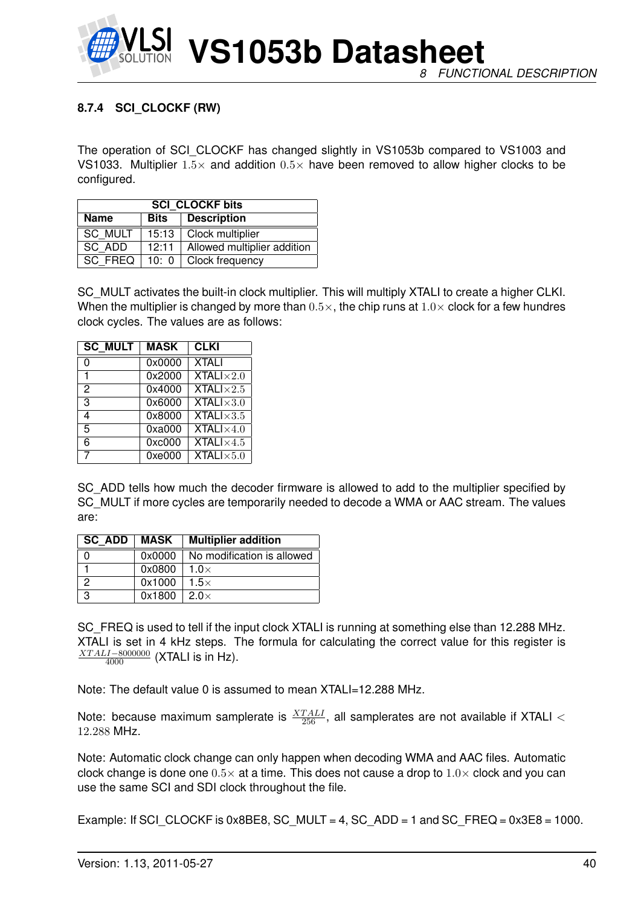#### 8.7.4 SCI_CLOCKF (RW)

The operation of SCI_CLOCKF has changed slightly in VS1053b compared to VS1003 and VS1033. Multiplier $1.5\times$ and addition $0.5\times$ have been removed to allow higher clocks to be configured.

| SCI_CLOCKF bits | | |
|---|---|---|
| **Name** | **Bits** | **Description** |
| SC_MULT | 15:13 | Clock multiplier |
| SC_ADD | 12:11 | Allowed multiplier addition |
| SC_FREQ | 10: 0 | Clock frequency |

SC_MULT activates the built-in clock multiplier. This will multiply XTALI to create a higher CLKI. When the multiplier is changed by more than $0.5\times$, the chip runs at $1.0\times$ clock for a few hundres clock cycles. The values are as follows:

| SC_MULT | MASK | CLKI |
|---|---|---|
| 0 | 0x0000 | XTALI |
| 1 | 0x2000 | XTALI$\times 2.0$ |
| 2 | 0x4000 | XTALI$\times 2.5$ |
| 3 | 0x6000 | XTALI$\times 3.0$ |
| 4 | 0x8000 | XTALI$\times 3.5$ |
| 5 | 0xa000 | XTALI$\times 4.0$ |
| 6 | 0xc000 | XTALI$\times 4.5$ |
| 7 | 0xe000 | XTALI$\times 5.0$ |

SC_ADD tells how much the decoder firmware is allowed to add to the multiplier specified by SC_MULT if more cycles are temporarily needed to decode a WMA or AAC stream. The values are:

| SC_ADD | MASK | Multiplier addition |
|---|---|---|
| 0 | 0x0000 | No modification is allowed |
| 1 | 0x0800 | 1.0$\times$ |
| 2 | 0x1000 | 1.5$\times$ |
| 3 | 0x1800 | 2.0$\times$ |

SC_FREQ is used to tell if the input clock XTALI is running at something else than 12.288 MHz. XTALI is set in 4 kHz steps. The formula for calculating the correct value for this register is $\frac{XTALI-8000000}{4000}$ (XTALI is in Hz).

Note: The default value 0 is assumed to mean XTALI=12.288 MHz.

Note: because maximum samplerate is $\frac{XTALI}{256}$, all samplerates are not available if XTALI $<$ $12.288$ MHz.

Note: Automatic clock change can only happen when decoding WMA and AAC files. Automatic clock change is done one $0.5\times$ at a time. This does not cause a drop to $1.0\times$ clock and you can use the same SCI and SDI clock throughout the file.

Example: If SCI_CLOCKF is 0x8BE8, SC_MULT = 4, SC_ADD = 1 and SC_FREQ = 0x3E8 = 1000.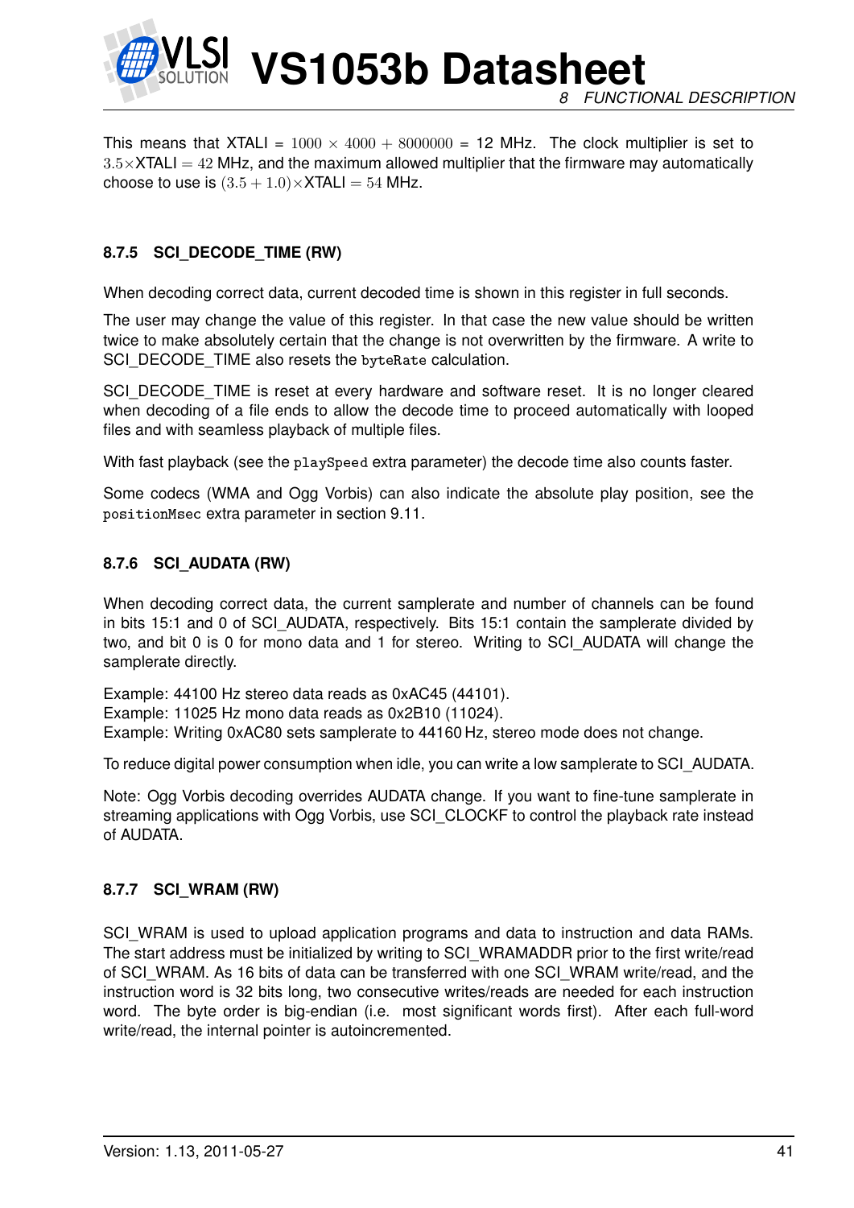This means that XTALI = $1000 \times 4000 + 8000000$ = 12 MHz. The clock multiplier is set to $3.5\times$XTALI $= 42$ MHz, and the maximum allowed multiplier that the firmware may automatically choose to use is $(3.5 + 1.0)\times$XTALI $= 54$ MHz.

### 8.7.5 SCI_DECODE_TIME (RW)

When decoding correct data, current decoded time is shown in this register in full seconds.

The user may change the value of this register. In that case the new value should be written twice to make absolutely certain that the change is not overwritten by the firmware. A write to SCI_DECODE_TIME also resets the `byteRate` calculation.

SCI_DECODE_TIME is reset at every hardware and software reset. It is no longer cleared when decoding of a file ends to allow the decode time to proceed automatically with looped files and with seamless playback of multiple files.

With fast playback (see the `playSpeed` extra parameter) the decode time also counts faster.

Some codecs (WMA and Ogg Vorbis) can also indicate the absolute play position, see the `positionMsec` extra parameter in section 9.11.

### 8.7.6 SCI_AUDATA (RW)

When decoding correct data, the current samplerate and number of channels can be found in bits 15:1 and 0 of SCI_AUDATA, respectively. Bits 15:1 contain the samplerate divided by two, and bit 0 is 0 for mono data and 1 for stereo. Writing to SCI_AUDATA will change the samplerate directly.

Example: 44100 Hz stereo data reads as 0xAC45 (44101).
Example: 11025 Hz mono data reads as 0x2B10 (11024).
Example: Writing 0xAC80 sets samplerate to 44160 Hz, stereo mode does not change.

To reduce digital power consumption when idle, you can write a low samplerate to SCI_AUDATA.

Note: Ogg Vorbis decoding overrides AUDATA change. If you want to fine-tune samplerate in streaming applications with Ogg Vorbis, use SCI_CLOCKF to control the playback rate instead of AUDATA.

### 8.7.7 SCI_WRAM (RW)

SCI_WRAM is used to upload application programs and data to instruction and data RAMs. The start address must be initialized by writing to SCI_WRAMADDR prior to the first write/read of SCI_WRAM. As 16 bits of data can be transferred with one SCI_WRAM write/read, and the instruction word is 32 bits long, two consecutive writes/reads are needed for each instruction word. The byte order is big-endian (i.e. most significant words first). After each full-word write/read, the internal pointer is autoincremented.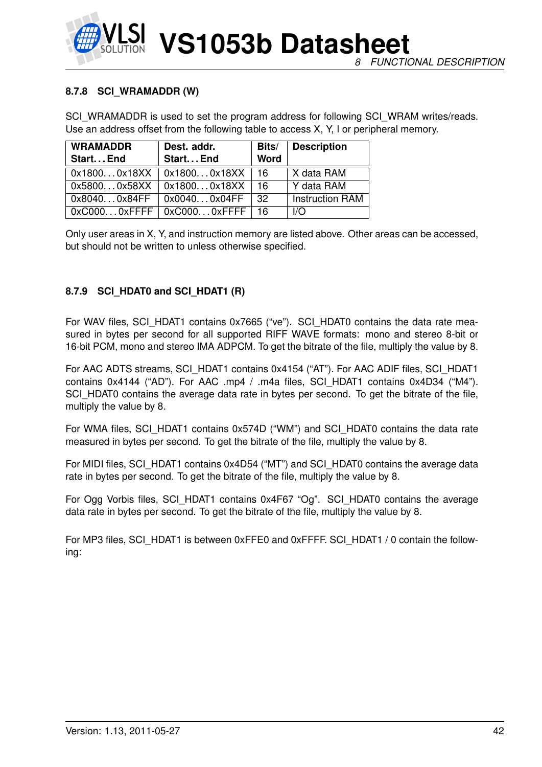#### 8.7.8 SCI_WRAMADDR (W)

SCI_WRAMADDR is used to set the program address for following SCI_WRAM writes/reads. Use an address offset from the following table to access X, Y, I or peripheral memory.

| WRAMADDR Start...End | Dest. addr. Start...End | Bits/ Word | Description |
|---|---|---|---|
| 0x1800...0x18XX | 0x1800...0x18XX | 16 | X data RAM |
| 0x5800...0x58XX | 0x1800...0x18XX | 16 | Y data RAM |
| 0x8040...0x84FF | 0x0040...0x04FF | 32 | Instruction RAM |
| 0xC000...0xFFFF | 0xC000...0xFFFF | 16 | I/O |

Only user areas in X, Y, and instruction memory are listed above. Other areas can be accessed, but should not be written to unless otherwise specified.

#### 8.7.9 SCI_HDAT0 and SCI_HDAT1 (R)

For WAV files, SCI_HDAT1 contains 0x7665 (“ve”). SCI_HDAT0 contains the data rate measured in bytes per second for all supported RIFF WAVE formats: mono and stereo 8-bit or 16-bit PCM, mono and stereo IMA ADPCM. To get the bitrate of the file, multiply the value by 8.

For AAC ADTS streams, SCI_HDAT1 contains 0x4154 (“AT”). For AAC ADIF files, SCI_HDAT1 contains 0x4144 (“AD”). For AAC .mp4 / .m4a files, SCI_HDAT1 contains 0x4D34 (“M4”). SCI_HDAT0 contains the average data rate in bytes per second. To get the bitrate of the file, multiply the value by 8.

For WMA files, SCI_HDAT1 contains 0x574D (“WM”) and SCI_HDAT0 contains the data rate measured in bytes per second. To get the bitrate of the file, multiply the value by 8.

For MIDI files, SCI_HDAT1 contains 0x4D54 (“MT”) and SCI_HDAT0 contains the average data rate in bytes per second. To get the bitrate of the file, multiply the value by 8.

For Ogg Vorbis files, SCI_HDAT1 contains 0x4F67 “Og”. SCI_HDAT0 contains the average data rate in bytes per second. To get the bitrate of the file, multiply the value by 8.

For MP3 files, SCI_HDAT1 is between 0xFFE0 and 0xFFFF. SCI_HDAT1 / 0 contain the following: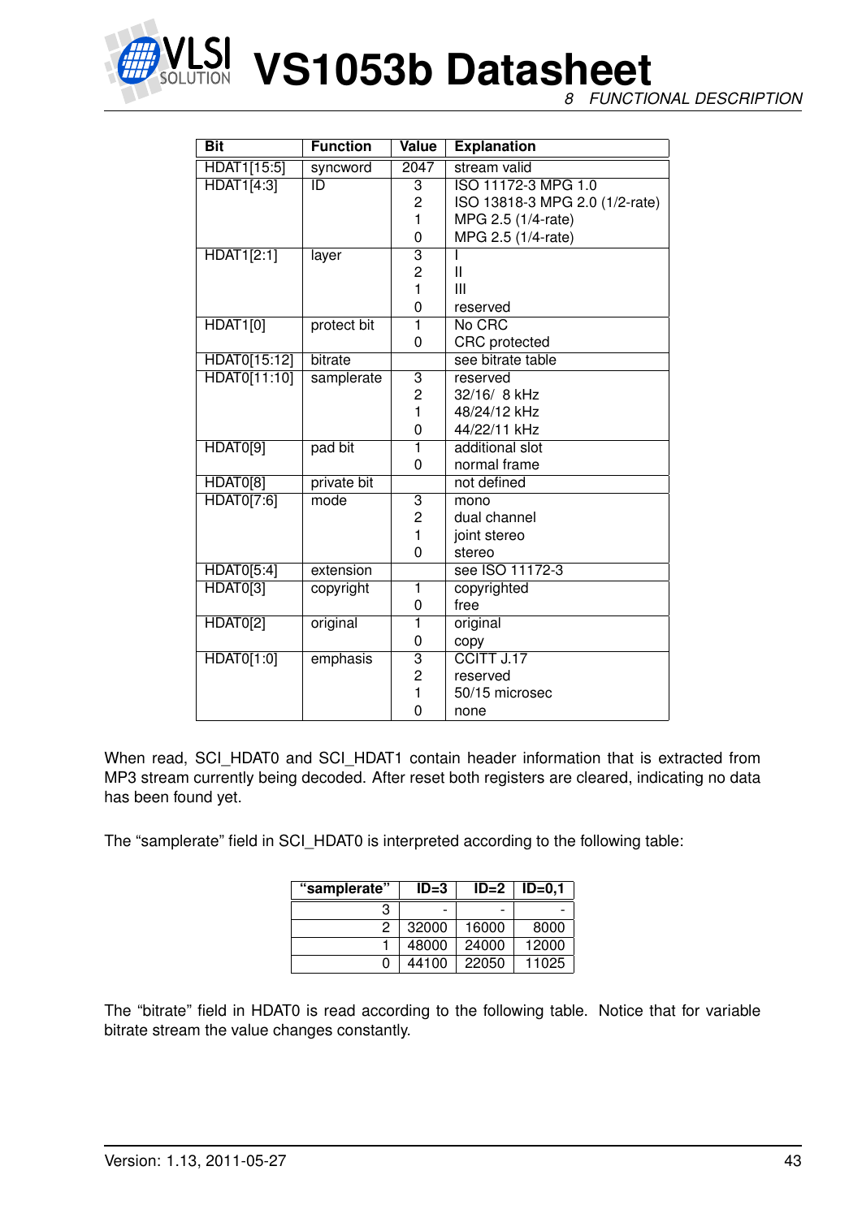| Bit | Function | Value | Explanation |
|---|---|---|---|
| HDAT1[15:5] | syncword | 2047 | stream valid |
| HDAT1[4:3] | ID | 3 | ISO 11172-3 MPG 1.0 |
| | | 2 | ISO 13818-3 MPG 2.0 (1/2-rate) |
| | | 1 | MPG 2.5 (1/4-rate) |
| | | 0 | MPG 2.5 (1/4-rate) |
| HDAT1[2:1] | layer | 3 | I |
| | | 2 | II |
| | | 1 | III |
| | | 0 | reserved |
| HDAT1[0] | protect bit | 1 | No CRC |
| | | 0 | CRC protected |
| HDAT0[15:12] | bitrate | | see bitrate table |
| HDAT0[11:10] | samplerate | 3 | reserved |
| | | 2 | 32/16/ 8 kHz |
| | | 1 | 48/24/12 kHz |
| | | 0 | 44/22/11 kHz |
| HDAT0[9] | pad bit | 1 | additional slot |
| | | 0 | normal frame |
| HDAT0[8] | private bit | | not defined |
| HDAT0[7:6] | mode | 3 | mono |
| | | 2 | dual channel |
| | | 1 | joint stereo |
| | | 0 | stereo |
| HDAT0[5:4] | extension | | see ISO 11172-3 |
| HDAT0[3] | copyright | 1 | copyrighted |
| | | 0 | free |
| HDAT0[2] | original | 1 | original |
| | | 0 | copy |
| HDAT0[1:0] | emphasis | 3 | CCITT J.17 |
| | | 2 | reserved |
| | | 1 | 50/15 microsec |
| | | 0 | none |

When read, SCI_HDAT0 and SCI_HDAT1 contain header information that is extracted from MP3 stream currently being decoded. After reset both registers are cleared, indicating no data has been found yet.

The "samplerate" field in SCI_HDAT0 is interpreted according to the following table:

| "samplerate" | ID=3 | ID=2 | ID=0,1 |
|---|---|---|---|
| 3 | - | - | - |
| 2 | 32000 | 16000 | 8000 |
| 1 | 48000 | 24000 | 12000 |
| 0 | 44100 | 22050 | 11025 |

The "bitrate" field in HDAT0 is read according to the following table. Notice that for variable bitrate stream the value changes constantly.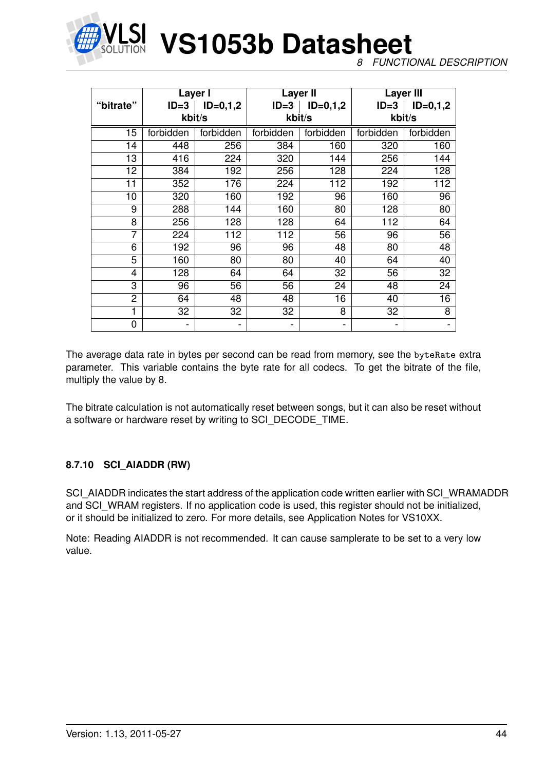| "bitrate" | Layer I | | Layer II | | Layer III | |
|---|---|---|---|---|---|---|
| | ID=3 | ID=0,1,2 | ID=3 | ID=0,1,2 | ID=3 | ID=0,1,2 |
| | kbit/s | | kbit/s | | kbit/s | |
| 15 | forbidden | forbidden | forbidden | forbidden | forbidden | forbidden |
| 14 | 448 | 256 | 384 | 160 | 320 | 160 |
| 13 | 416 | 224 | 320 | 144 | 256 | 144 |
| 12 | 384 | 192 | 256 | 128 | 224 | 128 |
| 11 | 352 | 176 | 224 | 112 | 192 | 112 |
| 10 | 320 | 160 | 192 | 96 | 160 | 96 |
| 9 | 288 | 144 | 160 | 80 | 128 | 80 |
| 8 | 256 | 128 | 128 | 64 | 112 | 64 |
| 7 | 224 | 112 | 112 | 56 | 96 | 56 |
| 6 | 192 | 96 | 96 | 48 | 80 | 48 |
| 5 | 160 | 80 | 80 | 40 | 64 | 40 |
| 4 | 128 | 64 | 64 | 32 | 56 | 32 |
| 3 | 96 | 56 | 56 | 24 | 48 | 24 |
| 2 | 64 | 48 | 48 | 16 | 40 | 16 |
| 1 | 32 | 32 | 32 | 8 | 32 | 8 |
| 0 | - | - | - | - | - | - |

The average data rate in bytes per second can be read from memory, see the `byteRate` extra parameter. This variable contains the byte rate for all codecs. To get the bitrate of the file, multiply the value by 8.

The bitrate calculation is not automatically reset between songs, but it can also be reset without a software or hardware reset by writing to SCI_DECODE_TIME.

### 8.7.10 SCI_AIADDR (RW)

SCI_AIADDR indicates the start address of the application code written earlier with SCI_WRAMADDR and SCI_WRAM registers. If no application code is used, this register should not be initialized, or it should be initialized to zero. For more details, see Application Notes for VS10XX.

Note: Reading AIADDR is not recommended. It can cause samplerate to be set to a very low value.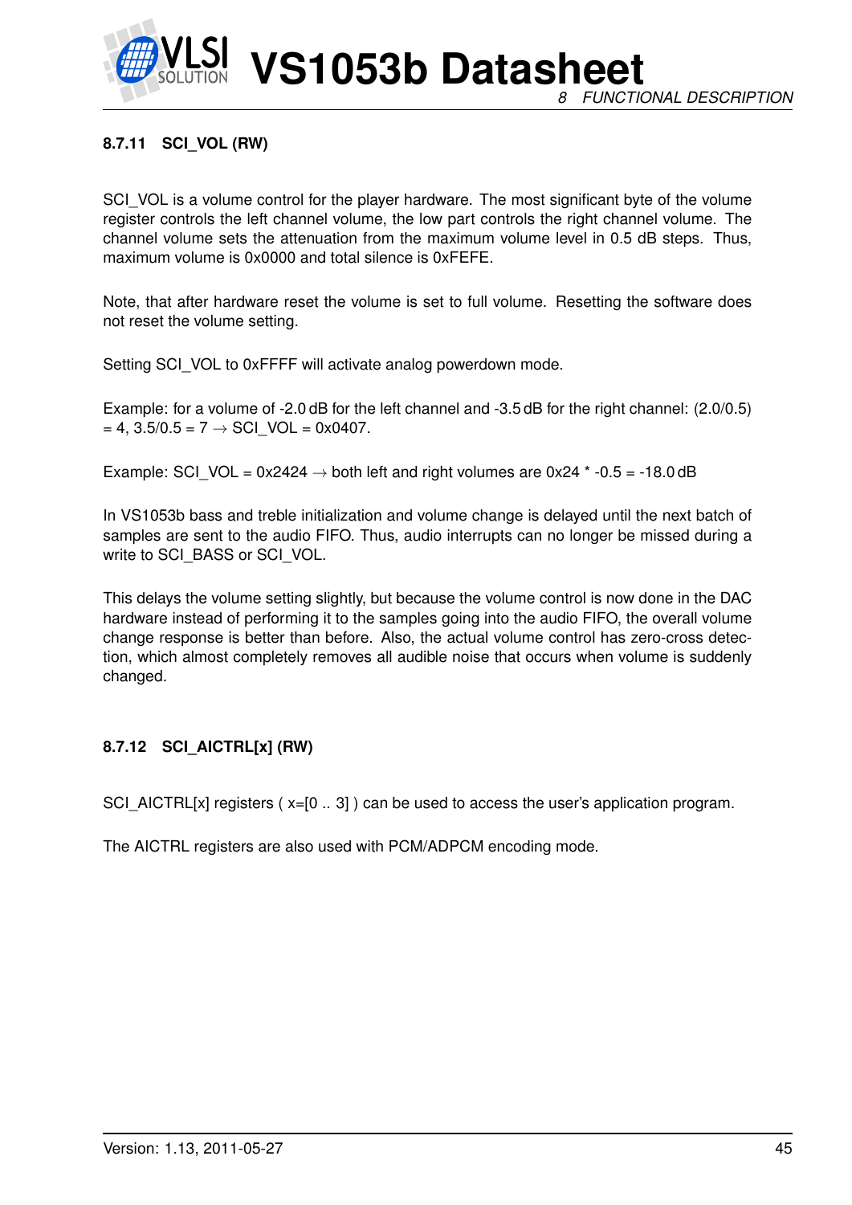#### 8.7.11 SCI_VOL (RW)

SCI_VOL is a volume control for the player hardware. The most significant byte of the volume register controls the left channel volume, the low part controls the right channel volume. The channel volume sets the attenuation from the maximum volume level in 0.5 dB steps. Thus, maximum volume is 0x0000 and total silence is 0xFEFE.

Note, that after hardware reset the volume is set to full volume. Resetting the software does not reset the volume setting.

Setting SCI_VOL to 0xFFFF will activate analog powerdown mode.

Example: for a volume of -2.0 dB for the left channel and -3.5 dB for the right channel: (2.0/0.5) = 4, 3.5/0.5 = 7 → SCI_VOL = 0x0407.

Example: SCI_VOL = 0x2424 → both left and right volumes are 0x24 * -0.5 = -18.0 dB

In VS1053b bass and treble initialization and volume change is delayed until the next batch of samples are sent to the audio FIFO. Thus, audio interrupts can no longer be missed during a write to SCI_BASS or SCI_VOL.

This delays the volume setting slightly, but because the volume control is now done in the DAC hardware instead of performing it to the samples going into the audio FIFO, the overall volume change response is better than before. Also, the actual volume control has zero-cross detection, which almost completely removes all audible noise that occurs when volume is suddenly changed.

#### 8.7.12 SCI_AICTRL[x] (RW)

SCI_AICTRL[x] registers ( x=[0 .. 3] ) can be used to access the user's application program.

The AICTRL registers are also used with PCM/ADPCM encoding mode.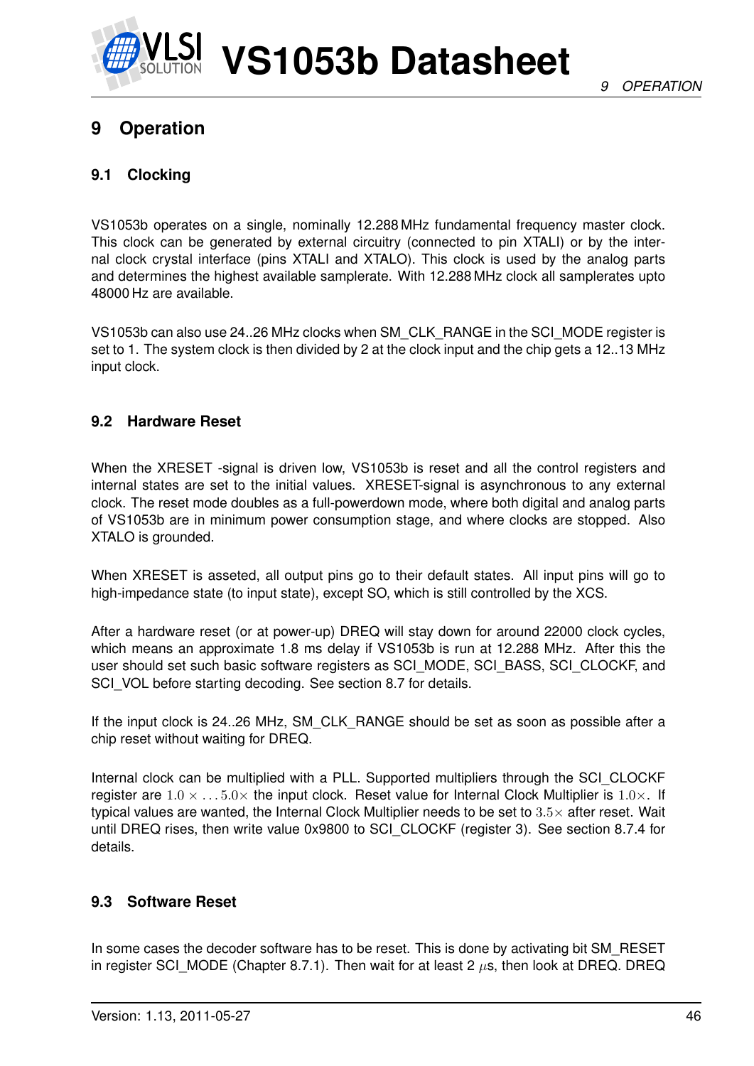# 9 Operation

## 9.1 Clocking

VS1053b operates on a single, nominally 12.288 MHz fundamental frequency master clock. This clock can be generated by external circuitry (connected to pin XTALI) or by the internal clock crystal interface (pins XTALI and XTALO). This clock is used by the analog parts and determines the highest available samplerate. With 12.288 MHz clock all samplerates upto 48000 Hz are available.

VS1053b can also use 24..26 MHz clocks when SM_CLK_RANGE in the SCI_MODE register is set to 1. The system clock is then divided by 2 at the clock input and the chip gets a 12..13 MHz input clock.

## 9.2 Hardware Reset

When the XRESET -signal is driven low, VS1053b is reset and all the control registers and internal states are set to the initial values. XRESET-signal is asynchronous to any external clock. The reset mode doubles as a full-powerdown mode, where both digital and analog parts of VS1053b are in minimum power consumption stage, and where clocks are stopped. Also XTALO is grounded.

When XRESET is asseted, all output pins go to their default states. All input pins will go to high-impedance state (to input state), except SO, which is still controlled by the XCS.

After a hardware reset (or at power-up) DREQ will stay down for around 22000 clock cycles, which means an approximate 1.8 ms delay if VS1053b is run at 12.288 MHz. After this the user should set such basic software registers as SCI_MODE, SCI_BASS, SCI_CLOCKF, and SCI_VOL before starting decoding. See section 8.7 for details.

If the input clock is 24..26 MHz, SM_CLK_RANGE should be set as soon as possible after a chip reset without waiting for DREQ.

Internal clock can be multiplied with a PLL. Supported multipliers through the SCI_CLOCKF register are $1.0\times \ldots 5.0\times$ the input clock. Reset value for Internal Clock Multiplier is $1.0\times$. If typical values are wanted, the Internal Clock Multiplier needs to be set to $3.5\times$ after reset. Wait until DREQ rises, then write value 0x9800 to SCI_CLOCKF (register 3). See section 8.7.4 for details.

## 9.3 Software Reset

In some cases the decoder software has to be reset. This is done by activating bit SM_RESET in register SCI_MODE (Chapter 8.7.1). Then wait for at least 2 $\mu$s, then look at DREQ. DREQ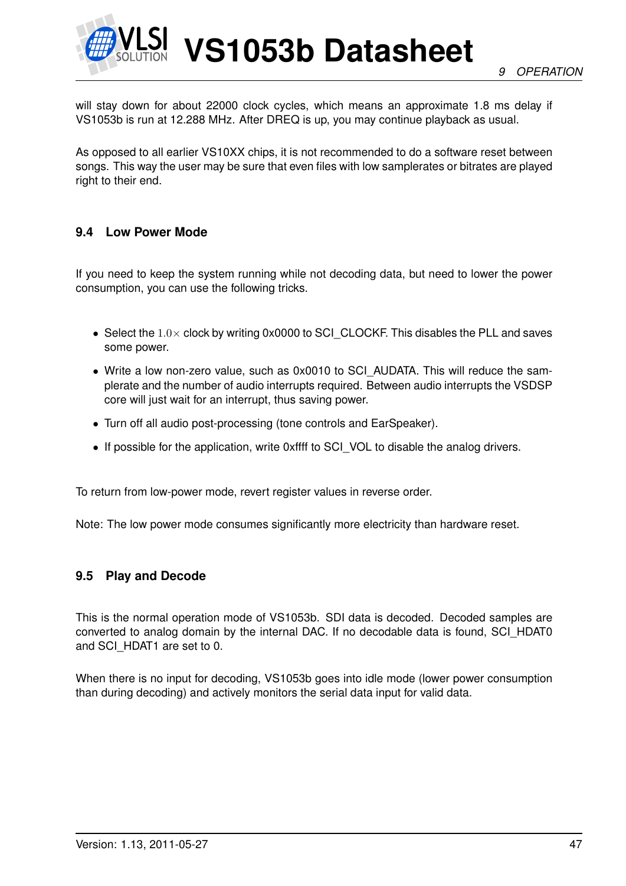will stay down for about 22000 clock cycles, which means an approximate 1.8 ms delay if VS1053b is run at 12.288 MHz. After DREQ is up, you may continue playback as usual.

As opposed to all earlier VS10XX chips, it is not recommended to do a software reset between songs. This way the user may be sure that even files with low samplerates or bitrates are played right to their end.

### 9.4 Low Power Mode

If you need to keep the system running while not decoding data, but need to lower the power consumption, you can use the following tricks.

- Select the $1.0\times$ clock by writing 0x0000 to SCI_CLOCKF. This disables the PLL and saves some power.
- Write a low non-zero value, such as 0x0010 to SCI_AUDATA. This will reduce the samplerate and the number of audio interrupts required. Between audio interrupts the VSDSP core will just wait for an interrupt, thus saving power.
- Turn off all audio post-processing (tone controls and EarSpeaker).
- If possible for the application, write 0xffff to SCI_VOL to disable the analog drivers.

To return from low-power mode, revert register values in reverse order.

Note: The low power mode consumes significantly more electricity than hardware reset.

### 9.5 Play and Decode

This is the normal operation mode of VS1053b. SDI data is decoded. Decoded samples are converted to analog domain by the internal DAC. If no decodable data is found, SCI_HDAT0 and SCI_HDAT1 are set to 0.

When there is no input for decoding, VS1053b goes into idle mode (lower power consumption than during decoding) and actively monitors the serial data input for valid data.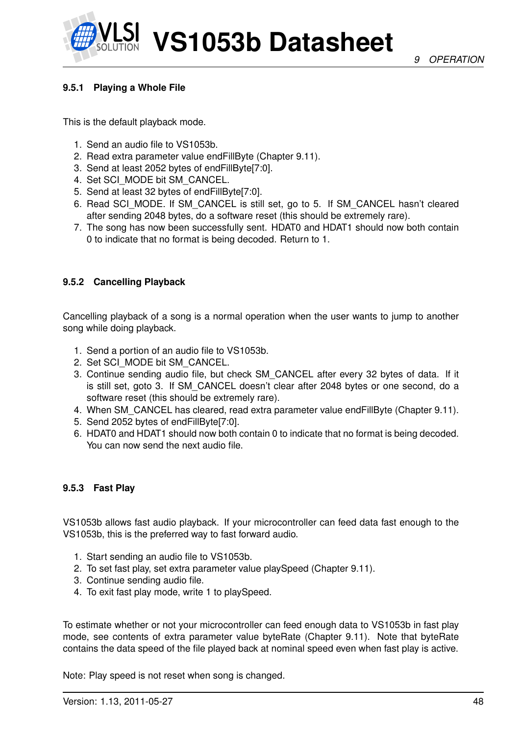#### 9.5.1 Playing a Whole File

This is the default playback mode.

1. Send an audio file to VS1053b.
2. Read extra parameter value endFillByte (Chapter 9.11).
3. Send at least 2052 bytes of endFillByte[7:0].
4. Set SCI_MODE bit SM_CANCEL.
5. Send at least 32 bytes of endFillByte[7:0].
6. Read SCI_MODE. If SM_CANCEL is still set, go to 5. If SM_CANCEL hasn't cleared after sending 2048 bytes, do a software reset (this should be extremely rare).
7. The song has now been successfully sent. HDAT0 and HDAT1 should now both contain 0 to indicate that no format is being decoded. Return to 1.

#### 9.5.2 Cancelling Playback

Cancelling playback of a song is a normal operation when the user wants to jump to another song while doing playback.

1. Send a portion of an audio file to VS1053b.
2. Set SCI_MODE bit SM_CANCEL.
3. Continue sending audio file, but check SM_CANCEL after every 32 bytes of data. If it is still set, goto 3. If SM_CANCEL doesn't clear after 2048 bytes or one second, do a software reset (this should be extremely rare).
4. When SM_CANCEL has cleared, read extra parameter value endFillByte (Chapter 9.11).
5. Send 2052 bytes of endFillByte[7:0].
6. HDAT0 and HDAT1 should now both contain 0 to indicate that no format is being decoded. You can now send the next audio file.

#### 9.5.3 Fast Play

VS1053b allows fast audio playback. If your microcontroller can feed data fast enough to the VS1053b, this is the preferred way to fast forward audio.

1. Start sending an audio file to VS1053b.
2. To set fast play, set extra parameter value playSpeed (Chapter 9.11).
3. Continue sending audio file.
4. To exit fast play mode, write 1 to playSpeed.

To estimate whether or not your microcontroller can feed enough data to VS1053b in fast play mode, see contents of extra parameter value byteRate (Chapter 9.11). Note that byteRate contains the data speed of the file played back at nominal speed even when fast play is active.

Note: Play speed is not reset when song is changed.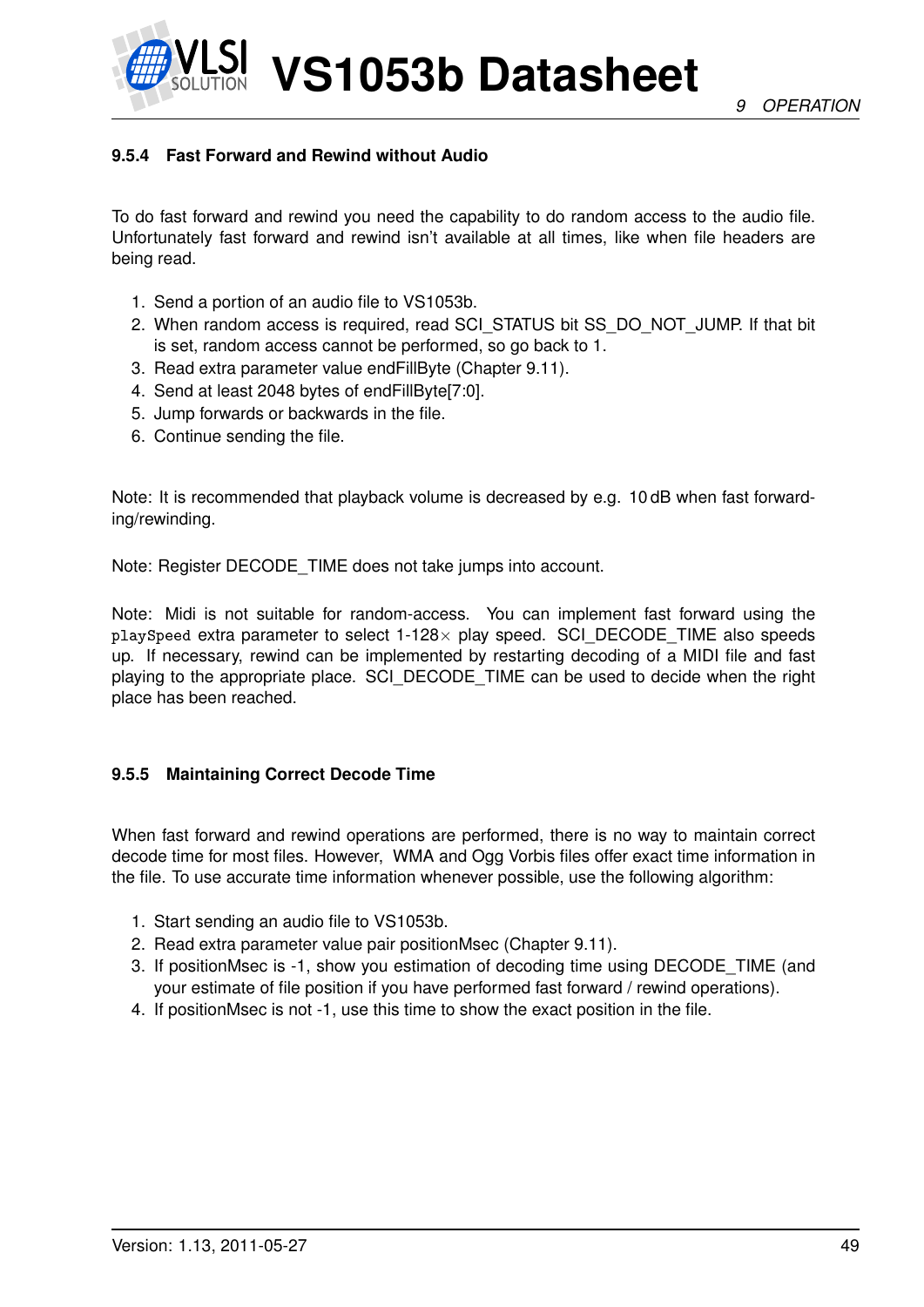#### 9.5.4 Fast Forward and Rewind without Audio

To do fast forward and rewind you need the capability to do random access to the audio file. Unfortunately fast forward and rewind isn't available at all times, like when file headers are being read.

1. Send a portion of an audio file to VS1053b.
2. When random access is required, read SCI_STATUS bit SS_DO_NOT_JUMP. If that bit is set, random access cannot be performed, so go back to 1.
3. Read extra parameter value endFillByte (Chapter 9.11).
4. Send at least 2048 bytes of endFillByte[7:0].
5. Jump forwards or backwards in the file.
6. Continue sending the file.

Note: It is recommended that playback volume is decreased by e.g. 10 dB when fast forwarding/rewinding.

Note: Register DECODE_TIME does not take jumps into account.

Note: Midi is not suitable for random-access. You can implement fast forward using the `playSpeed` extra parameter to select 1-128× play speed. SCI_DECODE_TIME also speeds up. If necessary, rewind can be implemented by restarting decoding of a MIDI file and fast playing to the appropriate place. SCI_DECODE_TIME can be used to decide when the right place has been reached.

#### 9.5.5 Maintaining Correct Decode Time

When fast forward and rewind operations are performed, there is no way to maintain correct decode time for most files. However, WMA and Ogg Vorbis files offer exact time information in the file. To use accurate time information whenever possible, use the following algorithm:

1. Start sending an audio file to VS1053b.
2. Read extra parameter value pair positionMsec (Chapter 9.11).
3. If positionMsec is -1, show you estimation of decoding time using DECODE_TIME (and your estimate of file position if you have performed fast forward / rewind operations).
4. If positionMsec is not -1, use this time to show the exact position in the file.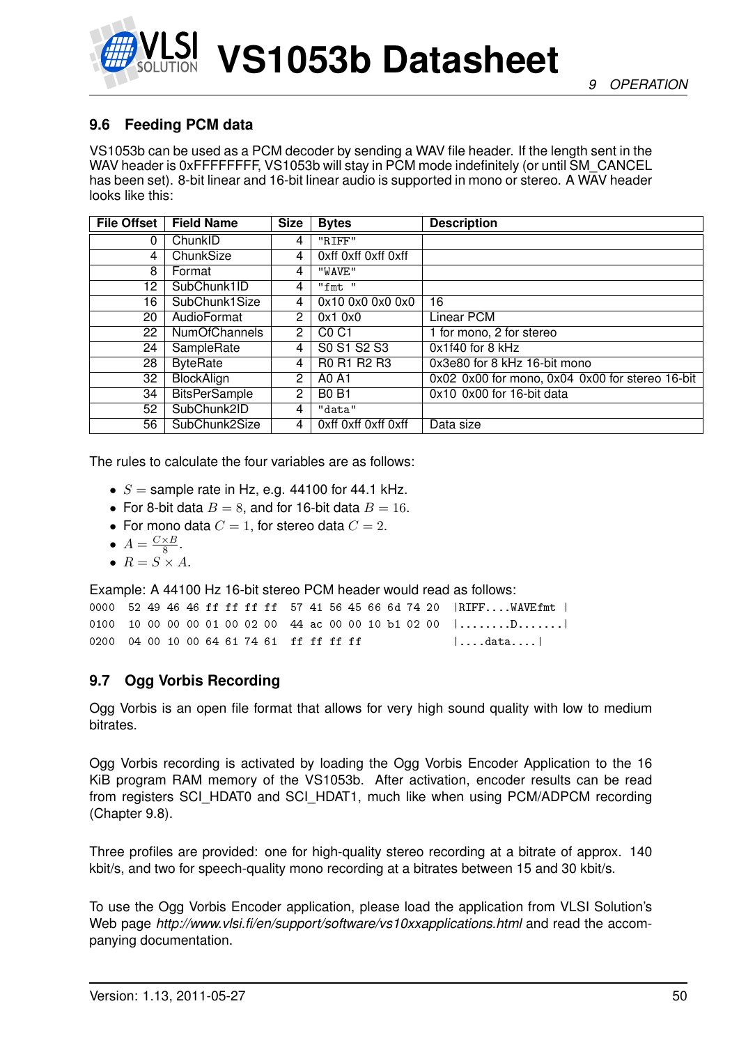## 9.6 Feeding PCM data

VS1053b can be used as a PCM decoder by sending a WAV file header. If the length sent in the WAV header is 0xFFFFFFFF, VS1053b will stay in PCM mode indefinitely (or until SM_CANCEL has been set). 8-bit linear and 16-bit linear audio is supported in mono or stereo. A WAV header looks like this:

| File Offset | Field Name | Size | Bytes | Description |
|---|---|---|---|---|
| 0 | ChunkID | 4 | "RIFF" | |
| 4 | ChunkSize | 4 | 0xff 0xff 0xff 0xff | |
| 8 | Format | 4 | "WAVE" | |
| 12 | SubChunk1ID | 4 | "fmt " | |
| 16 | SubChunk1Size | 4 | 0x10 0x0 0x0 0x0 | 16 |
| 20 | AudioFormat | 2 | 0x1 0x0 | Linear PCM |
| 22 | NumOfChannels | 2 | C0 C1 | 1 for mono, 2 for stereo |
| 24 | SampleRate | 4 | S0 S1 S2 S3 | 0x1f40 for 8 kHz |
| 28 | ByteRate | 4 | R0 R1 R2 R3 | 0x3e80 for 8 kHz 16-bit mono |
| 32 | BlockAlign | 2 | A0 A1 | 0x02 0x00 for mono, 0x04 0x00 for stereo 16-bit |
| 34 | BitsPerSample | 2 | B0 B1 | 0x10 0x00 for 16-bit data |
| 52 | SubChunk2ID | 4 | "data" | |
| 56 | SubChunk2Size | 4 | 0xff 0xff 0xff 0xff | Data size |

The rules to calculate the four variables are as follows:

- $S$ = sample rate in Hz, e.g. 44100 for 44.1 kHz.
- For 8-bit data $B = 8$, and for 16-bit data $B = 16$.
- For mono data $C = 1$, for stereo data $C = 2$.
- $A = \frac{C \times B}{8}$.
- $R = S \times A$.

Example: A 44100 Hz 16-bit stereo PCM header would read as follows:

```
0000  52 49 46 46 ff ff ff ff  57 41 56 45 66 6d 74 20  |RIFF....WAVEfmt |
0100  10 00 00 00 01 00 02 00  44 ac 00 00 10 b1 02 00  |........D.......|
0200  04 00 10 00 64 61 74 61  ff ff ff ff              |....data....|
```

## 9.7 Ogg Vorbis Recording

Ogg Vorbis is an open file format that allows for very high sound quality with low to medium bitrates.

Ogg Vorbis recording is activated by loading the Ogg Vorbis Encoder Application to the 16 KiB program RAM memory of the VS1053b. After activation, encoder results can be read from registers SCI_HDAT0 and SCI_HDAT1, much like when using PCM/ADPCM recording (Chapter 9.8).

Three profiles are provided: one for high-quality stereo recording at a bitrate of approx. 140 kbit/s, and two for speech-quality mono recording at a bitrates between 15 and 30 kbit/s.

To use the Ogg Vorbis Encoder application, please load the application from VLSI Solution's Web page *http://www.vlsi.fi/en/support/software/vs10xxapplications.html* and read the accompanying documentation.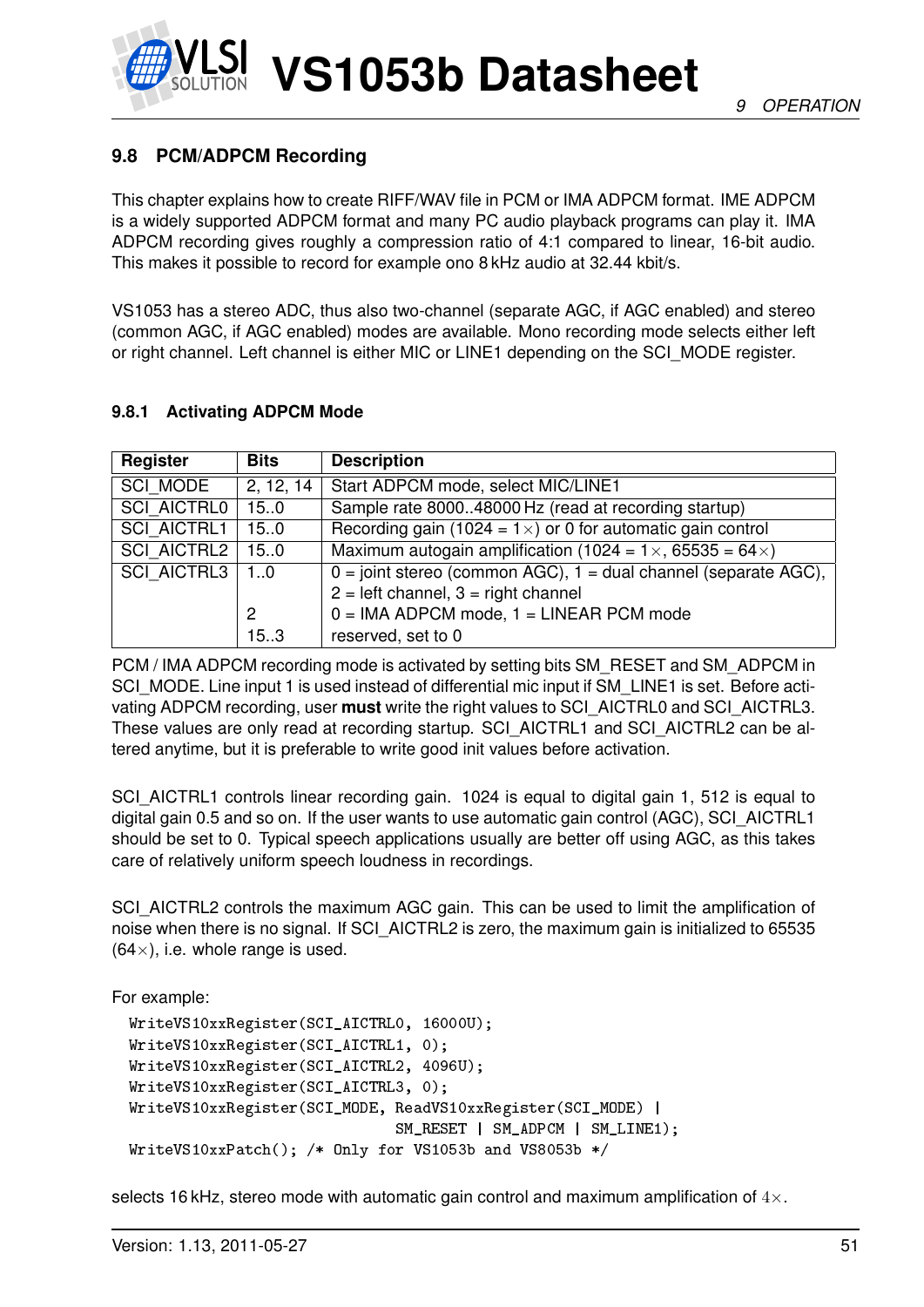## 9.8 PCM/ADPCM Recording

This chapter explains how to create RIFF/WAV file in PCM or IMA ADPCM format. IME ADPCM is a widely supported ADPCM format and many PC audio playback programs can play it. IMA ADPCM recording gives roughly a compression ratio of 4:1 compared to linear, 16-bit audio. This makes it possible to record for example ono 8 kHz audio at 32.44 kbit/s.

VS1053 has a stereo ADC, thus also two-channel (separate AGC, if AGC enabled) and stereo (common AGC, if AGC enabled) modes are available. Mono recording mode selects either left or right channel. Left channel is either MIC or LINE1 depending on the SCI_MODE register.

### 9.8.1 Activating ADPCM Mode

| Register | Bits | Description |
|---|---|---|
| SCI_MODE | 2, 12, 14 | Start ADPCM mode, select MIC/LINE1 |
| SCI_AICTRL0 | 15..0 | Sample rate 8000..48000 Hz (read at recording startup) |
| SCI_AICTRL1 | 15..0 | Recording gain (1024 = 1×) or 0 for automatic gain control |
| SCI_AICTRL2 | 15..0 | Maximum autogain amplification (1024 = 1×, 65535 = 64×) |
| SCI_AICTRL3 | 1..0 | 0 = joint stereo (common AGC), 1 = dual channel (separate AGC), 2 = left channel, 3 = right channel |
| | 2 | 0 = IMA ADPCM mode, 1 = LINEAR PCM mode |
| | 15..3 | reserved, set to 0 |

PCM / IMA ADPCM recording mode is activated by setting bits SM_RESET and SM_ADPCM in SCI_MODE. Line input 1 is used instead of differential mic input if SM_LINE1 is set. Before activating ADPCM recording, user **must** write the right values to SCI_AICTRL0 and SCI_AICTRL3. These values are only read at recording startup. SCI_AICTRL1 and SCI_AICTRL2 can be altered anytime, but it is preferable to write good init values before activation.

SCI_AICTRL1 controls linear recording gain. 1024 is equal to digital gain 1, 512 is equal to digital gain 0.5 and so on. If the user wants to use automatic gain control (AGC), SCI_AICTRL1 should be set to 0. Typical speech applications usually are better off using AGC, as this takes care of relatively uniform speech loudness in recordings.

SCI_AICTRL2 controls the maximum AGC gain. This can be used to limit the amplification of noise when there is no signal. If SCI_AICTRL2 is zero, the maximum gain is initialized to 65535 (64×), i.e. whole range is used.

For example:

```
WriteVS10xxRegister(SCI_AICTRL0, 16000U);
WriteVS10xxRegister(SCI_AICTRL1, 0);
WriteVS10xxRegister(SCI_AICTRL2, 4096U);
WriteVS10xxRegister(SCI_AICTRL3, 0);
WriteVS10xxRegister(SCI_MODE, ReadVS10xxRegister(SCI_MODE) |
                              SM_RESET | SM_ADPCM | SM_LINE1);
WriteVS10xxPatch(); /* Only for VS1053b and VS8053b */
```

selects 16 kHz, stereo mode with automatic gain control and maximum amplification of $4\times$.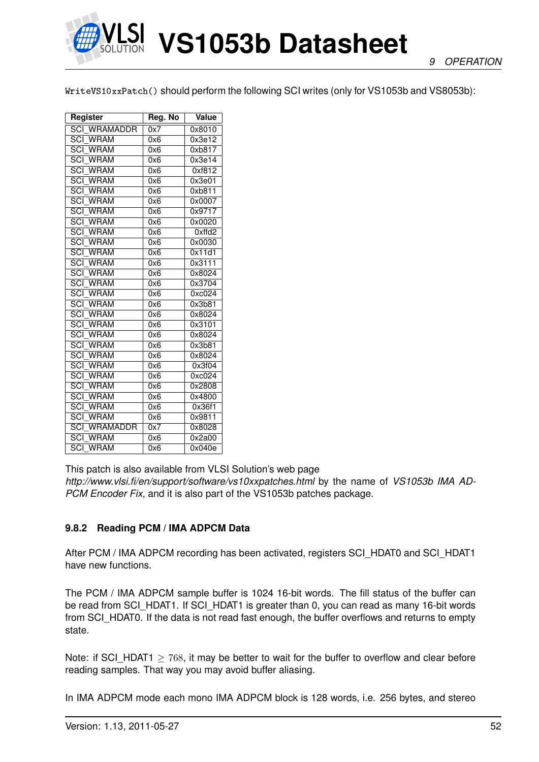`WriteVS10xxPatch()` should perform the following SCI writes (only for VS1053b and VS8053b):

| Register | Reg. No | Value |
|---|---|---|
| SCI_WRAMADDR | 0x7 | 0x8010 |
| SCI_WRAM | 0x6 | 0x3e12 |
| SCI_WRAM | 0x6 | 0xb817 |
| SCI_WRAM | 0x6 | 0x3e14 |
| SCI_WRAM | 0x6 | 0xf812 |
| SCI_WRAM | 0x6 | 0x3e01 |
| SCI_WRAM | 0x6 | 0xb811 |
| SCI_WRAM | 0x6 | 0x0007 |
| SCI_WRAM | 0x6 | 0x9717 |
| SCI_WRAM | 0x6 | 0x0020 |
| SCI_WRAM | 0x6 | 0xffd2 |
| SCI_WRAM | 0x6 | 0x0030 |
| SCI_WRAM | 0x6 | 0x11d1 |
| SCI_WRAM | 0x6 | 0x3111 |
| SCI_WRAM | 0x6 | 0x8024 |
| SCI_WRAM | 0x6 | 0x3704 |
| SCI_WRAM | 0x6 | 0xc024 |
| SCI_WRAM | 0x6 | 0x3b81 |
| SCI_WRAM | 0x6 | 0x8024 |
| SCI_WRAM | 0x6 | 0x3101 |
| SCI_WRAM | 0x6 | 0x8024 |
| SCI_WRAM | 0x6 | 0x3b81 |
| SCI_WRAM | 0x6 | 0x8024 |
| SCI_WRAM | 0x6 | 0x3f04 |
| SCI_WRAM | 0x6 | 0xc024 |
| SCI_WRAM | 0x6 | 0x2808 |
| SCI_WRAM | 0x6 | 0x4800 |
| SCI_WRAM | 0x6 | 0x36f1 |
| SCI_WRAM | 0x6 | 0x9811 |
| SCI_WRAMADDR | 0x7 | 0x8028 |
| SCI_WRAM | 0x6 | 0x2a00 |
| SCI_WRAM | 0x6 | 0x040e |

This patch is also available from VLSI Solution's web page *http://www.vlsi.fi/en/support/software/vs10xxpatches.html* by the name of *VS1053b IMA ADPCM Encoder Fix*, and it is also part of the VS1053b patches package.

### 9.8.2 Reading PCM / IMA ADPCM Data

After PCM / IMA ADPCM recording has been activated, registers SCI_HDAT0 and SCI_HDAT1 have new functions.

The PCM / IMA ADPCM sample buffer is 1024 16-bit words. The fill status of the buffer can be read from SCI_HDAT1. If SCI_HDAT1 is greater than 0, you can read as many 16-bit words from SCI_HDAT0. If the data is not read fast enough, the buffer overflows and returns to empty state.

Note: if SCI_HDAT1 $\geq 768$, it may be better to wait for the buffer to overflow and clear before reading samples. That way you may avoid buffer aliasing.

In IMA ADPCM mode each mono IMA ADPCM block is 128 words, i.e. 256 bytes, and stereo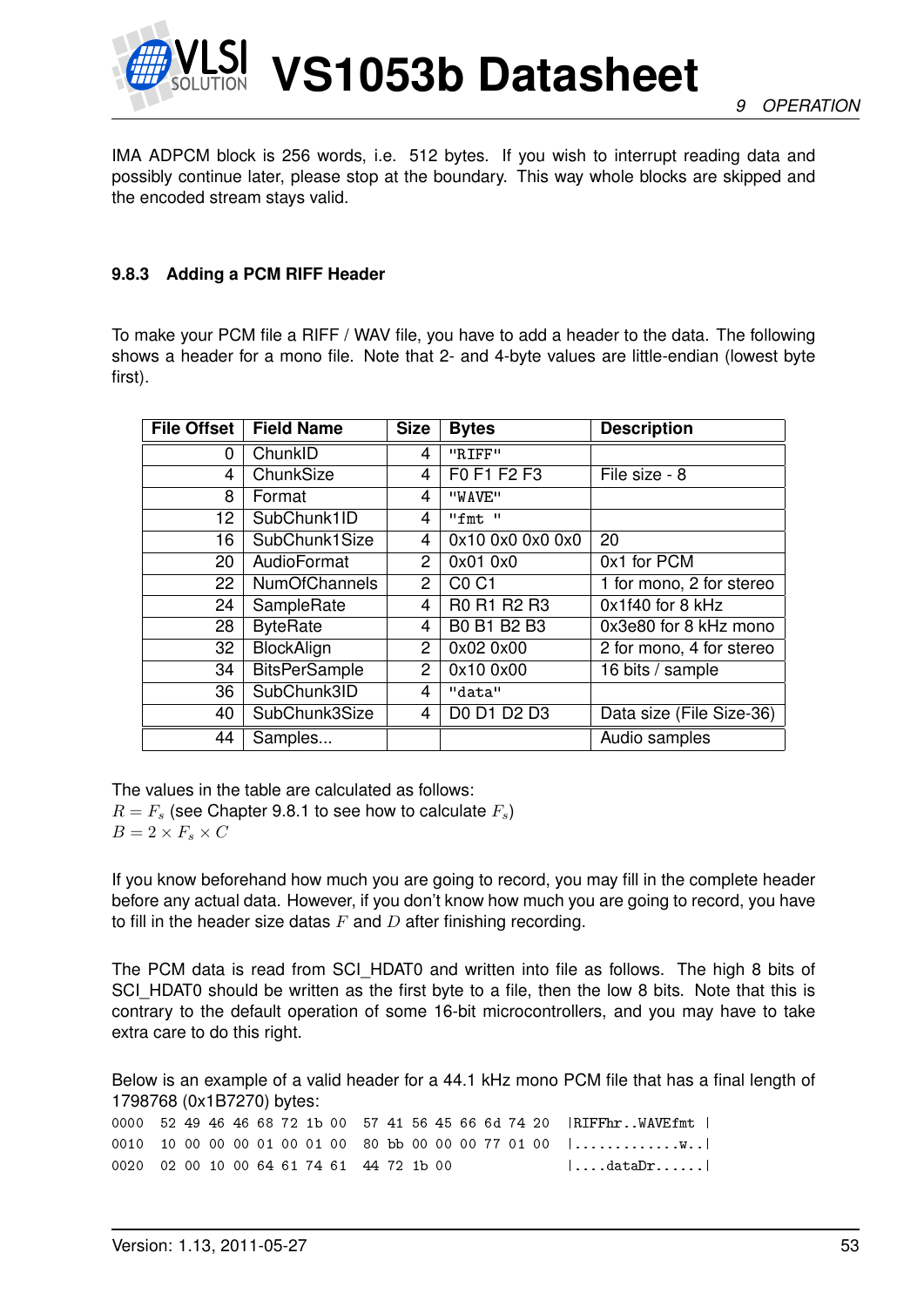IMA ADPCM block is 256 words, i.e. 512 bytes. If you wish to interrupt reading data and possibly continue later, please stop at the boundary. This way whole blocks are skipped and the encoded stream stays valid.

### 9.8.3 Adding a PCM RIFF Header

To make your PCM file a RIFF / WAV file, you have to add a header to the data. The following shows a header for a mono file. Note that 2- and 4-byte values are little-endian (lowest byte first).

| File Offset | Field Name | Size | Bytes | Description |
|---:|---|---:|---|---|
| 0 | ChunkID | 4 | "RIFF" | |
| 4 | ChunkSize | 4 | F0 F1 F2 F3 | File size - 8 |
| 8 | Format | 4 | "WAVE" | |
| 12 | SubChunk1ID | 4 | "fmt " | |
| 16 | SubChunk1Size | 4 | 0x10 0x0 0x0 0x0 | 20 |
| 20 | AudioFormat | 2 | 0x01 0x0 | 0x1 for PCM |
| 22 | NumOfChannels | 2 | C0 C1 | 1 for mono, 2 for stereo |
| 24 | SampleRate | 4 | R0 R1 R2 R3 | 0x1f40 for 8 kHz |
| 28 | ByteRate | 4 | B0 B1 B2 B3 | 0x3e80 for 8 kHz mono |
| 32 | BlockAlign | 2 | 0x02 0x00 | 2 for mono, 4 for stereo |
| 34 | BitsPerSample | 2 | 0x10 0x00 | 16 bits / sample |
| 36 | SubChunk3ID | 4 | "data" | |
| 40 | SubChunk3Size | 4 | D0 D1 D2 D3 | Data size (File Size-36) |
| 44 | Samples... | | | Audio samples |

The values in the table are calculated as follows:
$R = F_s$ (see Chapter 9.8.1 to see how to calculate $F_s$)
$B = 2 \times F_s \times C$

If you know beforehand how much you are going to record, you may fill in the complete header before any actual data. However, if you don't know how much you are going to record, you have to fill in the header size datas $F$ and $D$ after finishing recording.

The PCM data is read from SCI_HDAT0 and written into file as follows. The high 8 bits of SCI_HDAT0 should be written as the first byte to a file, then the low 8 bits. Note that this is contrary to the default operation of some 16-bit microcontrollers, and you may have to take extra care to do this right.

Below is an example of a valid header for a 44.1 kHz mono PCM file that has a final length of 1798768 (0x1B7270) bytes:

```
0000  52 49 46 46 68 72 1b 00  57 41 56 45 66 6d 74 20  |RIFFhr..WAVEfmt |
0010  10 00 00 00 01 00 01 00  80 bb 00 00 00 77 01 00  |.............w..|
0020  02 00 10 00 64 61 74 61  44 72 1b 00              |....dataDr......|
```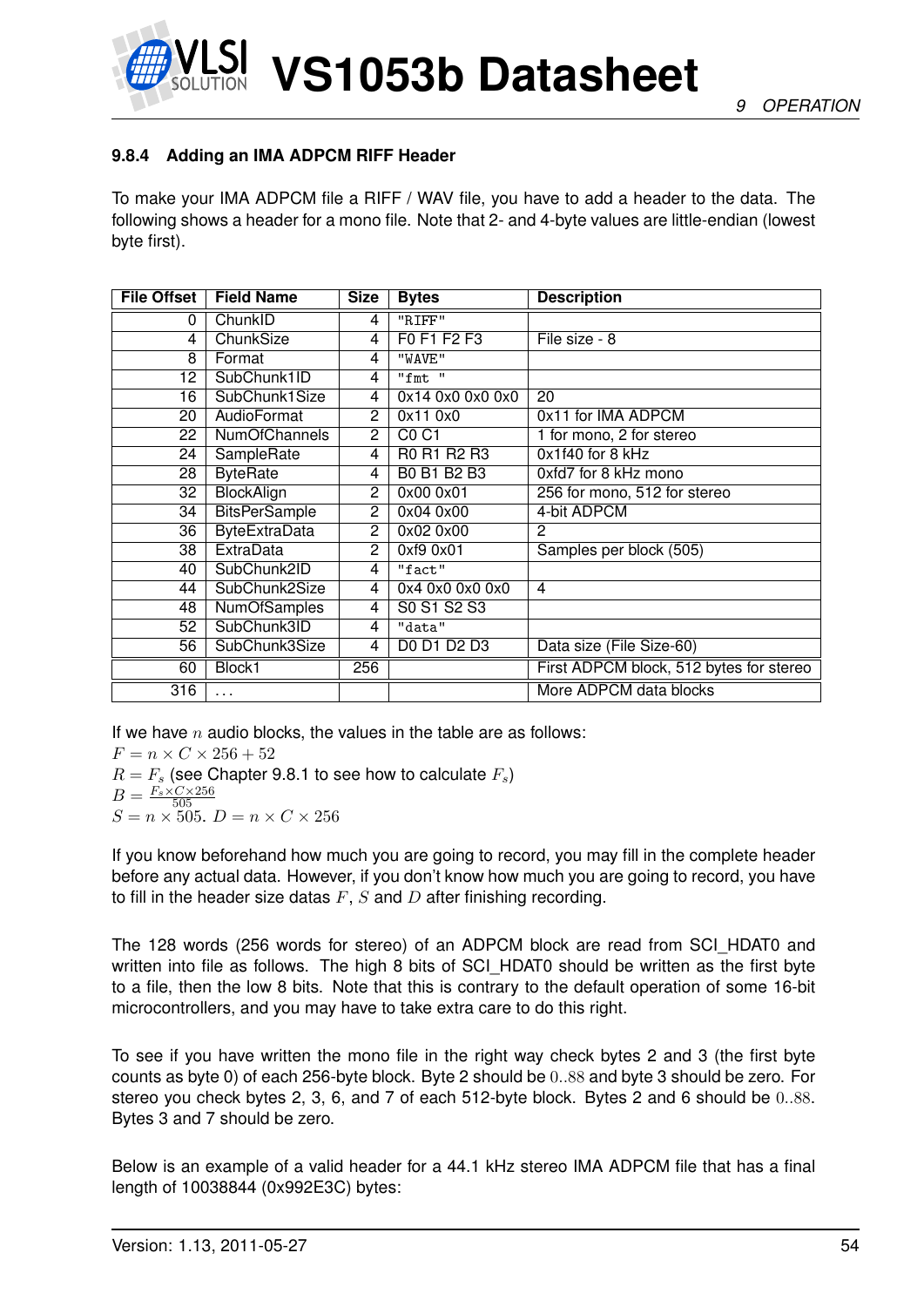### 9.8.4 Adding an IMA ADPCM RIFF Header

To make your IMA ADPCM file a RIFF / WAV file, you have to add a header to the data. The following shows a header for a mono file. Note that 2- and 4-byte values are little-endian (lowest byte first).

| File Offset | Field Name | Size | Bytes | Description |
|---:|---|---:|---|---|
| 0 | ChunkID | 4 | "RIFF" | |
| 4 | ChunkSize | 4 | F0 F1 F2 F3 | File size - 8 |
| 8 | Format | 4 | "WAVE" | |
| 12 | SubChunk1ID | 4 | "fmt " | |
| 16 | SubChunk1Size | 4 | 0x14 0x0 0x0 0x0 | 20 |
| 20 | AudioFormat | 2 | 0x11 0x0 | 0x11 for IMA ADPCM |
| 22 | NumOfChannels | 2 | C0 C1 | 1 for mono, 2 for stereo |
| 24 | SampleRate | 4 | R0 R1 R2 R3 | 0x1f40 for 8 kHz |
| 28 | ByteRate | 4 | B0 B1 B2 B3 | 0xfd7 for 8 kHz mono |
| 32 | BlockAlign | 2 | 0x00 0x01 | 256 for mono, 512 for stereo |
| 34 | BitsPerSample | 2 | 0x04 0x00 | 4-bit ADPCM |
| 36 | ByteExtraData | 2 | 0x02 0x00 | 2 |
| 38 | ExtraData | 2 | 0xf9 0x01 | Samples per block (505) |
| 40 | SubChunk2ID | 4 | "fact" | |
| 44 | SubChunk2Size | 4 | 0x4 0x0 0x0 0x0 | 4 |
| 48 | NumOfSamples | 4 | S0 S1 S2 S3 | |
| 52 | SubChunk3ID | 4 | "data" | |
| 56 | SubChunk3Size | 4 | D0 D1 D2 D3 | Data size (File Size-60) |
| 60 | Block1 | 256 | | First ADPCM block, 512 bytes for stereo |
| 316 | ... | | | More ADPCM data blocks |

If we have $n$ audio blocks, the values in the table are as follows:
$F = n \times C \times 256 + 52$
$R = F_s$ (see Chapter 9.8.1 to see how to calculate $F_s$)
$B = \frac{F_s \times C \times 256}{505}$
$S = n \times 505$. $D = n \times C \times 256$

If you know beforehand how much you are going to record, you may fill in the complete header before any actual data. However, if you don't know how much you are going to record, you have to fill in the header size datas $F$, $S$ and $D$ after finishing recording.

The 128 words (256 words for stereo) of an ADPCM block are read from SCI_HDAT0 and written into file as follows. The high 8 bits of SCI_HDAT0 should be written as the first byte to a file, then the low 8 bits. Note that this is contrary to the default operation of some 16-bit microcontrollers, and you may have to take extra care to do this right.

To see if you have written the mono file in the right way check bytes 2 and 3 (the first byte counts as byte 0) of each 256-byte block. Byte 2 should be $0..88$ and byte 3 should be zero. For stereo you check bytes 2, 3, 6, and 7 of each 512-byte block. Bytes 2 and 6 should be $0..88$. Bytes 3 and 7 should be zero.

Below is an example of a valid header for a 44.1 kHz stereo IMA ADPCM file that has a final length of 10038844 (0x992E3C) bytes: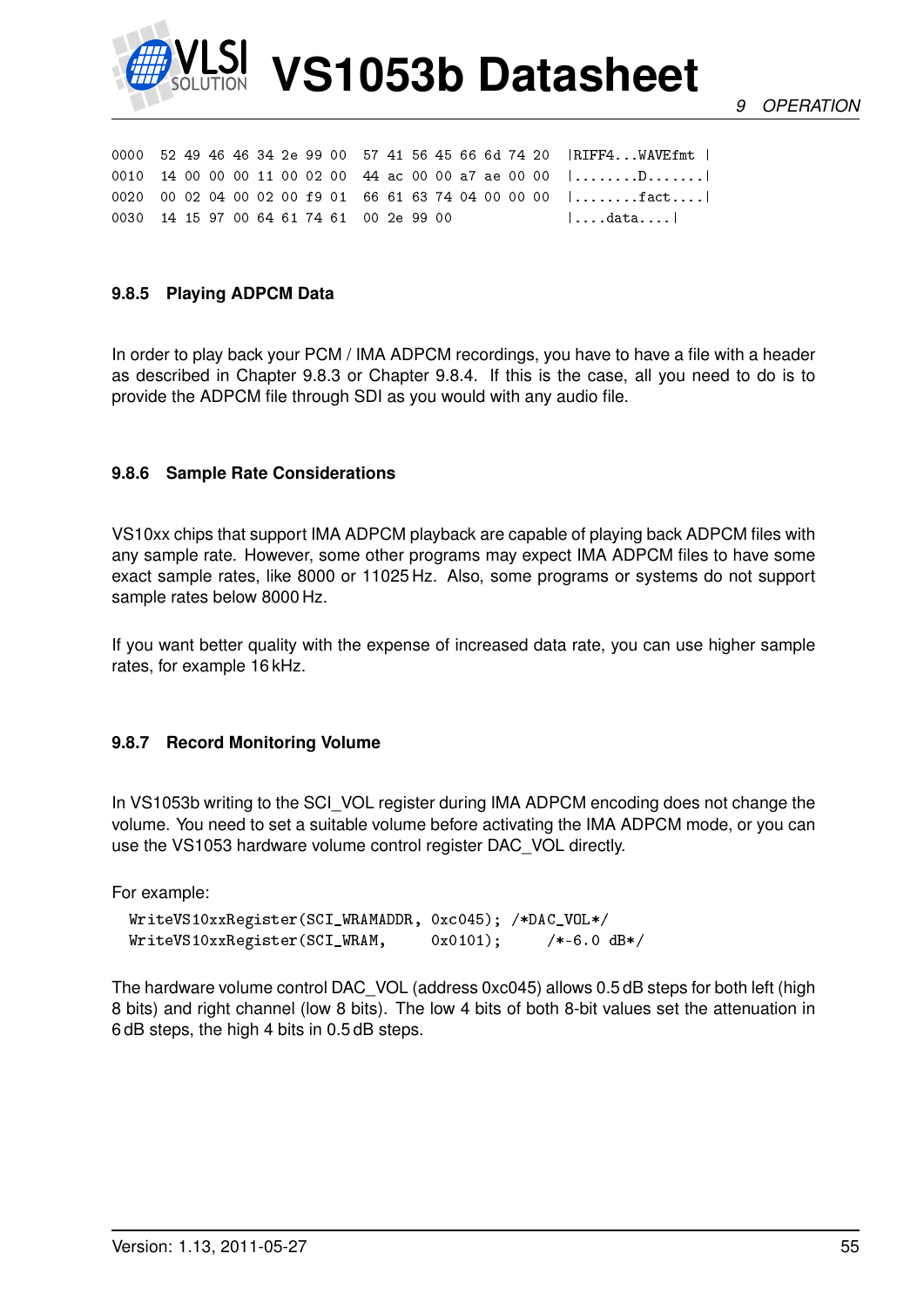```
0000  52 49 46 46 34 2e 99 00  57 41 56 45 66 6d 74 20  |RIFF4...WAVEfmt |
0010  14 00 00 00 11 00 02 00  44 ac 00 00 a7 ae 00 00  |........D.......|
0020  00 02 04 00 02 00 f9 01  66 61 63 74 04 00 00 00  |........fact....|
0030  14 15 97 00 64 61 74 61  00 2e 99 00              |....data....|
```

### 9.8.5 Playing ADPCM Data

In order to play back your PCM / IMA ADPCM recordings, you have to have a file with a header as described in Chapter 9.8.3 or Chapter 9.8.4. If this is the case, all you need to do is to provide the ADPCM file through SDI as you would with any audio file.

### 9.8.6 Sample Rate Considerations

VS10xx chips that support IMA ADPCM playback are capable of playing back ADPCM files with any sample rate. However, some other programs may expect IMA ADPCM files to have some exact sample rates, like 8000 or 11025 Hz. Also, some programs or systems do not support sample rates below 8000 Hz.

If you want better quality with the expense of increased data rate, you can use higher sample rates, for example 16 kHz.

### 9.8.7 Record Monitoring Volume

In VS1053b writing to the SCI_VOL register during IMA ADPCM encoding does not change the volume. You need to set a suitable volume before activating the IMA ADPCM mode, or you can use the VS1053 hardware volume control register DAC_VOL directly.

For example:

```
WriteVS10xxRegister(SCI_WRAMADDR, 0xc045); /*DAC_VOL*/
WriteVS10xxRegister(SCI_WRAM,     0x0101);     /*-6.0 dB*/
```

The hardware volume control DAC_VOL (address 0xc045) allows 0.5 dB steps for both left (high 8 bits) and right channel (low 8 bits). The low 4 bits of both 8-bit values set the attenuation in 6 dB steps, the high 4 bits in 0.5 dB steps.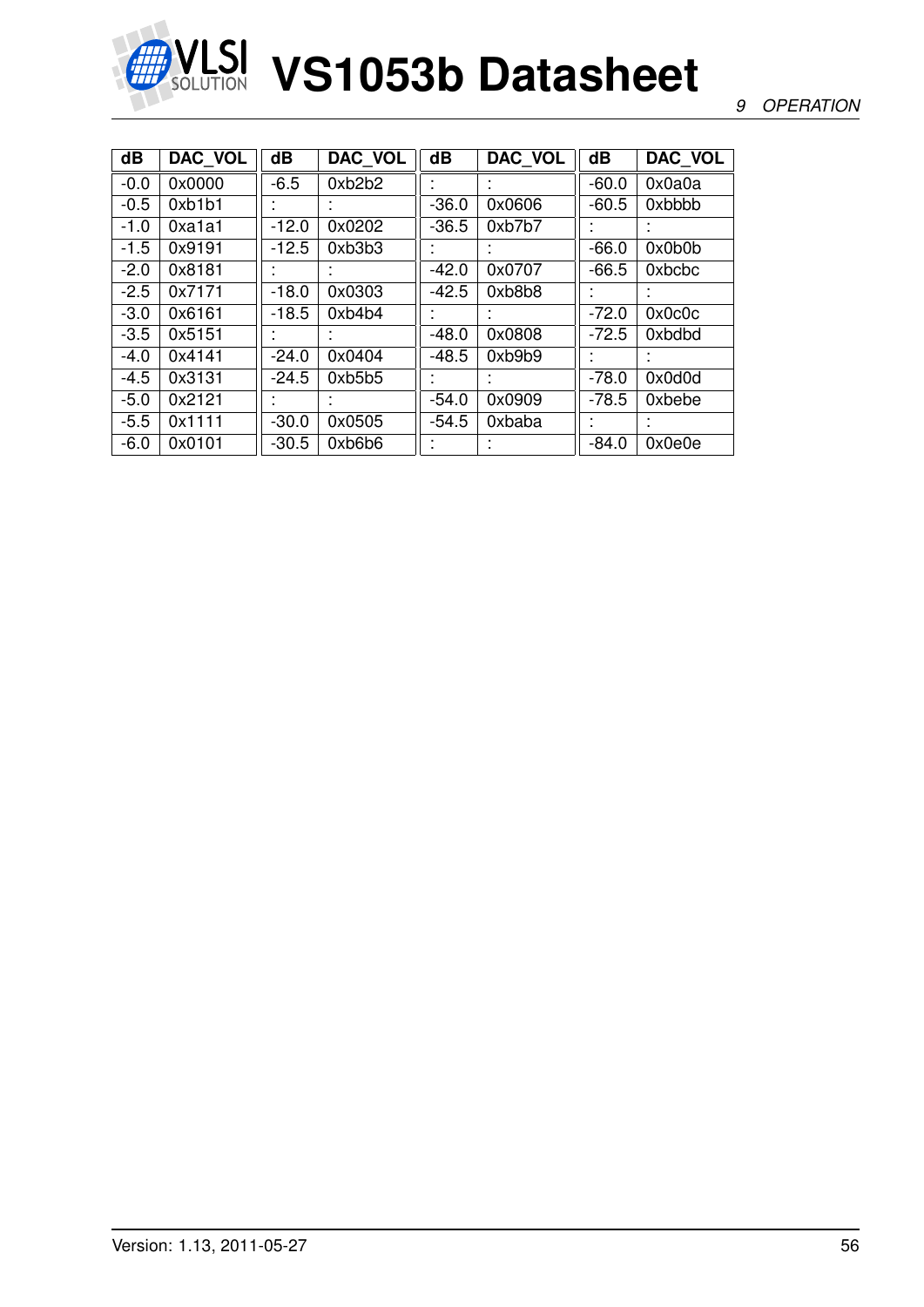| dB | DAC_VOL | dB | DAC_VOL | dB | DAC_VOL | dB | DAC_VOL |
|---|---|---|---|---|---|---|---|
| -0.0 | 0x0000 | -6.5 | 0xb2b2 | : | : | -60.0 | 0x0a0a |
| -0.5 | 0xb1b1 | : | : | -36.0 | 0x0606 | -60.5 | 0xbbbb |
| -1.0 | 0xa1a1 | -12.0 | 0x0202 | -36.5 | 0xb7b7 | : | : |
| -1.5 | 0x9191 | -12.5 | 0xb3b3 | : | : | -66.0 | 0x0b0b |
| -2.0 | 0x8181 | : | : | -42.0 | 0x0707 | -66.5 | 0xbcbc |
| -2.5 | 0x7171 | -18.0 | 0x0303 | -42.5 | 0xb8b8 | : | : |
| -3.0 | 0x6161 | -18.5 | 0xb4b4 | : | : | -72.0 | 0x0c0c |
| -3.5 | 0x5151 | : | : | -48.0 | 0x0808 | -72.5 | 0xbdbd |
| -4.0 | 0x4141 | -24.0 | 0x0404 | -48.5 | 0xb9b9 | : | : |
| -4.5 | 0x3131 | -24.5 | 0xb5b5 | : | : | -78.0 | 0x0d0d |
| -5.0 | 0x2121 | : | : | -54.0 | 0x0909 | -78.5 | 0xbebe |
| -5.5 | 0x1111 | -30.0 | 0x0505 | -54.5 | 0xbaba | : | : |
| -6.0 | 0x0101 | -30.5 | 0xb6b6 | : | : | -84.0 | 0x0e0e |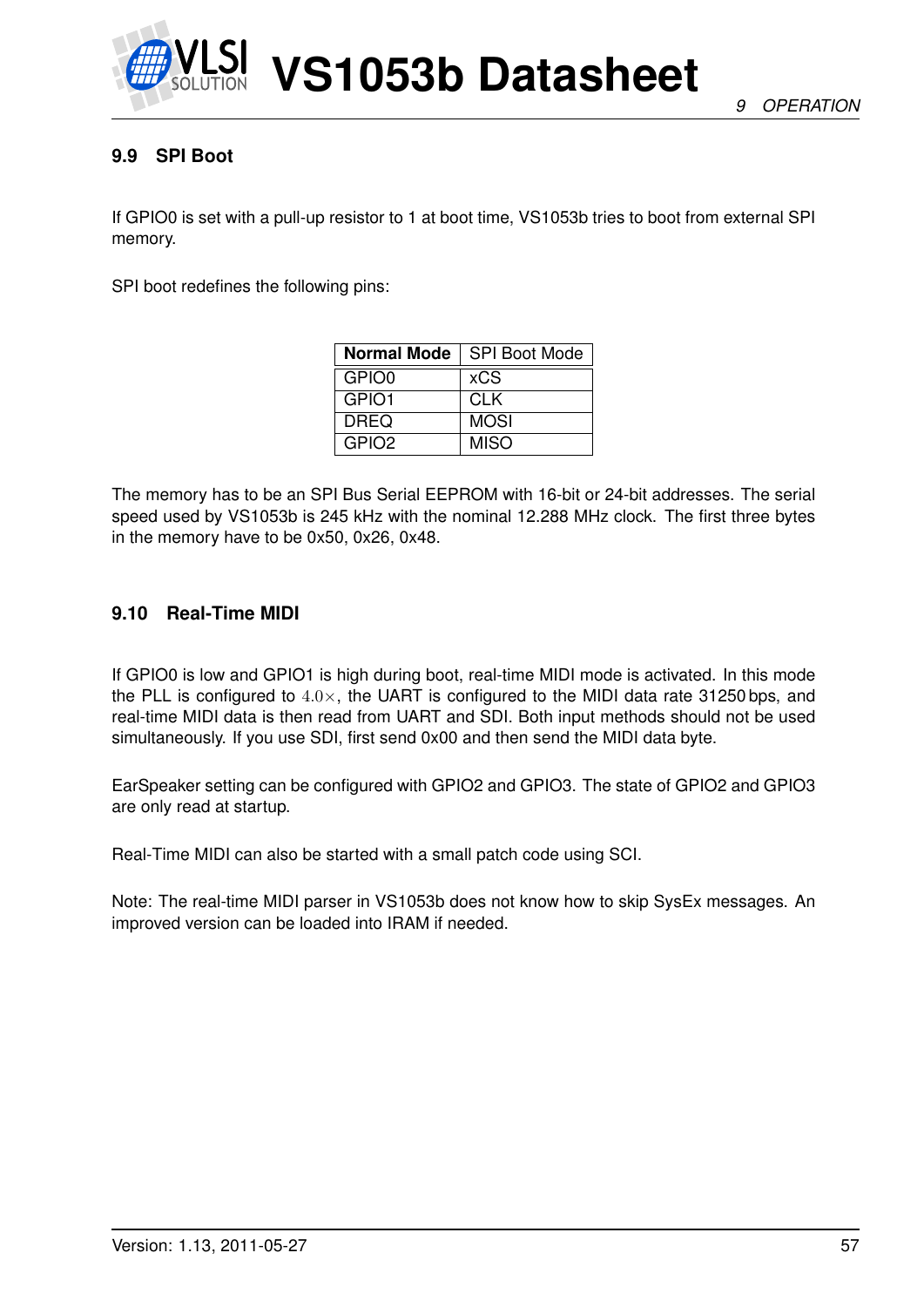### 9.9 SPI Boot

If GPIO0 is set with a pull-up resistor to 1 at boot time, VS1053b tries to boot from external SPI memory.

SPI boot redefines the following pins:

| **Normal Mode** | SPI Boot Mode |
|---|---|
| GPIO0 | xCS |
| GPIO1 | CLK |
| DREQ | MOSI |
| GPIO2 | MISO |

The memory has to be an SPI Bus Serial EEPROM with 16-bit or 24-bit addresses. The serial speed used by VS1053b is 245 kHz with the nominal 12.288 MHz clock. The first three bytes in the memory have to be 0x50, 0x26, 0x48.

### 9.10 Real-Time MIDI

If GPIO0 is low and GPIO1 is high during boot, real-time MIDI mode is activated. In this mode the PLL is configured to $4.0\times$, the UART is configured to the MIDI data rate 31250 bps, and real-time MIDI data is then read from UART and SDI. Both input methods should not be used simultaneously. If you use SDI, first send 0x00 and then send the MIDI data byte.

EarSpeaker setting can be configured with GPIO2 and GPIO3. The state of GPIO2 and GPIO3 are only read at startup.

Real-Time MIDI can also be started with a small patch code using SCI.

Note: The real-time MIDI parser in VS1053b does not know how to skip SysEx messages. An improved version can be loaded into IRAM if needed.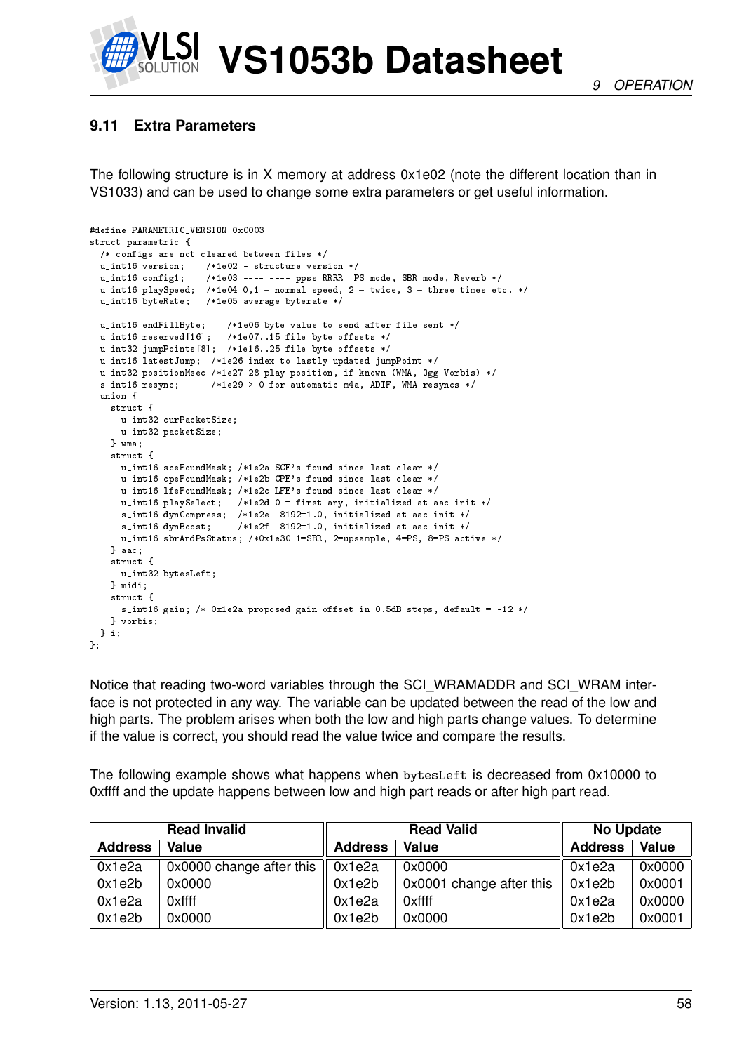## 9.11 Extra Parameters

The following structure is in X memory at address 0x1e02 (note the different location than in VS1033) and can be used to change some extra parameters or get useful information.

```
#define PARAMETRIC_VERSION 0x0003
struct parametric {
  /* configs are not cleared between files */
  u_int16 version;    /*1e02 - structure version */
  u_int16 config1;    /*1e03 ---- ---- ppss RRRR  PS mode, SBR mode, Reverb */
  u_int16 playSpeed;  /*1e04 0,1 = normal speed, 2 = twice, 3 = three times etc. */
  u_int16 byteRate;   /*1e05 average byterate */

  u_int16 endFillByte;    /*1e06 byte value to send after file sent */
  u_int16 reserved[16];   /*1e07..15 file byte offsets */
  u_int32 jumpPoints[8];  /*1e16..25 file byte offsets */
  u_int16 latestJump;   /*1e26 index to lastly updated jumpPoint */
  u_int32 positionMsec /*1e27-28 play position, if known (WMA, Ogg Vorbis) */
  s_int16 resync;       /*1e29 > 0 for automatic m4a, ADIF, WMA resyncs */
  union {
    struct {
      u_int32 curPacketSize;
      u_int32 packetSize;
    } wma;
    struct {
      u_int16 sceFoundMask; /*1e2a SCE's found since last clear */
      u_int16 cpeFoundMask; /*1e2b CPE's found since last clear */
      u_int16 lfeFoundMask; /*1e2c LFE's found since last clear */
      u_int16 playSelect;   /*1e2d 0 = first any, initialized at aac init */
      s_int16 dynCompress;  /*1e2e -8192=1.0, initialized at aac init */
      s_int16 dynBoost;     /*1e2f  8192=1.0, initialized at aac init */
      u_int16 sbrAndPsStatus; /*0x1e30 1=SBR, 2=upsample, 4=PS, 8=PS active */
    } aac;
    struct {
      u_int32 bytesLeft;
    } midi;
    struct {
      s_int16 gain; /* 0x1e2a proposed gain offset in 0.5dB steps, default = -12 */
    } vorbis;
  } i;
};
```

Notice that reading two-word variables through the SCI_WRAMADDR and SCI_WRAM interface is not protected in any way. The variable can be updated between the read of the low and high parts. The problem arises when both the low and high parts change values. To determine if the value is correct, you should read the value twice and compare the results.

The following example shows what happens when `bytesLeft` is decreased from 0x10000 to 0xffff and the update happens between low and high part reads or after high part read.

| Read Invalid | | Read Valid | | No Update | |
|---|---|---|---|---|---|
| **Address** | **Value** | **Address** | **Value** | **Address** | **Value** |
| 0x1e2a | 0x0000 change after this | 0x1e2a | 0x0000 | 0x1e2a | 0x0000 |
| 0x1e2b | 0x0000 | 0x1e2b | 0x0001 change after this | 0x1e2b | 0x0001 |
| 0x1e2a | 0xffff | 0x1e2a | 0xffff | 0x1e2a | 0x0000 |
| 0x1e2b | 0x0000 | 0x1e2b | 0x0000 | 0x1e2b | 0x0001 |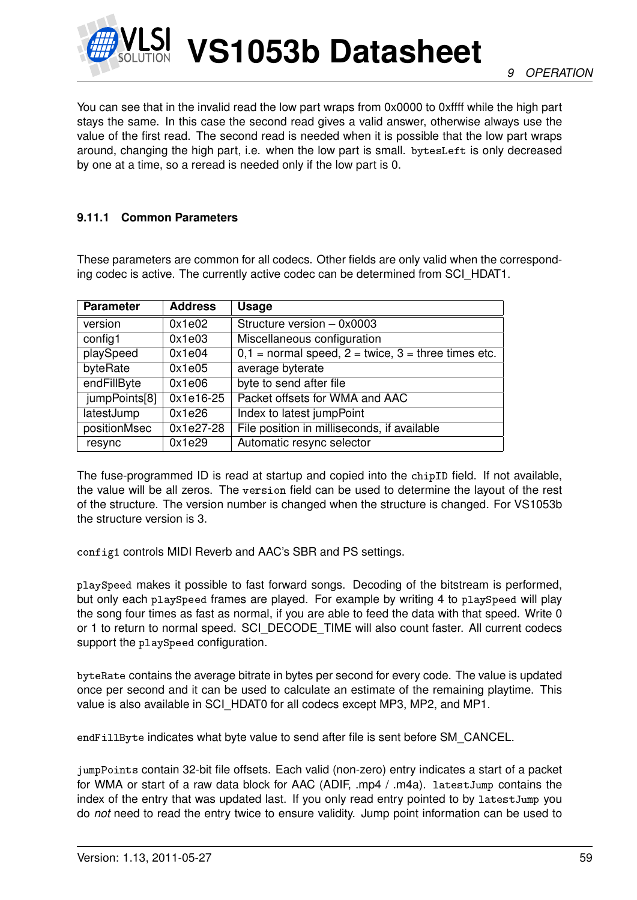You can see that in the invalid read the low part wraps from 0x0000 to 0xffff while the high part stays the same. In this case the second read gives a valid answer, otherwise always use the value of the first read. The second read is needed when it is possible that the low part wraps around, changing the high part, i.e. when the low part is small. `bytesLeft` is only decreased by one at a time, so a reread is needed only if the low part is 0.

### 9.11.1 Common Parameters

These parameters are common for all codecs. Other fields are only valid when the corresponding codec is active. The currently active codec can be determined from SCI_HDAT1.

| Parameter | Address | Usage |
|---|---|---|
| version | 0x1e02 | Structure version – 0x0003 |
| config1 | 0x1e03 | Miscellaneous configuration |
| playSpeed | 0x1e04 | 0,1 = normal speed, 2 = twice, 3 = three times etc. |
| byteRate | 0x1e05 | average byterate |
| endFillByte | 0x1e06 | byte to send after file |
| jumpPoints[8] | 0x1e16-25 | Packet offsets for WMA and AAC |
| latestJump | 0x1e26 | Index to latest jumpPoint |
| positionMsec | 0x1e27-28 | File position in milliseconds, if available |
| resync | 0x1e29 | Automatic resync selector |

The fuse-programmed ID is read at startup and copied into the `chipID` field. If not available, the value will be all zeros. The `version` field can be used to determine the layout of the rest of the structure. The version number is changed when the structure is changed. For VS1053b the structure version is 3.

`config1` controls MIDI Reverb and AAC's SBR and PS settings.

`playSpeed` makes it possible to fast forward songs. Decoding of the bitstream is performed, but only each `playSpeed` frames are played. For example by writing 4 to `playSpeed` will play the song four times as fast as normal, if you are able to feed the data with that speed. Write 0 or 1 to return to normal speed. SCI_DECODE_TIME will also count faster. All current codecs support the `playSpeed` configuration.

`byteRate` contains the average bitrate in bytes per second for every code. The value is updated once per second and it can be used to calculate an estimate of the remaining playtime. This value is also available in SCI_HDAT0 for all codecs except MP3, MP2, and MP1.

`endFillByte` indicates what byte value to send after file is sent before SM_CANCEL.

`jumpPoints` contain 32-bit file offsets. Each valid (non-zero) entry indicates a start of a packet for WMA or start of a raw data block for AAC (ADIF, .mp4 / .m4a). `latestJump` contains the index of the entry that was updated last. If you only read entry pointed to by `latestJump` you do *not* need to read the entry twice to ensure validity. Jump point information can be used to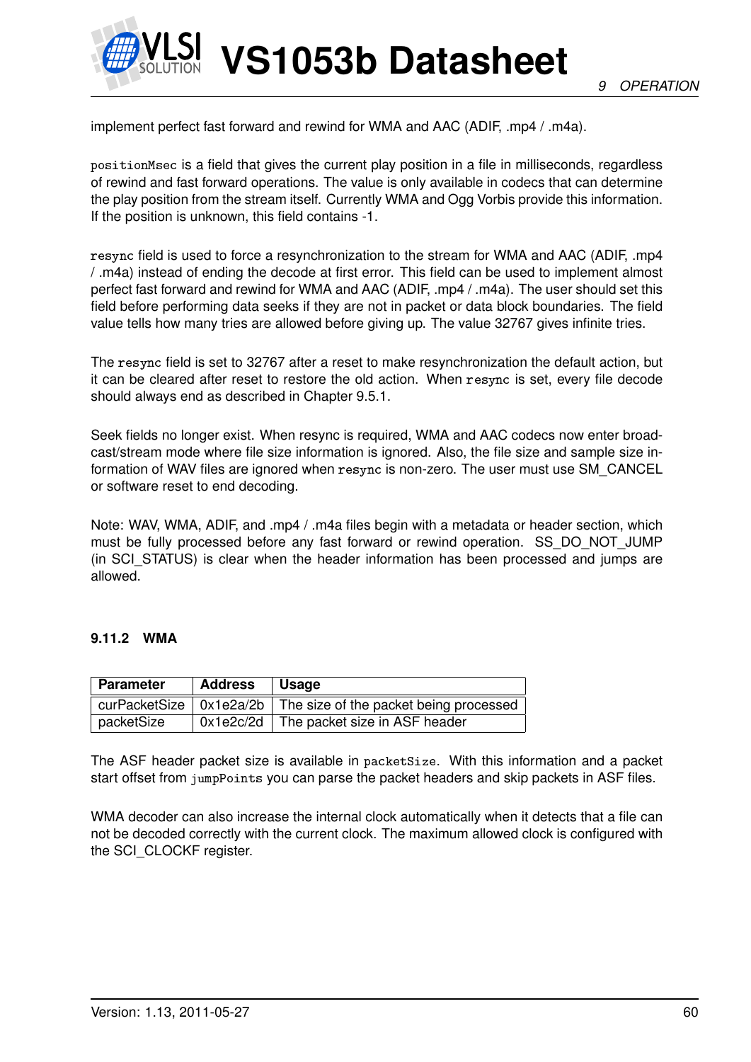implement perfect fast forward and rewind for WMA and AAC (ADIF, .mp4 / .m4a).

`positionMsec` is a field that gives the current play position in a file in milliseconds, regardless of rewind and fast forward operations. The value is only available in codecs that can determine the play position from the stream itself. Currently WMA and Ogg Vorbis provide this information. If the position is unknown, this field contains -1.

`resync` field is used to force a resynchronization to the stream for WMA and AAC (ADIF, .mp4 / .m4a) instead of ending the decode at first error. This field can be used to implement almost perfect fast forward and rewind for WMA and AAC (ADIF, .mp4 / .m4a). The user should set this field before performing data seeks if they are not in packet or data block boundaries. The field value tells how many tries are allowed before giving up. The value 32767 gives infinite tries.

The `resync` field is set to 32767 after a reset to make resynchronization the default action, but it can be cleared after reset to restore the old action. When `resync` is set, every file decode should always end as described in Chapter 9.5.1.

Seek fields no longer exist. When resync is required, WMA and AAC codecs now enter broadcast/stream mode where file size information is ignored. Also, the file size and sample size information of WAV files are ignored when `resync` is non-zero. The user must use SM_CANCEL or software reset to end decoding.

Note: WAV, WMA, ADIF, and .mp4 / .m4a files begin with a metadata or header section, which must be fully processed before any fast forward or rewind operation. SS_DO_NOT_JUMP (in SCI_STATUS) is clear when the header information has been processed and jumps are allowed.

### 9.11.2 WMA

| Parameter | Address | Usage |
|---|---|---|
| curPacketSize | 0x1e2a/2b | The size of the packet being processed |
| packetSize | 0x1e2c/2d | The packet size in ASF header |

The ASF header packet size is available in `packetSize`. With this information and a packet start offset from `jumpPoints` you can parse the packet headers and skip packets in ASF files.

WMA decoder can also increase the internal clock automatically when it detects that a file can not be decoded correctly with the current clock. The maximum allowed clock is configured with the SCI_CLOCKF register.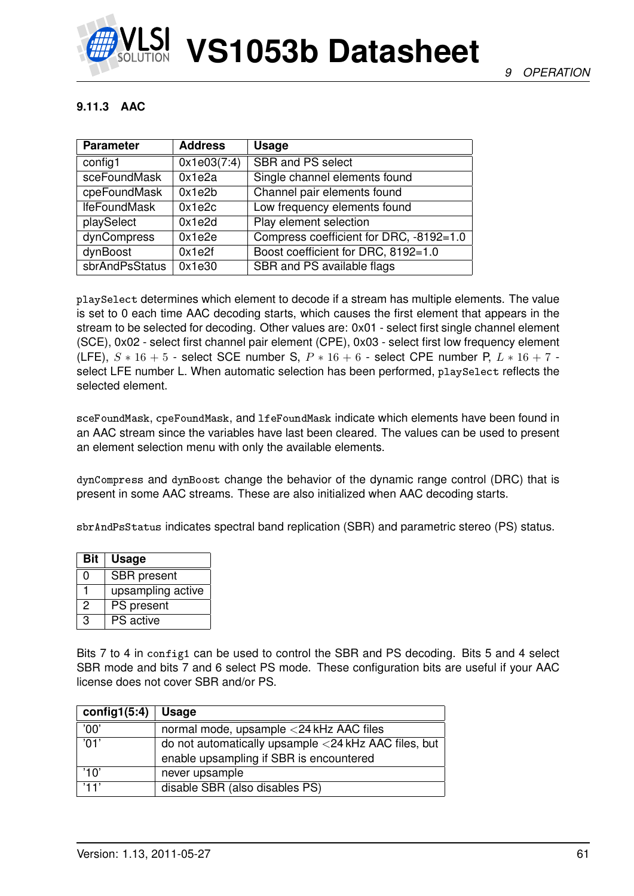### 9.11.3 AAC

| Parameter | Address | Usage |
|---|---|---|
| config1 | 0x1e03(7:4) | SBR and PS select |
| sceFoundMask | 0x1e2a | Single channel elements found |
| cpeFoundMask | 0x1e2b | Channel pair elements found |
| lfeFoundMask | 0x1e2c | Low frequency elements found |
| playSelect | 0x1e2d | Play element selection |
| dynCompress | 0x1e2e | Compress coefficient for DRC, -8192=1.0 |
| dynBoost | 0x1e2f | Boost coefficient for DRC, 8192=1.0 |
| sbrAndPsStatus | 0x1e30 | SBR and PS available flags |

`playSelect` determines which element to decode if a stream has multiple elements. The value is set to 0 each time AAC decoding starts, which causes the first element that appears in the stream to be selected for decoding. Other values are: 0x01 - select first single channel element (SCE), 0x02 - select first channel pair element (CPE), 0x03 - select first low frequency element (LFE), $S * 16 + 5$ - select SCE number S, $P * 16 + 6$ - select CPE number P, $L * 16 + 7$ - select LFE number L. When automatic selection has been performed, `playSelect` reflects the selected element.

`sceFoundMask`, `cpeFoundMask`, and `lfeFoundMask` indicate which elements have been found in an AAC stream since the variables have last been cleared. The values can be used to present an element selection menu with only the available elements.

`dynCompress` and `dynBoost` change the behavior of the dynamic range control (DRC) that is present in some AAC streams. These are also initialized when AAC decoding starts.

`sbrAndPsStatus` indicates spectral band replication (SBR) and parametric stereo (PS) status.

| Bit | Usage |
|---|---|
| 0 | SBR present |
| 1 | upsampling active |
| 2 | PS present |
| 3 | PS active |

Bits 7 to 4 in `config1` can be used to control the SBR and PS decoding. Bits 5 and 4 select SBR mode and bits 7 and 6 select PS mode. These configuration bits are useful if your AAC license does not cover SBR and/or PS.

| config1(5:4) | Usage |
|---|---|
| '00' | normal mode, upsample <24 kHz AAC files |
| '01' | do not automatically upsample <24 kHz AAC files, but enable upsampling if SBR is encountered |
| '10' | never upsample |
| '11' | disable SBR (also disables PS) |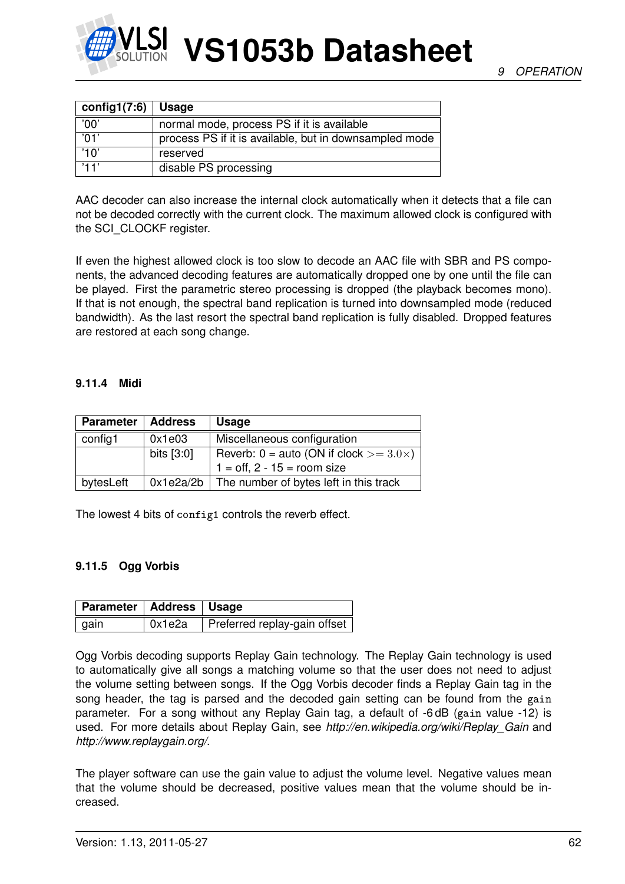| config1(7:6) | Usage |
|---|---|
| '00' | normal mode, process PS if it is available |
| '01' | process PS if it is available, but in downsampled mode |
| '10' | reserved |
| '11' | disable PS processing |

AAC decoder can also increase the internal clock automatically when it detects that a file can not be decoded correctly with the current clock. The maximum allowed clock is configured with the SCI_CLOCKF register.

If even the highest allowed clock is too slow to decode an AAC file with SBR and PS components, the advanced decoding features are automatically dropped one by one until the file can be played. First the parametric stereo processing is dropped (the playback becomes mono). If that is not enough, the spectral band replication is turned into downsampled mode (reduced bandwidth). As the last resort the spectral band replication is fully disabled. Dropped features are restored at each song change.

### 9.11.4 Midi

| Parameter | Address | Usage |
|---|---|---|
| config1 | 0x1e03 | Miscellaneous configuration |
| | bits [3:0] | Reverb: 0 = auto (ON if clock $>= 3.0\times$)<br>1 = off, 2 - 15 = room size |
| bytesLeft | 0x1e2a/2b | The number of bytes left in this track |

The lowest 4 bits of `config1` controls the reverb effect.

### 9.11.5 Ogg Vorbis

| Parameter | Address | Usage |
|---|---|---|
| gain | 0x1e2a | Preferred replay-gain offset |

Ogg Vorbis decoding supports Replay Gain technology. The Replay Gain technology is used to automatically give all songs a matching volume so that the user does not need to adjust the volume setting between songs. If the Ogg Vorbis decoder finds a Replay Gain tag in the song header, the tag is parsed and the decoded gain setting can be found from the `gain` parameter. For a song without any Replay Gain tag, a default of -6 dB (`gain` value -12) is used. For more details about Replay Gain, see *http://en.wikipedia.org/wiki/Replay_Gain* and *http://www.replaygain.org/*.

The player software can use the gain value to adjust the volume level. Negative values mean that the volume should be decreased, positive values mean that the volume should be increased.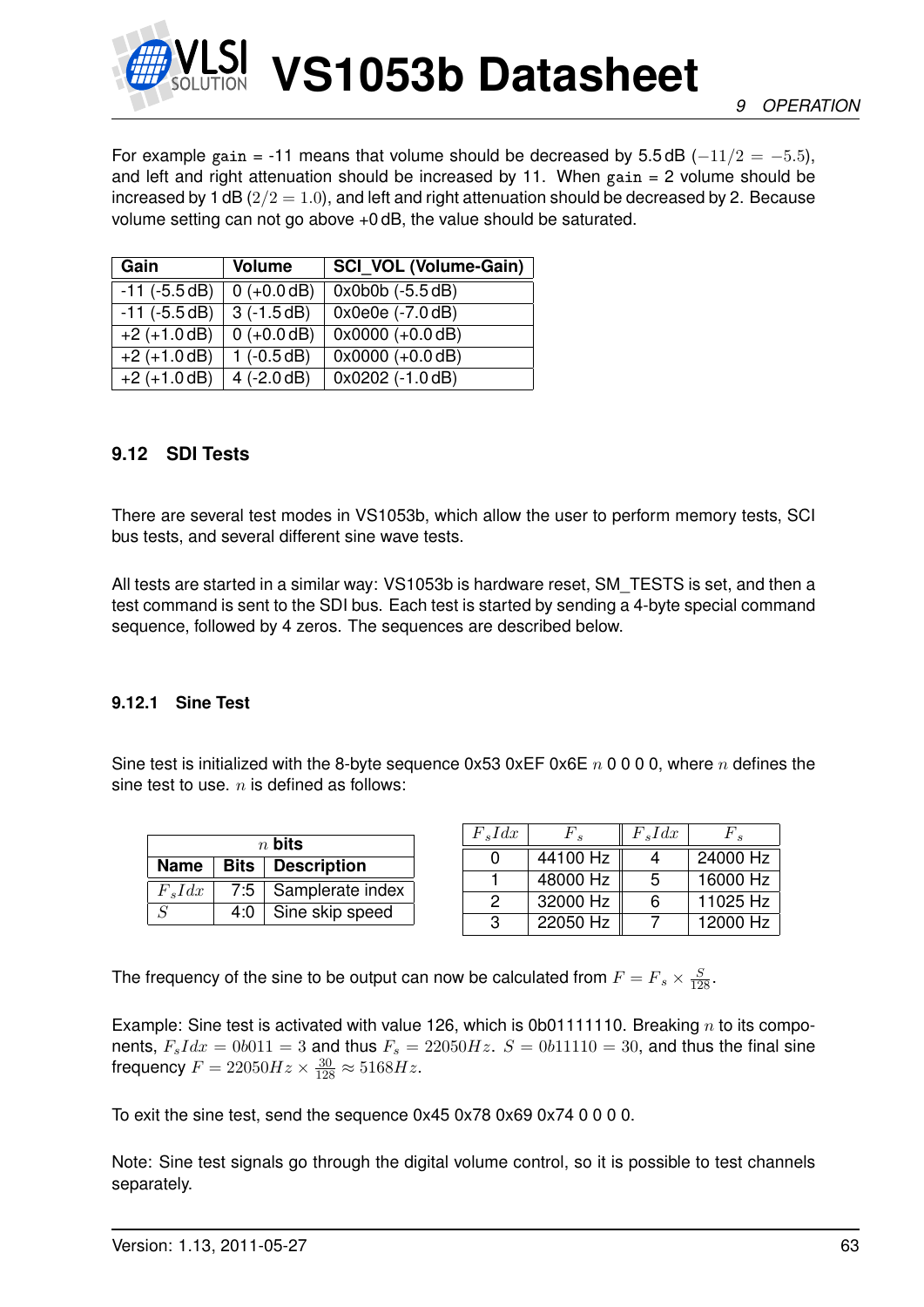For example `gain` = -11 means that volume should be decreased by 5.5 dB ($-11/2 = -5.5$), and left and right attenuation should be increased by 11. When `gain` = 2 volume should be increased by 1 dB ($2/2 = 1.0$), and left and right attenuation should be decreased by 2. Because volume setting can not go above +0 dB, the value should be saturated.

| Gain | Volume | SCI_VOL (Volume-Gain) |
|---|---|---|
| -11 (-5.5 dB) | 0 (+0.0 dB) | 0x0b0b (-5.5 dB) |
| -11 (-5.5 dB) | 3 (-1.5 dB) | 0x0e0e (-7.0 dB) |
| +2 (+1.0 dB) | 0 (+0.0 dB) | 0x0000 (+0.0 dB) |
| +2 (+1.0 dB) | 1 (-0.5 dB) | 0x0000 (+0.0 dB) |
| +2 (+1.0 dB) | 4 (-2.0 dB) | 0x0202 (-1.0 dB) |

## 9.12 SDI Tests

There are several test modes in VS1053b, which allow the user to perform memory tests, SCI bus tests, and several different sine wave tests.

All tests are started in a similar way: VS1053b is hardware reset, SM_TESTS is set, and then a test command is sent to the SDI bus. Each test is started by sending a 4-byte special command sequence, followed by 4 zeros. The sequences are described below.

### 9.12.1 Sine Test

Sine test is initialized with the 8-byte sequence 0x53 0xEF 0x6E $n$ 0 0 0 0, where $n$ defines the sine test to use. $n$ is defined as follows:

| $n$ bits | | |
|---|---|---|
| **Name** | **Bits** | **Description** |
| $F_sIdx$ | 7:5 | Samplerate index |
| $S$ | 4:0 | Sine skip speed |

| $F_sIdx$ | $F_s$ | $F_sIdx$ | $F_s$ |
|---|---|---|---|
| 0 | 44100 Hz | 4 | 24000 Hz |
| 1 | 48000 Hz | 5 | 16000 Hz |
| 2 | 32000 Hz | 6 | 11025 Hz |
| 3 | 22050 Hz | 7 | 12000 Hz |

The frequency of the sine to be output can now be calculated from $F = F_s \times \frac{S}{128}$.

Example: Sine test is activated with value 126, which is 0b01111110. Breaking $n$ to its components, $F_sIdx = 0b011 = 3$ and thus $F_s = 22050Hz$. $S = 0b11110 = 30$, and thus the final sine frequency $F = 22050Hz \times \frac{30}{128} \approx 5168Hz$.

To exit the sine test, send the sequence 0x45 0x78 0x69 0x74 0 0 0 0.

Note: Sine test signals go through the digital volume control, so it is possible to test channels separately.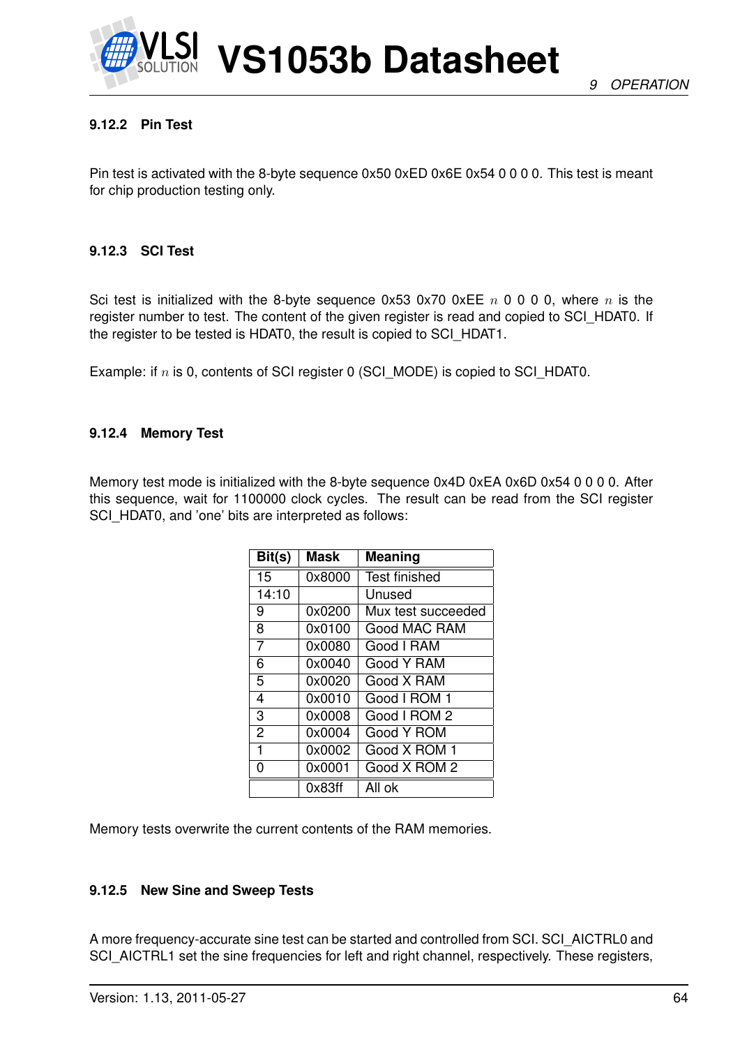### 9.12.2 Pin Test

Pin test is activated with the 8-byte sequence 0x50 0xED 0x6E 0x54 0 0 0 0. This test is meant for chip production testing only.

### 9.12.3 SCI Test

Sci test is initialized with the 8-byte sequence 0x53 0x70 0xEE $n$ 0 0 0 0, where $n$ is the register number to test. The content of the given register is read and copied to SCI_HDAT0. If the register to be tested is HDAT0, the result is copied to SCI_HDAT1.

Example: if $n$ is 0, contents of SCI register 0 (SCI_MODE) is copied to SCI_HDAT0.

### 9.12.4 Memory Test

Memory test mode is initialized with the 8-byte sequence 0x4D 0xEA 0x6D 0x54 0 0 0 0. After this sequence, wait for 1100000 clock cycles. The result can be read from the SCI register SCI_HDAT0, and 'one' bits are interpreted as follows:

| Bit(s) | Mask | Meaning |
|---|---|---|
| 15 | 0x8000 | Test finished |
| 14:10 | | Unused |
| 9 | 0x0200 | Mux test succeeded |
| 8 | 0x0100 | Good MAC RAM |
| 7 | 0x0080 | Good I RAM |
| 6 | 0x0040 | Good Y RAM |
| 5 | 0x0020 | Good X RAM |
| 4 | 0x0010 | Good I ROM 1 |
| 3 | 0x0008 | Good I ROM 2 |
| 2 | 0x0004 | Good Y ROM |
| 1 | 0x0002 | Good X ROM 1 |
| 0 | 0x0001 | Good X ROM 2 |
| | 0x83ff | All ok |

Memory tests overwrite the current contents of the RAM memories.

### 9.12.5 New Sine and Sweep Tests

A more frequency-accurate sine test can be started and controlled from SCI. SCI_AICTRL0 and SCI_AICTRL1 set the sine frequencies for left and right channel, respectively. These registers,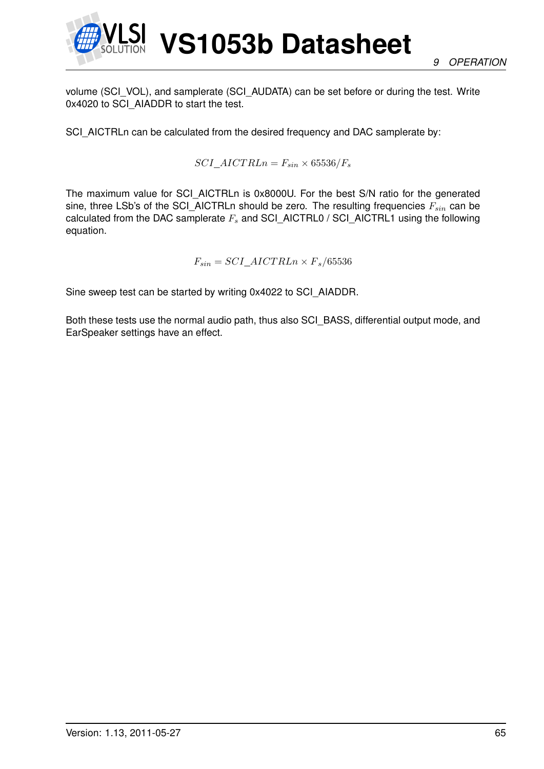volume (SCI_VOL), and samplerate (SCI_AUDATA) can be set before or during the test. Write 0x4020 to SCI_AIADDR to start the test.

SCI_AICTRLn can be calculated from the desired frequency and DAC samplerate by:

$$SCI\_AICTRLn = F_{sin} \times 65536/F_s$$

The maximum value for SCI_AICTRLn is 0x8000U. For the best S/N ratio for the generated sine, three LSb's of the SCI_AICTRLn should be zero. The resulting frequencies $F_{sin}$ can be calculated from the DAC samplerate $F_s$ and SCI_AICTRL0 / SCI_AICTRL1 using the following equation.

$$F_{sin} = SCI\_AICTRLn \times F_s/65536$$

Sine sweep test can be started by writing 0x4022 to SCI_AIADDR.

Both these tests use the normal audio path, thus also SCI_BASS, differential output mode, and EarSpeaker settings have an effect.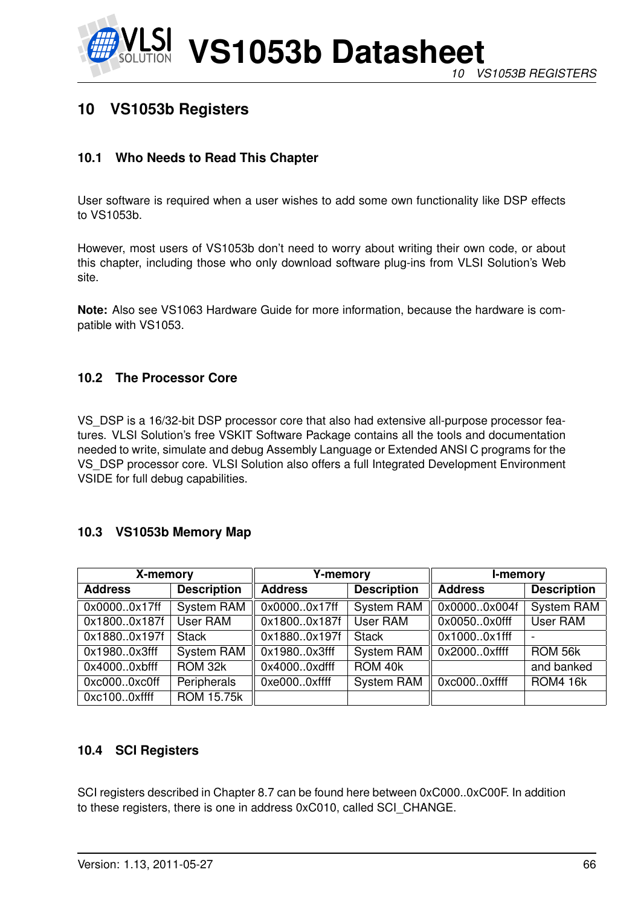# 10 VS1053b Registers

## 10.1 Who Needs to Read This Chapter

User software is required when a user wishes to add some own functionality like DSP effects to VS1053b.

However, most users of VS1053b don't need to worry about writing their own code, or about this chapter, including those who only download software plug-ins from VLSI Solution's Web site.

**Note:** Also see VS1063 Hardware Guide for more information, because the hardware is compatible with VS1053.

## 10.2 The Processor Core

VS_DSP is a 16/32-bit DSP processor core that also had extensive all-purpose processor features. VLSI Solution's free VSKIT Software Package contains all the tools and documentation needed to write, simulate and debug Assembly Language or Extended ANSI C programs for the VS_DSP processor core. VLSI Solution also offers a full Integrated Development Environment VSIDE for full debug capabilities.

## 10.3 VS1053b Memory Map

| X-memory | | Y-memory | | I-memory | |
|---|---|---|---|---|---|
| **Address** | **Description** | **Address** | **Description** | **Address** | **Description** |
| 0x0000..0x17ff | System RAM | 0x0000..0x17ff | System RAM | 0x0000..0x004f | System RAM |
| 0x1800..0x187f | User RAM | 0x1800..0x187f | User RAM | 0x0050..0x0fff | User RAM |
| 0x1880..0x197f | Stack | 0x1880..0x197f | Stack | 0x1000..0x1fff | - |
| 0x1980..0x3fff | System RAM | 0x1980..0x3fff | System RAM | 0x2000..0xffff | ROM 56k |
| 0x4000..0xbfff | ROM 32k | 0x4000..0xdfff | ROM 40k | | and banked |
| 0xc000..0xc0ff | Peripherals | 0xe000..0xffff | System RAM | 0xc000..0xffff | ROM4 16k |
| 0xc100..0xffff | ROM 15.75k | | | | |

## 10.4 SCI Registers

SCI registers described in Chapter 8.7 can be found here between 0xC000..0xC00F. In addition to these registers, there is one in address 0xC010, called SCI_CHANGE.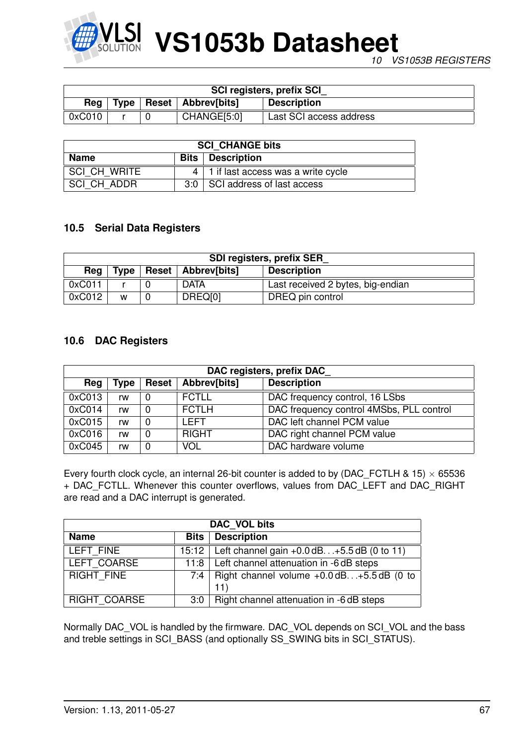| SCI registers, prefix SCI_ | | | | |
|---|---|---|---|---|
| **Reg** | **Type** | **Reset** | **Abbrev[bits]** | **Description** |
| 0xC010 | r | 0 | CHANGE[5:0] | Last SCI access address |

| SCI_CHANGE bits | | |
|---|---|---|
| **Name** | **Bits** | **Description** |
| SCI_CH_WRITE | 4 | 1 if last access was a write cycle |
| SCI_CH_ADDR | 3:0 | SCI address of last access |

## 10.5 Serial Data Registers

| SDI registers, prefix SER_ | | | | |
|---|---|---|---|---|
| **Reg** | **Type** | **Reset** | **Abbrev[bits]** | **Description** |
| 0xC011 | r | 0 | DATA | Last received 2 bytes, big-endian |
| 0xC012 | w | 0 | DREQ[0] | DREQ pin control |

## 10.6 DAC Registers

| DAC registers, prefix DAC_ | | | | |
|---|---|---|---|---|
| **Reg** | **Type** | **Reset** | **Abbrev[bits]** | **Description** |
| 0xC013 | rw | 0 | FCTLL | DAC frequency control, 16 LSbs |
| 0xC014 | rw | 0 | FCTLH | DAC frequency control 4MSbs, PLL control |
| 0xC015 | rw | 0 | LEFT | DAC left channel PCM value |
| 0xC016 | rw | 0 | RIGHT | DAC right channel PCM value |
| 0xC045 | rw | 0 | VOL | DAC hardware volume |

Every fourth clock cycle, an internal 26-bit counter is added to by (DAC_FCTLH & 15) $\times$ 65536 + DAC_FCTLL. Whenever this counter overflows, values from DAC_LEFT and DAC_RIGHT are read and a DAC interrupt is generated.

| DAC_VOL bits | | |
|---|---|---|
| **Name** | **Bits** | **Description** |
| LEFT_FINE | 15:12 | Left channel gain +0.0 dB. . .+5.5 dB (0 to 11) |
| LEFT_COARSE | 11:8 | Left channel attenuation in -6 dB steps |
| RIGHT_FINE | 7:4 | Right channel volume +0.0 dB. . .+5.5 dB (0 to 11) |
| RIGHT_COARSE | 3:0 | Right channel attenuation in -6 dB steps |

Normally DAC_VOL is handled by the firmware. DAC_VOL depends on SCI_VOL and the bass and treble settings in SCI_BASS (and optionally SS_SWING bits in SCI_STATUS).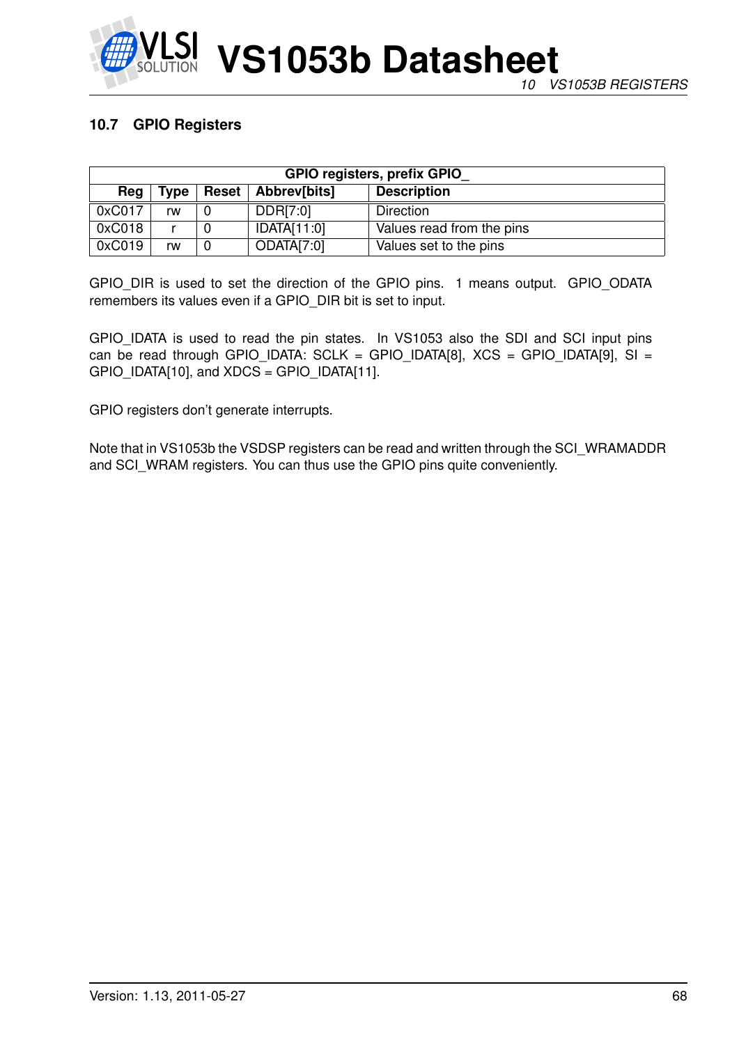## 10.7 GPIO Registers

| GPIO registers, prefix GPIO_ | | | | |
|---|---|---|---|---|
| **Reg** | **Type** | **Reset** | **Abbrev[bits]** | **Description** |
| 0xC017 | rw | 0 | DDR[7:0] | Direction |
| 0xC018 | r | 0 | IDATA[11:0] | Values read from the pins |
| 0xC019 | rw | 0 | ODATA[7:0] | Values set to the pins |

GPIO_DIR is used to set the direction of the GPIO pins. 1 means output. GPIO_ODATA remembers its values even if a GPIO_DIR bit is set to input.

GPIO_IDATA is used to read the pin states. In VS1053 also the SDI and SCI input pins can be read through GPIO_IDATA: SCLK = GPIO_IDATA[8], XCS = GPIO_IDATA[9], SI = GPIO_IDATA[10], and XDCS = GPIO_IDATA[11].

GPIO registers don't generate interrupts.

Note that in VS1053b the VSDSP registers can be read and written through the SCI_WRAMADDR and SCI_WRAM registers. You can thus use the GPIO pins quite conveniently.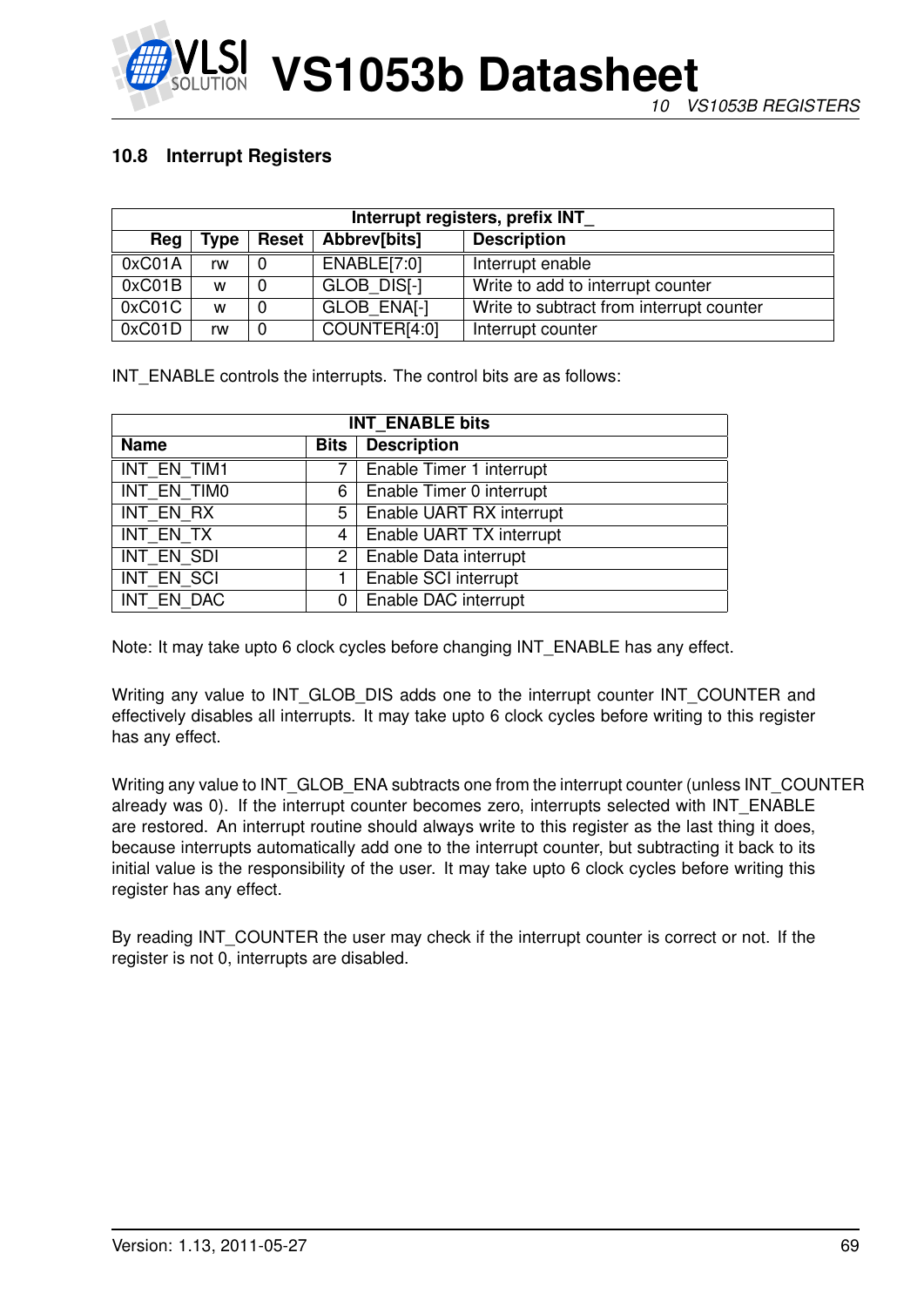### 10.8 Interrupt Registers

| Interrupt registers, prefix INT_ | | | | |
|---|---|---|---|---|
| **Reg** | **Type** | **Reset** | **Abbrev[bits]** | **Description** |
| 0xC01A | rw | 0 | ENABLE[7:0] | Interrupt enable |
| 0xC01B | w | 0 | GLOB_DIS[-] | Write to add to interrupt counter |
| 0xC01C | w | 0 | GLOB_ENA[-] | Write to subtract from interrupt counter |
| 0xC01D | rw | 0 | COUNTER[4:0] | Interrupt counter |

INT_ENABLE controls the interrupts. The control bits are as follows:

| INT_ENABLE bits | | |
|---|---|---|
| **Name** | **Bits** | **Description** |
| INT_EN_TIM1 | 7 | Enable Timer 1 interrupt |
| INT_EN_TIM0 | 6 | Enable Timer 0 interrupt |
| INT_EN_RX | 5 | Enable UART RX interrupt |
| INT_EN_TX | 4 | Enable UART TX interrupt |
| INT_EN_SDI | 2 | Enable Data interrupt |
| INT_EN_SCI | 1 | Enable SCI interrupt |
| INT_EN_DAC | 0 | Enable DAC interrupt |

Note: It may take upto 6 clock cycles before changing INT_ENABLE has any effect.

Writing any value to INT_GLOB_DIS adds one to the interrupt counter INT_COUNTER and effectively disables all interrupts. It may take upto 6 clock cycles before writing to this register has any effect.

Writing any value to INT_GLOB_ENA subtracts one from the interrupt counter (unless INT_COUNTER already was 0). If the interrupt counter becomes zero, interrupts selected with INT_ENABLE are restored. An interrupt routine should always write to this register as the last thing it does, because interrupts automatically add one to the interrupt counter, but subtracting it back to its initial value is the responsibility of the user. It may take upto 6 clock cycles before writing this register has any effect.

By reading INT_COUNTER the user may check if the interrupt counter is correct or not. If the register is not 0, interrupts are disabled.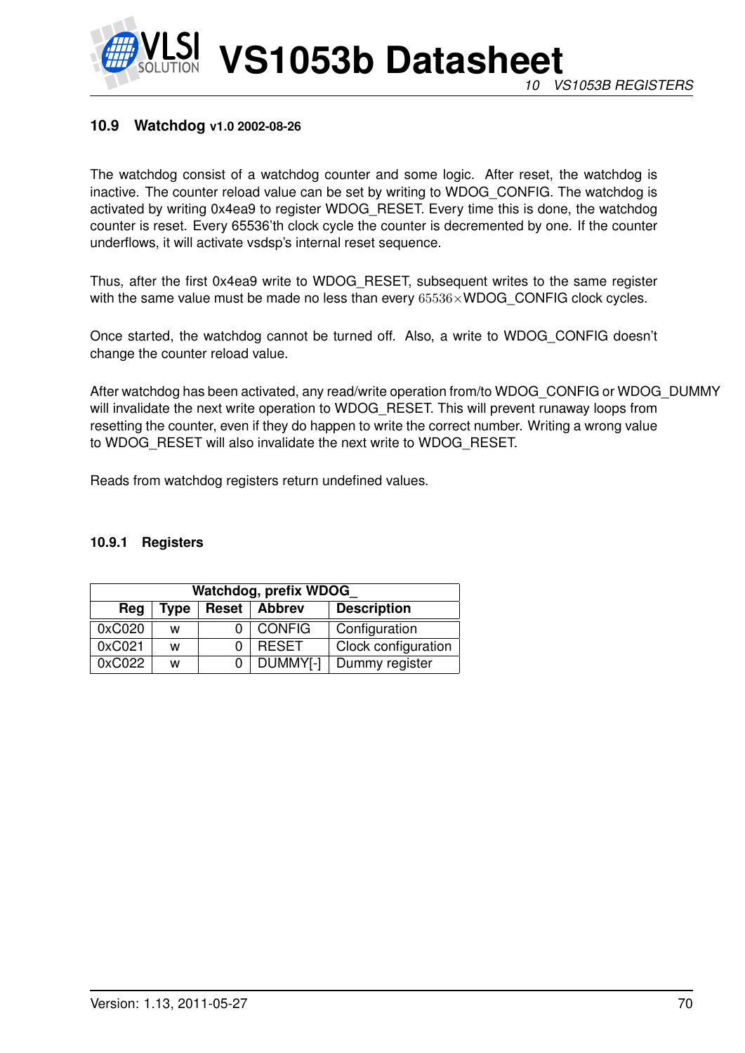## 10.9 Watchdog v1.0 2002-08-26

The watchdog consist of a watchdog counter and some logic. After reset, the watchdog is inactive. The counter reload value can be set by writing to WDOG_CONFIG. The watchdog is activated by writing 0x4ea9 to register WDOG_RESET. Every time this is done, the watchdog counter is reset. Every 65536'th clock cycle the counter is decremented by one. If the counter underflows, it will activate vsdsp's internal reset sequence.

Thus, after the first 0x4ea9 write to WDOG_RESET, subsequent writes to the same register with the same value must be made no less than every $65536 \times$WDOG_CONFIG clock cycles.

Once started, the watchdog cannot be turned off. Also, a write to WDOG_CONFIG doesn't change the counter reload value.

After watchdog has been activated, any read/write operation from/to WDOG_CONFIG or WDOG_DUMMY will invalidate the next write operation to WDOG_RESET. This will prevent runaway loops from resetting the counter, even if they do happen to write the correct number. Writing a wrong value to WDOG_RESET will also invalidate the next write to WDOG_RESET.

Reads from watchdog registers return undefined values.

### 10.9.1 Registers

| Watchdog, prefix WDOG_ | | | | |
|---|---|---|---|---|
| Reg | Type | Reset | Abbrev | Description |
| 0xC020 | w | 0 | CONFIG | Configuration |
| 0xC021 | w | 0 | RESET | Clock configuration |
| 0xC022 | w | 0 | DUMMY[-] | Dummy register |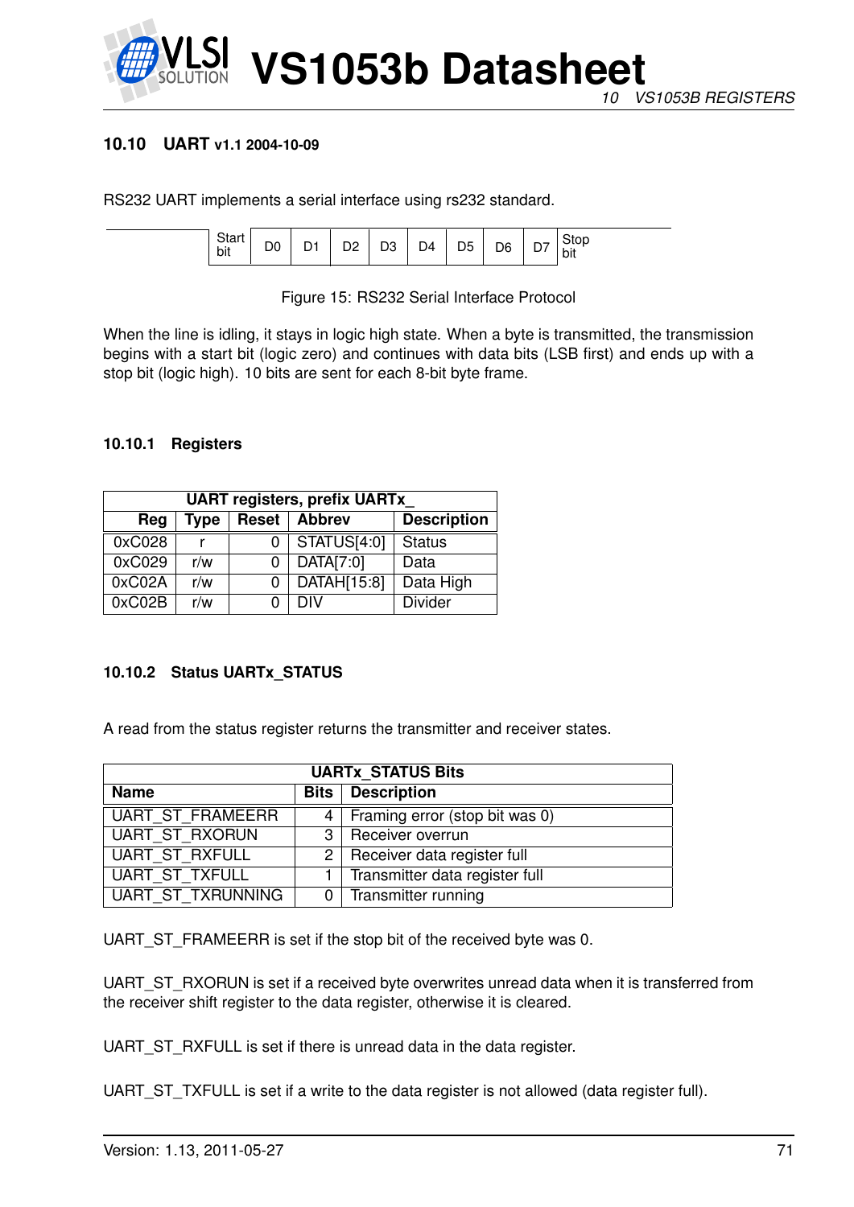## 10.10 UART v1.1 2004-10-09

RS232 UART implements a serial interface using rs232 standard.

| Start bit | D0 | D1 | D2 | D3 | D4 | D5 | D6 | D7 | Stop bit |
|---|---|---|---|---|---|---|---|---|---|

Figure 15: RS232 Serial Interface Protocol

When the line is idling, it stays in logic high state. When a byte is transmitted, the transmission begins with a start bit (logic zero) and continues with data bits (LSB first) and ends up with a stop bit (logic high). 10 bits are sent for each 8-bit byte frame.

### 10.10.1 Registers

| UART registers, prefix UARTx_ | | | | |
|---|---|---|---|---|
| **Reg** | **Type** | **Reset** | **Abbrev** | **Description** |
| 0xC028 | r | 0 | STATUS[4:0] | Status |
| 0xC029 | r/w | 0 | DATA[7:0] | Data |
| 0xC02A | r/w | 0 | DATAH[15:8] | Data High |
| 0xC02B | r/w | 0 | DIV | Divider |

### 10.10.2 Status UARTx_STATUS

A read from the status register returns the transmitter and receiver states.

| UARTx_STATUS Bits | | |
|---|---|---|
| **Name** | **Bits** | **Description** |
| UART_ST_FRAMEERR | 4 | Framing error (stop bit was 0) |
| UART_ST_RXORUN | 3 | Receiver overrun |
| UART_ST_RXFULL | 2 | Receiver data register full |
| UART_ST_TXFULL | 1 | Transmitter data register full |
| UART_ST_TXRUNNING | 0 | Transmitter running |

UART_ST_FRAMEERR is set if the stop bit of the received byte was 0.

UART_ST_RXORUN is set if a received byte overwrites unread data when it is transferred from the receiver shift register to the data register, otherwise it is cleared.

UART_ST_RXFULL is set if there is unread data in the data register.

UART_ST_TXFULL is set if a write to the data register is not allowed (data register full).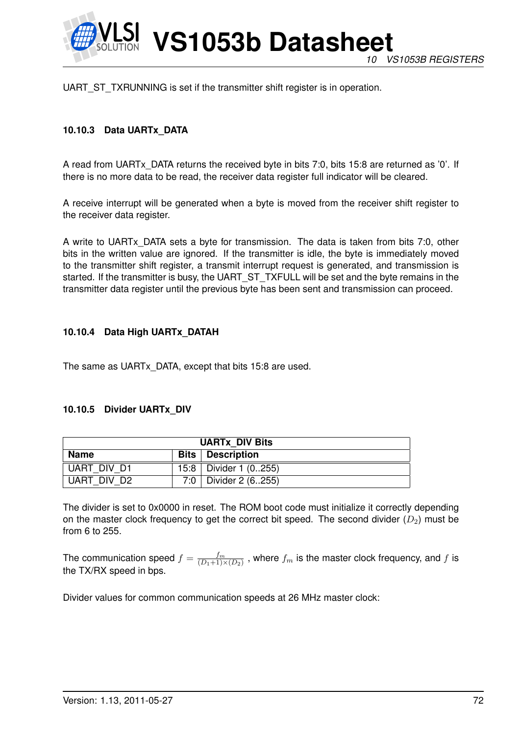UART_ST_TXRUNNING is set if the transmitter shift register is in operation.

### 10.10.3 Data UARTx_DATA

A read from UARTx_DATA returns the received byte in bits 7:0, bits 15:8 are returned as '0'. If there is no more data to be read, the receiver data register full indicator will be cleared.

A receive interrupt will be generated when a byte is moved from the receiver shift register to the receiver data register.

A write to UARTx_DATA sets a byte for transmission. The data is taken from bits 7:0, other bits in the written value are ignored. If the transmitter is idle, the byte is immediately moved to the transmitter shift register, a transmit interrupt request is generated, and transmission is started. If the transmitter is busy, the UART_ST_TXFULL will be set and the byte remains in the transmitter data register until the previous byte has been sent and transmission can proceed.

### 10.10.4 Data High UARTx_DATAH

The same as UARTx_DATA, except that bits 15:8 are used.

### 10.10.5 Divider UARTx_DIV

| UARTx_DIV Bits | | |
|---|---|---|
| **Name** | **Bits** | **Description** |
| UART_DIV_D1 | 15:8 | Divider 1 (0..255) |
| UART_DIV_D2 | 7:0 | Divider 2 (6..255) |

The divider is set to 0x0000 in reset. The ROM boot code must initialize it correctly depending on the master clock frequency to get the correct bit speed. The second divider ($D_2$) must be from 6 to 255.

The communication speed $f = \frac{f_m}{(D_1+1)\times(D_2)}$ , where $f_m$ is the master clock frequency, and $f$ is the TX/RX speed in bps.

Divider values for common communication speeds at 26 MHz master clock: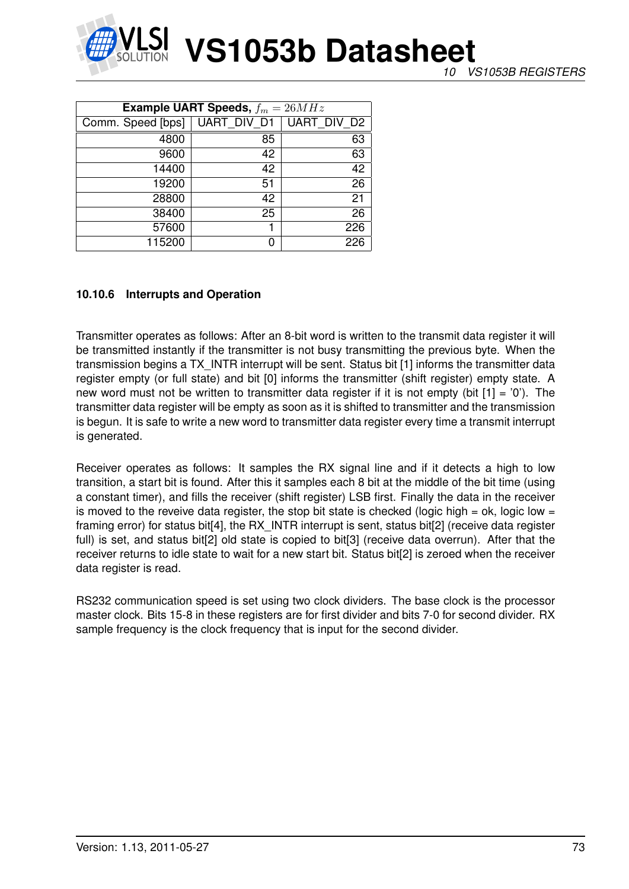| Example UART Speeds, $f_m = 26MHz$ | | |
|---|---|---|
| Comm. Speed [bps] | UART_DIV_D1 | UART_DIV_D2 |
| 4800 | 85 | 63 |
| 9600 | 42 | 63 |
| 14400 | 42 | 42 |
| 19200 | 51 | 26 |
| 28800 | 42 | 21 |
| 38400 | 25 | 26 |
| 57600 | 1 | 226 |
| 115200 | 0 | 226 |

### 10.10.6 Interrupts and Operation

Transmitter operates as follows: After an 8-bit word is written to the transmit data register it will be transmitted instantly if the transmitter is not busy transmitting the previous byte. When the transmission begins a TX_INTR interrupt will be sent. Status bit [1] informs the transmitter data register empty (or full state) and bit [0] informs the transmitter (shift register) empty state. A new word must not be written to transmitter data register if it is not empty (bit [1] = '0'). The transmitter data register will be empty as soon as it is shifted to transmitter and the transmission is begun. It is safe to write a new word to transmitter data register every time a transmit interrupt is generated.

Receiver operates as follows: It samples the RX signal line and if it detects a high to low transition, a start bit is found. After this it samples each 8 bit at the middle of the bit time (using a constant timer), and fills the receiver (shift register) LSB first. Finally the data in the receiver is moved to the reveive data register, the stop bit state is checked (logic high = ok, logic low = framing error) for status bit[4], the RX_INTR interrupt is sent, status bit[2] (receive data register full) is set, and status bit[2] old state is copied to bit[3] (receive data overrun). After that the receiver returns to idle state to wait for a new start bit. Status bit[2] is zeroed when the receiver data register is read.

RS232 communication speed is set using two clock dividers. The base clock is the processor master clock. Bits 15-8 in these registers are for first divider and bits 7-0 for second divider. RX sample frequency is the clock frequency that is input for the second divider.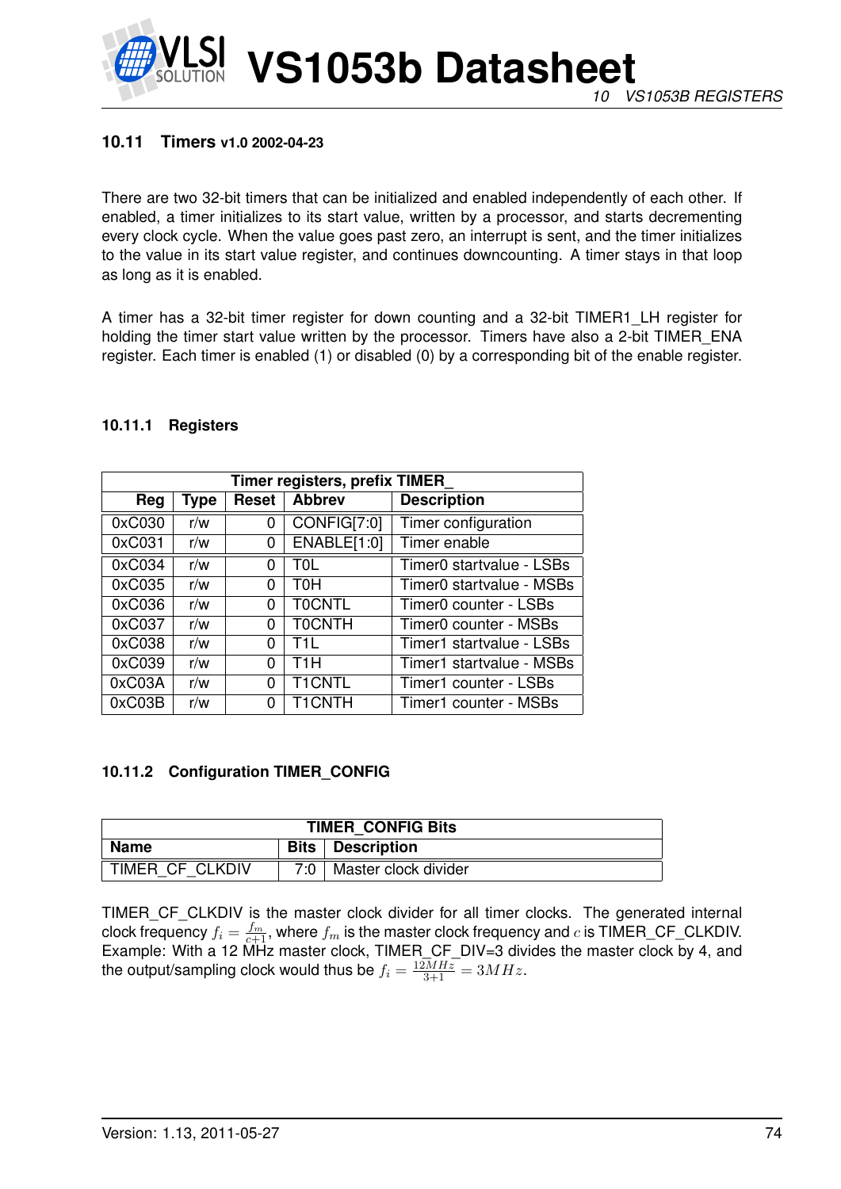### 10.11 Timers v1.0 2002-04-23

There are two 32-bit timers that can be initialized and enabled independently of each other. If enabled, a timer initializes to its start value, written by a processor, and starts decrementing every clock cycle. When the value goes past zero, an interrupt is sent, and the timer initializes to the value in its start value register, and continues downcounting. A timer stays in that loop as long as it is enabled.

A timer has a 32-bit timer register for down counting and a 32-bit TIMER1_LH register for holding the timer start value written by the processor. Timers have also a 2-bit TIMER_ENA register. Each timer is enabled (1) or disabled (0) by a corresponding bit of the enable register.

#### 10.11.1 Registers

| Timer registers, prefix TIMER_ | | | | |
|---|---|---|---|---|
| **Reg** | **Type** | **Reset** | **Abbrev** | **Description** |
| 0xC030 | r/w | 0 | CONFIG[7:0] | Timer configuration |
| 0xC031 | r/w | 0 | ENABLE[1:0] | Timer enable |
| 0xC034 | r/w | 0 | T0L | Timer0 startvalue - LSBs |
| 0xC035 | r/w | 0 | T0H | Timer0 startvalue - MSBs |
| 0xC036 | r/w | 0 | T0CNTL | Timer0 counter - LSBs |
| 0xC037 | r/w | 0 | T0CNTH | Timer0 counter - MSBs |
| 0xC038 | r/w | 0 | T1L | Timer1 startvalue - LSBs |
| 0xC039 | r/w | 0 | T1H | Timer1 startvalue - MSBs |
| 0xC03A | r/w | 0 | T1CNTL | Timer1 counter - LSBs |
| 0xC03B | r/w | 0 | T1CNTH | Timer1 counter - MSBs |

#### 10.11.2 Configuration TIMER_CONFIG

| TIMER_CONFIG Bits | | |
|---|---|---|
| **Name** | **Bits** | **Description** |
| TIMER_CF_CLKDIV | 7:0 | Master clock divider |

TIMER_CF_CLKDIV is the master clock divider for all timer clocks. The generated internal clock frequency $f_i = \frac{f_m}{c+1}$, where $f_m$ is the master clock frequency and $c$ is TIMER_CF_CLKDIV. Example: With a 12 MHz master clock, TIMER_CF_DIV=3 divides the master clock by 4, and the output/sampling clock would thus be $f_i = \frac{12MHz}{3+1} = 3MHz$.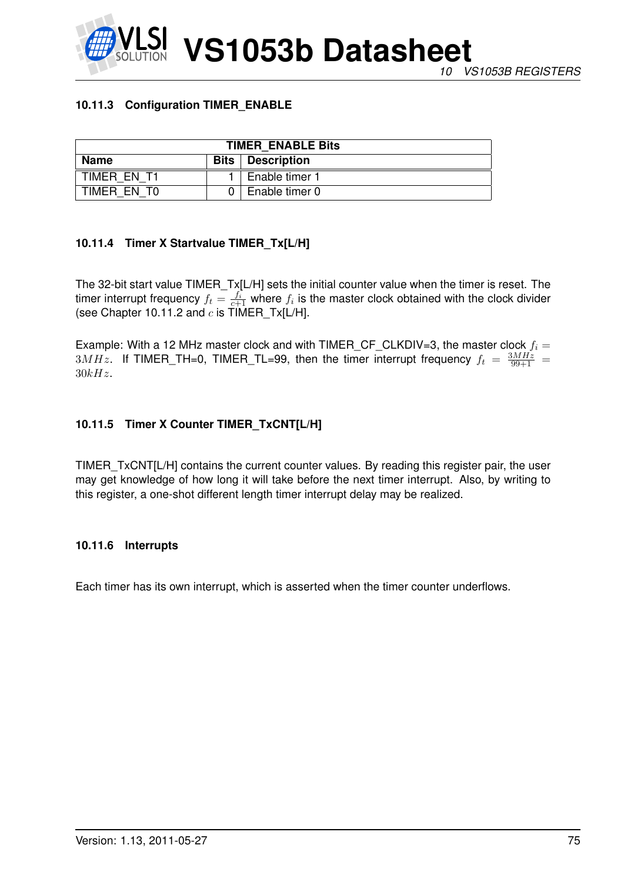### 10.11.3 Configuration TIMER_ENABLE

| TIMER_ENABLE Bits | | |
|---|---|---|
| **Name** | **Bits** | **Description** |
| TIMER_EN_T1 | 1 | Enable timer 1 |
| TIMER_EN_T0 | 0 | Enable timer 0 |

### 10.11.4 Timer X Startvalue TIMER_Tx[L/H]

The 32-bit start value TIMER_Tx[L/H] sets the initial counter value when the timer is reset. The timer interrupt frequency $f_t = \frac{f_i}{c+1}$ where $f_i$ is the master clock obtained with the clock divider (see Chapter 10.11.2 and $c$ is TIMER_Tx[L/H].

Example: With a 12 MHz master clock and with TIMER_CF_CLKDIV=3, the master clock $f_i = 3MHz$. If TIMER_TH=0, TIMER_TL=99, then the timer interrupt frequency $f_t = \frac{3MHz}{99+1} = 30kHz$.

### 10.11.5 Timer X Counter TIMER_TxCNT[L/H]

TIMER_TxCNT[L/H] contains the current counter values. By reading this register pair, the user may get knowledge of how long it will take before the next timer interrupt. Also, by writing to this register, a one-shot different length timer interrupt delay may be realized.

### 10.11.6 Interrupts

Each timer has its own interrupt, which is asserted when the timer counter underflows.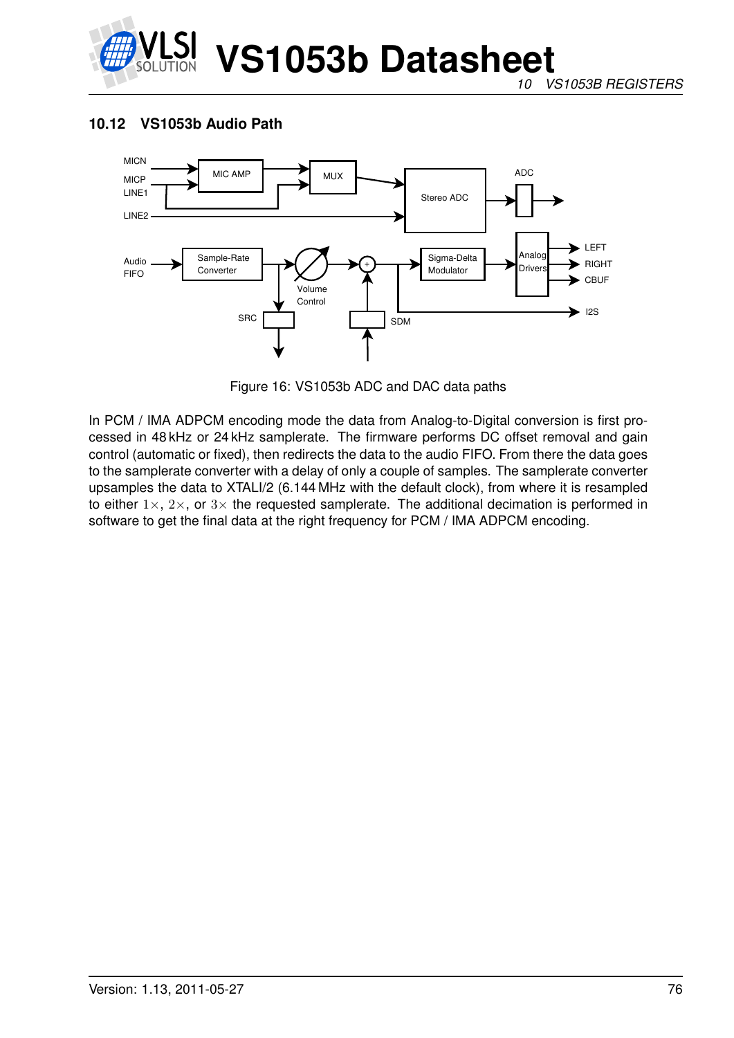### 10.12 VS1053b Audio Path

Figure 16: VS1053b ADC and DAC data paths

In PCM / IMA ADPCM encoding mode the data from Analog-to-Digital conversion is first processed in 48 kHz or 24 kHz samplerate. The firmware performs DC offset removal and gain control (automatic or fixed), then redirects the data to the audio FIFO. From there the data goes to the samplerate converter with a delay of only a couple of samples. The samplerate converter upsamples the data to XTALI/2 (6.144 MHz with the default clock), from where it is resampled to either $1\times$, $2\times$, or $3\times$ the requested samplerate. The additional decimation is performed in software to get the final data at the right frequency for PCM / IMA ADPCM encoding.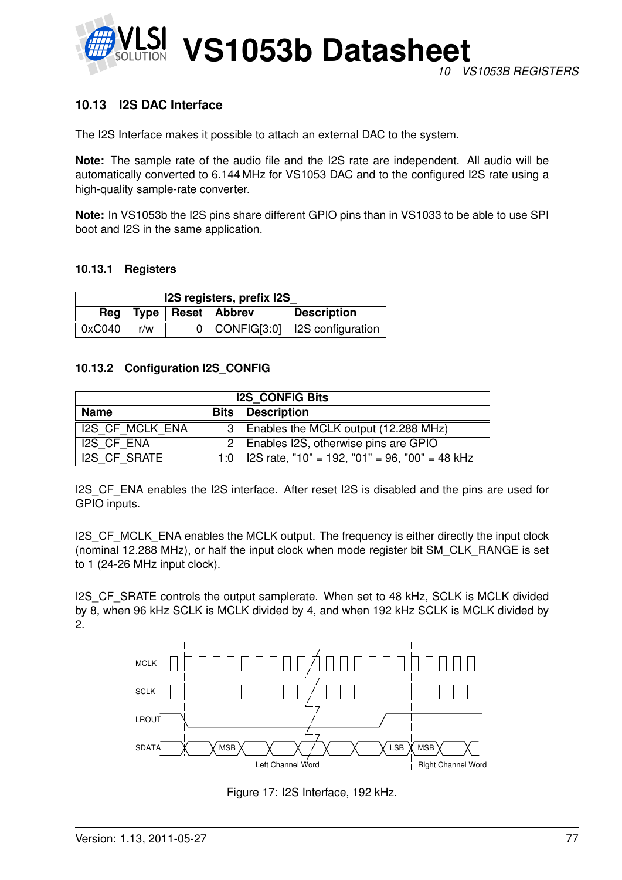## 10.13 I2S DAC Interface

The I2S Interface makes it possible to attach an external DAC to the system.

**Note:** The sample rate of the audio file and the I2S rate are independent. All audio will be automatically converted to 6.144 MHz for VS1053 DAC and to the configured I2S rate using a high-quality sample-rate converter.

**Note:** In VS1053b the I2S pins share different GPIO pins than in VS1033 to be able to use SPI boot and I2S in the same application.

### 10.13.1 Registers

| I2S registers, prefix I2S_ | | | | |
|---|---|---|---|---|
| **Reg** | **Type** | **Reset** | **Abbrev** | **Description** |
| 0xC040 | r/w | 0 | CONFIG[3:0] | I2S configuration |

### 10.13.2 Configuration I2S_CONFIG

| I2S_CONFIG Bits | | |
|---|---|---|
| **Name** | **Bits** | **Description** |
| I2S_CF_MCLK_ENA | 3 | Enables the MCLK output (12.288 MHz) |
| I2S_CF_ENA | 2 | Enables I2S, otherwise pins are GPIO |
| I2S_CF_SRATE | 1:0 | I2S rate, "10" = 192, "01" = 96, "00" = 48 kHz |

I2S_CF_ENA enables the I2S interface. After reset I2S is disabled and the pins are used for GPIO inputs.

I2S_CF_MCLK_ENA enables the MCLK output. The frequency is either directly the input clock (nominal 12.288 MHz), or half the input clock when mode register bit SM_CLK_RANGE is set to 1 (24-26 MHz input clock).

I2S_CF_SRATE controls the output samplerate. When set to 48 kHz, SCLK is MCLK divided by 8, when 96 kHz SCLK is MCLK divided by 4, and when 192 kHz SCLK is MCLK divided by 2.

Figure 17: I2S Interface, 192 kHz.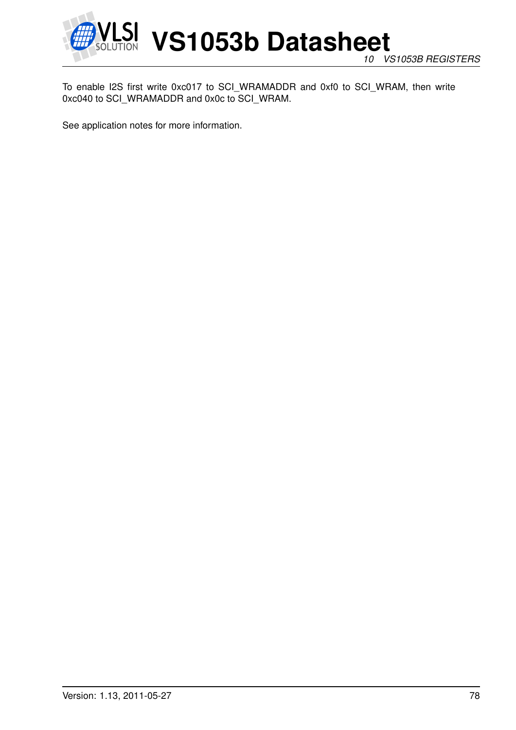To enable I2S first write 0xc017 to SCI_WRAMADDR and 0xf0 to SCI_WRAM, then write 0xc040 to SCI_WRAMADDR and 0x0c to SCI_WRAM.

See application notes for more information.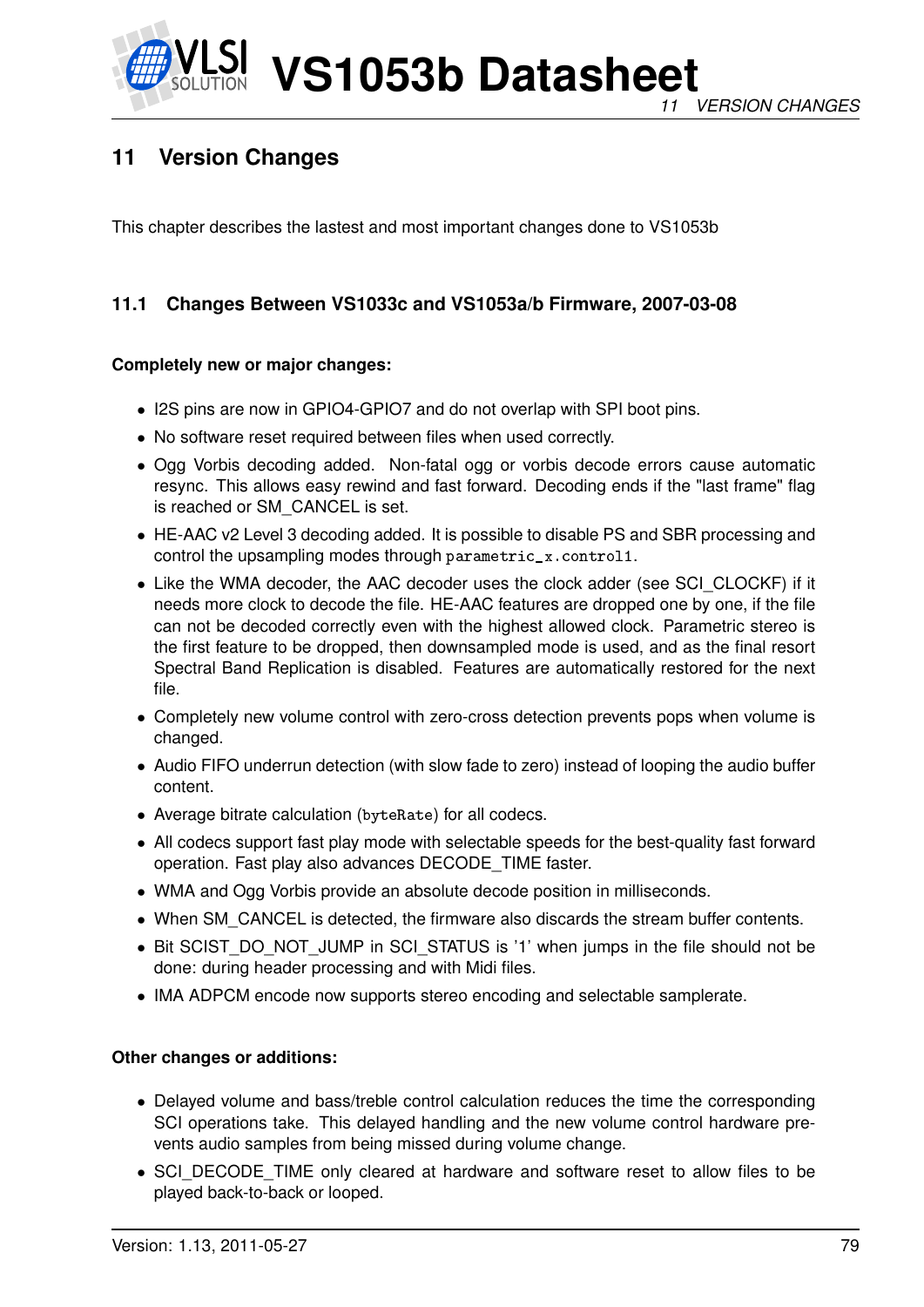# 11 Version Changes

This chapter describes the lastest and most important changes done to VS1053b

## 11.1 Changes Between VS1033c and VS1053a/b Firmware, 2007-03-08

**Completely new or major changes:**

- I2S pins are now in GPIO4-GPIO7 and do not overlap with SPI boot pins.
- No software reset required between files when used correctly.
- Ogg Vorbis decoding added. Non-fatal ogg or vorbis decode errors cause automatic resync. This allows easy rewind and fast forward. Decoding ends if the "last frame" flag is reached or SM_CANCEL is set.
- HE-AAC v2 Level 3 decoding added. It is possible to disable PS and SBR processing and control the upsampling modes through `parametric_x.control1`.
- Like the WMA decoder, the AAC decoder uses the clock adder (see SCI_CLOCKF) if it needs more clock to decode the file. HE-AAC features are dropped one by one, if the file can not be decoded correctly even with the highest allowed clock. Parametric stereo is the first feature to be dropped, then downsampled mode is used, and as the final resort Spectral Band Replication is disabled. Features are automatically restored for the next file.
- Completely new volume control with zero-cross detection prevents pops when volume is changed.
- Audio FIFO underrun detection (with slow fade to zero) instead of looping the audio buffer content.
- Average bitrate calculation (`byteRate`) for all codecs.
- All codecs support fast play mode with selectable speeds for the best-quality fast forward operation. Fast play also advances DECODE_TIME faster.
- WMA and Ogg Vorbis provide an absolute decode position in milliseconds.
- When SM_CANCEL is detected, the firmware also discards the stream buffer contents.
- Bit SCIST_DO_NOT_JUMP in SCI_STATUS is '1' when jumps in the file should not be done: during header processing and with Midi files.
- IMA ADPCM encode now supports stereo encoding and selectable samplerate.

**Other changes or additions:**

- Delayed volume and bass/treble control calculation reduces the time the corresponding SCI operations take. This delayed handling and the new volume control hardware prevents audio samples from being missed during volume change.
- SCI_DECODE_TIME only cleared at hardware and software reset to allow files to be played back-to-back or looped.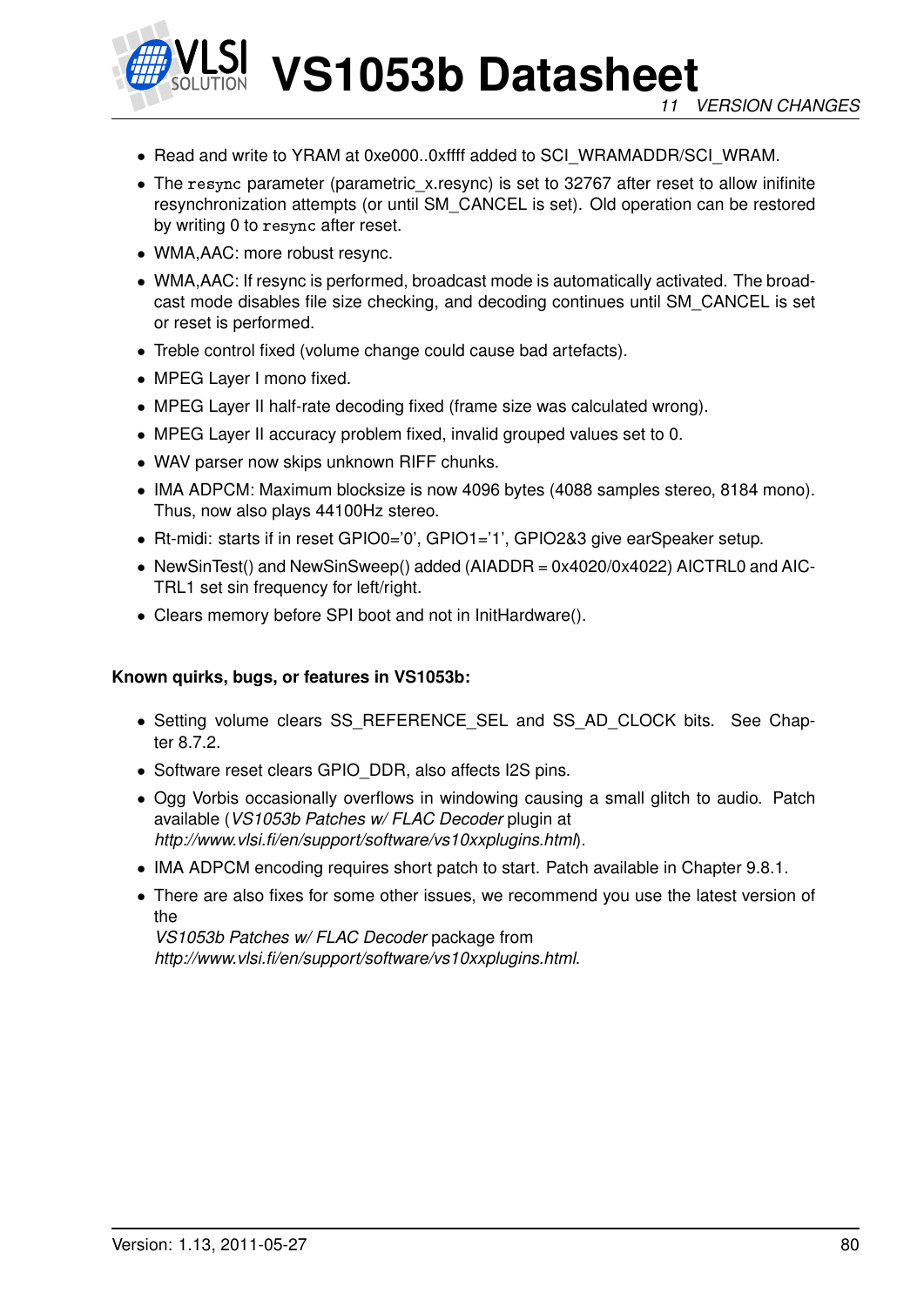- Read and write to YRAM at 0xe000..0xffff added to SCI_WRAMADDR/SCI_WRAM.
- The `resync` parameter (parametric_x.resync) is set to 32767 after reset to allow inifinite resynchronization attempts (or until SM_CANCEL is set). Old operation can be restored by writing 0 to `resync` after reset.
- WMA,AAC: more robust resync.
- WMA,AAC: If resync is performed, broadcast mode is automatically activated. The broadcast mode disables file size checking, and decoding continues until SM_CANCEL is set or reset is performed.
- Treble control fixed (volume change could cause bad artefacts).
- MPEG Layer I mono fixed.
- MPEG Layer II half-rate decoding fixed (frame size was calculated wrong).
- MPEG Layer II accuracy problem fixed, invalid grouped values set to 0.
- WAV parser now skips unknown RIFF chunks.
- IMA ADPCM: Maximum blocksize is now 4096 bytes (4088 samples stereo, 8184 mono). Thus, now also plays 44100Hz stereo.
- Rt-midi: starts if in reset GPIO0='0', GPIO1='1', GPIO2&3 give earSpeaker setup.
- NewSinTest() and NewSinSweep() added (AIADDR = 0x4020/0x4022) AICTRL0 and AICTRL1 set sin frequency for left/right.
- Clears memory before SPI boot and not in InitHardware().

**Known quirks, bugs, or features in VS1053b:**

- Setting volume clears SS_REFERENCE_SEL and SS_AD_CLOCK bits. See Chapter 8.7.2.
- Software reset clears GPIO_DDR, also affects I2S pins.
- Ogg Vorbis occasionally overflows in windowing causing a small glitch to audio. Patch available (*VS1053b Patches w/ FLAC Decoder* plugin at *http://www.vlsi.fi/en/support/software/vs10xxplugins.html*).
- IMA ADPCM encoding requires short patch to start. Patch available in Chapter 9.8.1.
- There are also fixes for some other issues, we recommend you use the latest version of the *VS1053b Patches w/ FLAC Decoder* package from *http://www.vlsi.fi/en/support/software/vs10xxplugins.html*.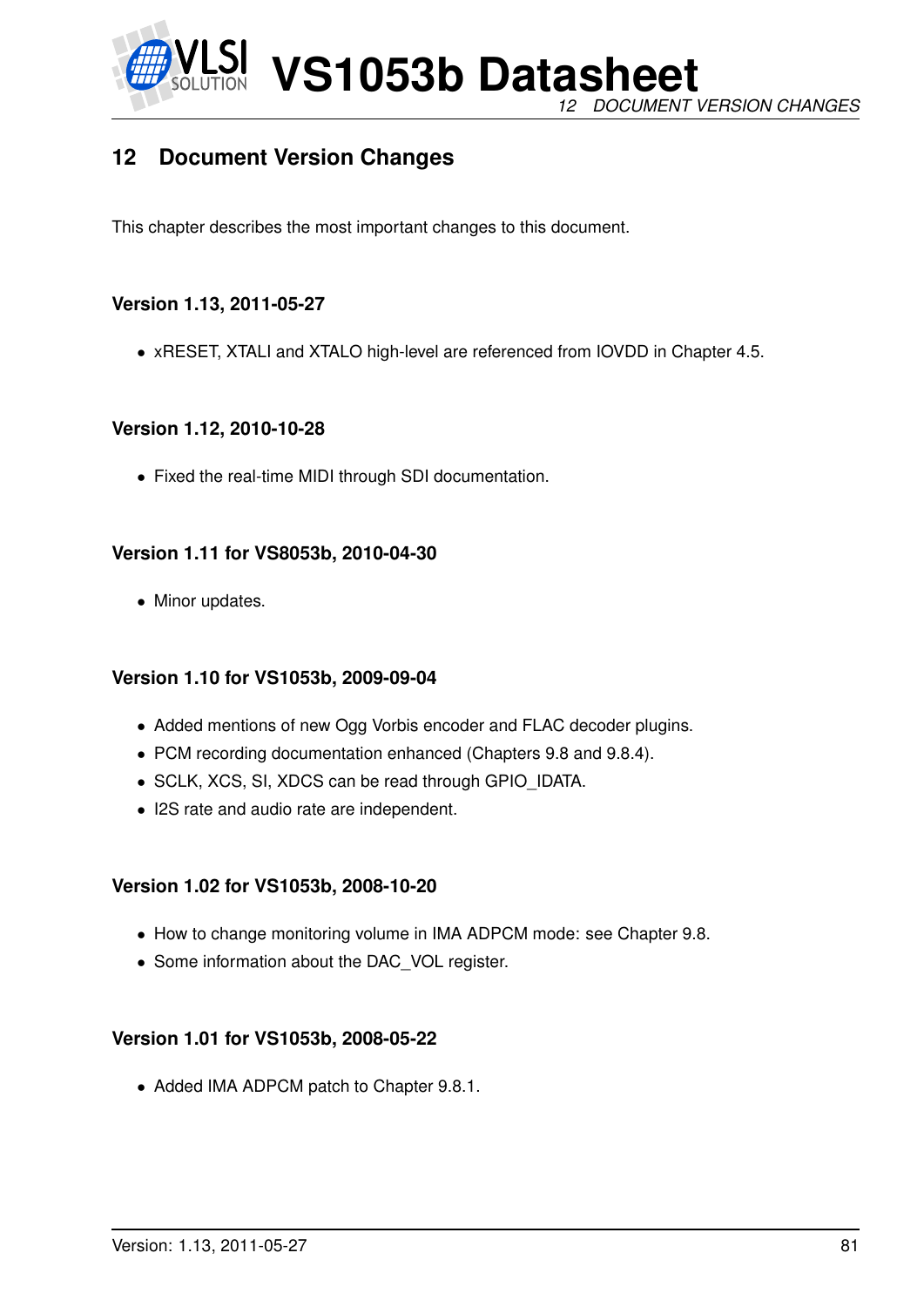## 12 Document Version Changes

This chapter describes the most important changes to this document.

**Version 1.13, 2011-05-27**

- xRESET, XTALI and XTALO high-level are referenced from IOVDD in Chapter 4.5.

**Version 1.12, 2010-10-28**

- Fixed the real-time MIDI through SDI documentation.

**Version 1.11 for VS8053b, 2010-04-30**

- Minor updates.

**Version 1.10 for VS1053b, 2009-09-04**

- Added mentions of new Ogg Vorbis encoder and FLAC decoder plugins.
- PCM recording documentation enhanced (Chapters 9.8 and 9.8.4).
- SCLK, XCS, SI, XDCS can be read through GPIO_IDATA.
- I2S rate and audio rate are independent.

**Version 1.02 for VS1053b, 2008-10-20**

- How to change monitoring volume in IMA ADPCM mode: see Chapter 9.8.
- Some information about the DAC_VOL register.

**Version 1.01 for VS1053b, 2008-05-22**

- Added IMA ADPCM patch to Chapter 9.8.1.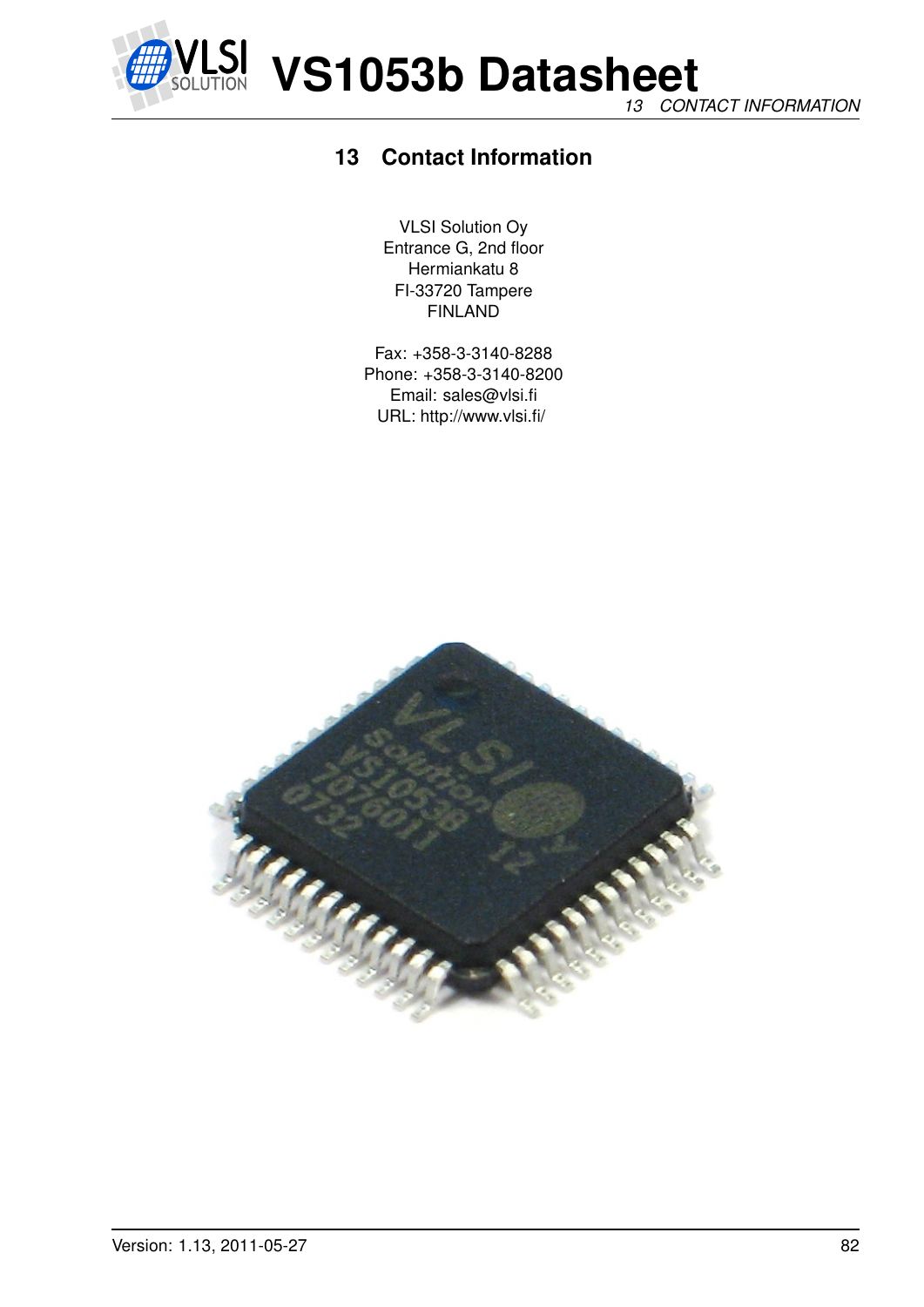## 13 Contact Information

VLSI Solution Oy
Entrance G, 2nd floor
Hermiankatu 8
FI-33720 Tampere
FINLAND

Fax: +358-3-3140-8288
Phone: +358-3-3140-8200
Email: sales@vlsi.fi
URL: http://www.vlsi.fi/